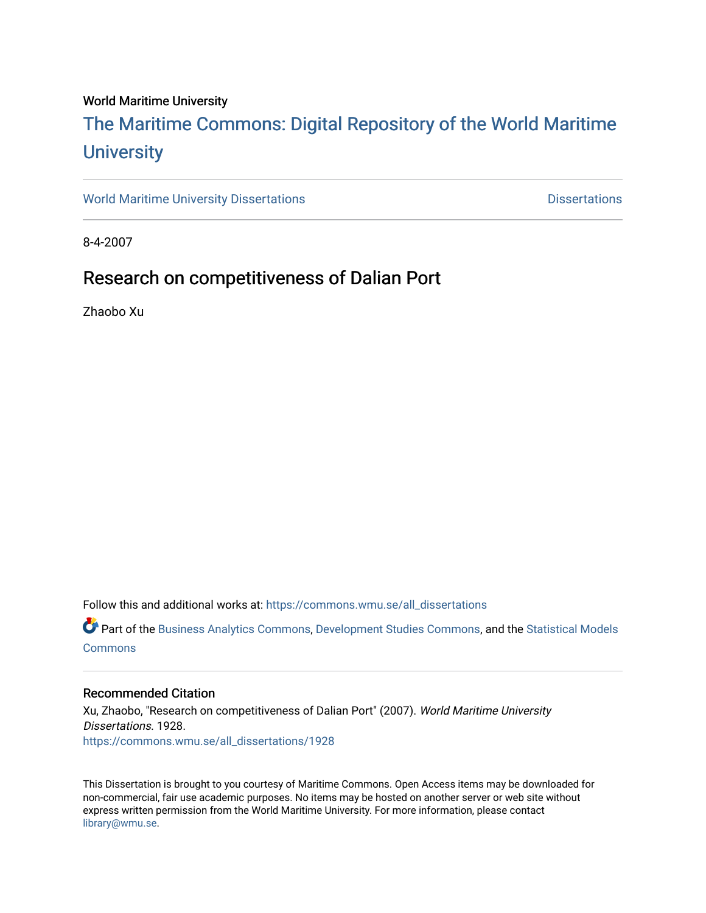World Maritime University

## The Maritime Commons: Digital Repository of the World Maritime University

World Maritime University Dissertations | Dissertations

8-4-2007

# Research on competitiveness of Dalian Port

Zhaobo Xu

Follow this and additional works at: https://commons.wmu.se/all_dissertations

Part of the Business Analytics Commons, Development Studies Commons, and the Statistical Models Commons

### Recommended Citation

Xu, Zhaobo, "Research on competitiveness of Dalian Port" (2007). *World Maritime University Dissertations*. 1928.
https://commons.wmu.se/all_dissertations/1928

This Dissertation is brought to you courtesy of Maritime Commons. Open Access items may be downloaded for non-commercial, fair use academic purposes. No items may be hosted on another server or web site without express written permission from the World Maritime University. For more information, please contact library@wmu.se.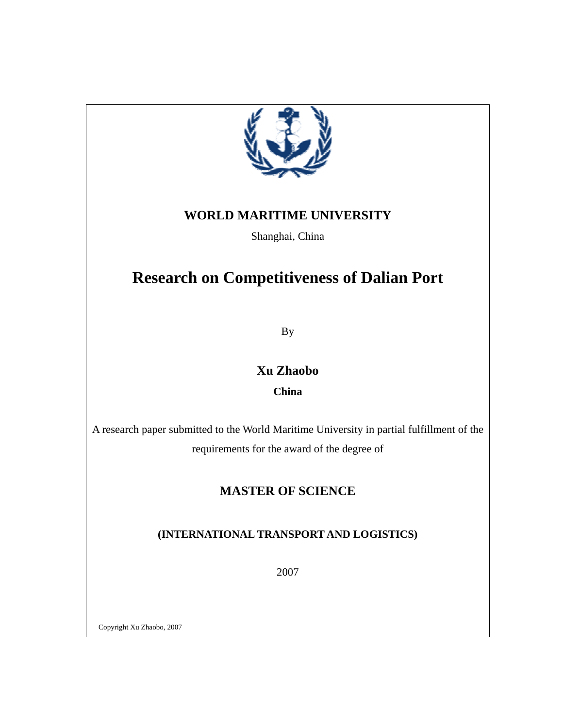**WORLD MARITIME UNIVERSITY**

Shanghai, China

# Research on Competitiveness of Dalian Port

By

**Xu Zhaobo**

**China**

A research paper submitted to the World Maritime University in partial fulfillment of the requirements for the award of the degree of

**MASTER OF SCIENCE**

**(INTERNATIONAL TRANSPORT AND LOGISTICS)**

2007

Copyright Xu Zhaobo, 2007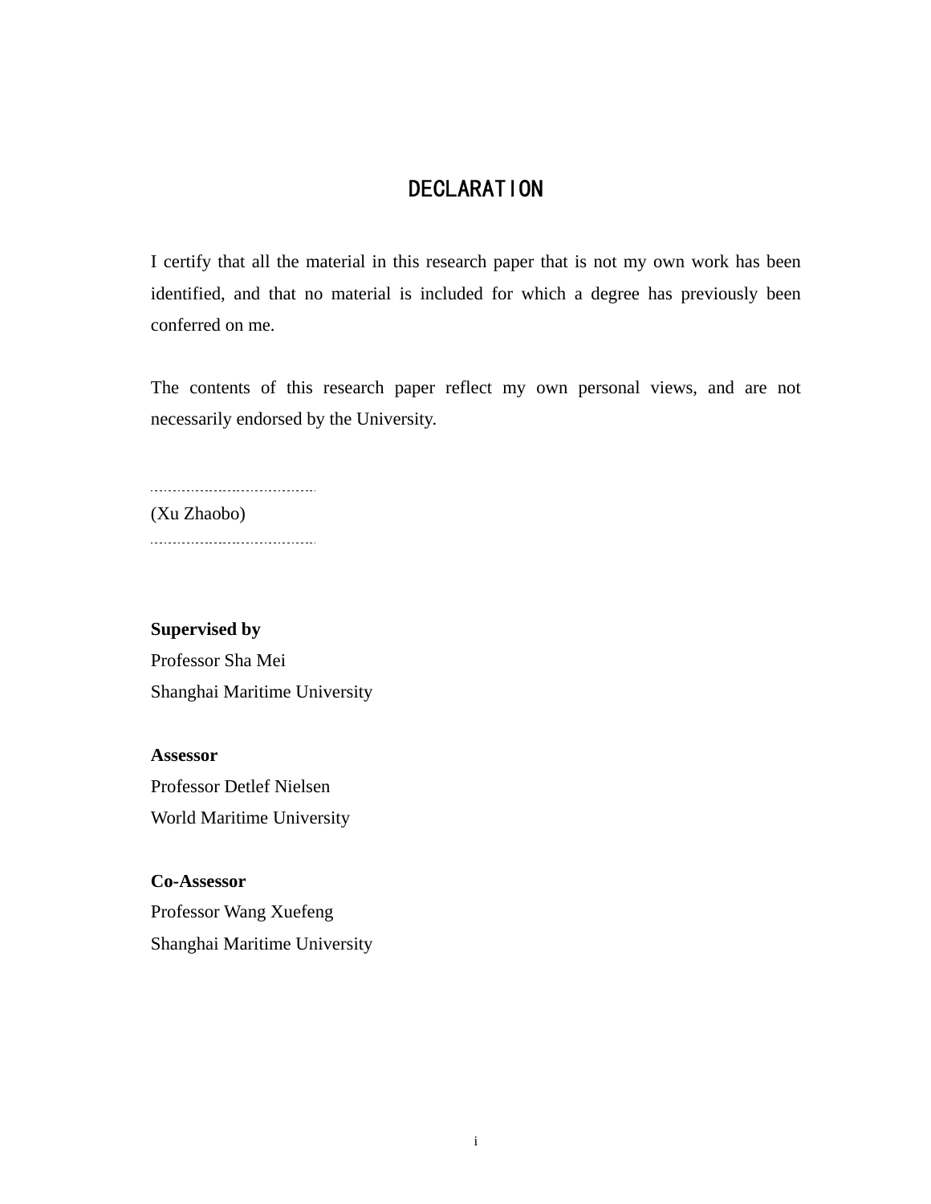# DECLARATION

I certify that all the material in this research paper that is not my own work has been identified, and that no material is included for which a degree has previously been conferred on me.

The contents of this research paper reflect my own personal views, and are not necessarily endorsed by the University.

(Xu Zhaobo)

**Supervised by**
Professor Sha Mei
Shanghai Maritime University

**Assessor**
Professor Detlef Nielsen
World Maritime University

**Co-Assessor**
Professor Wang Xuefeng
Shanghai Maritime University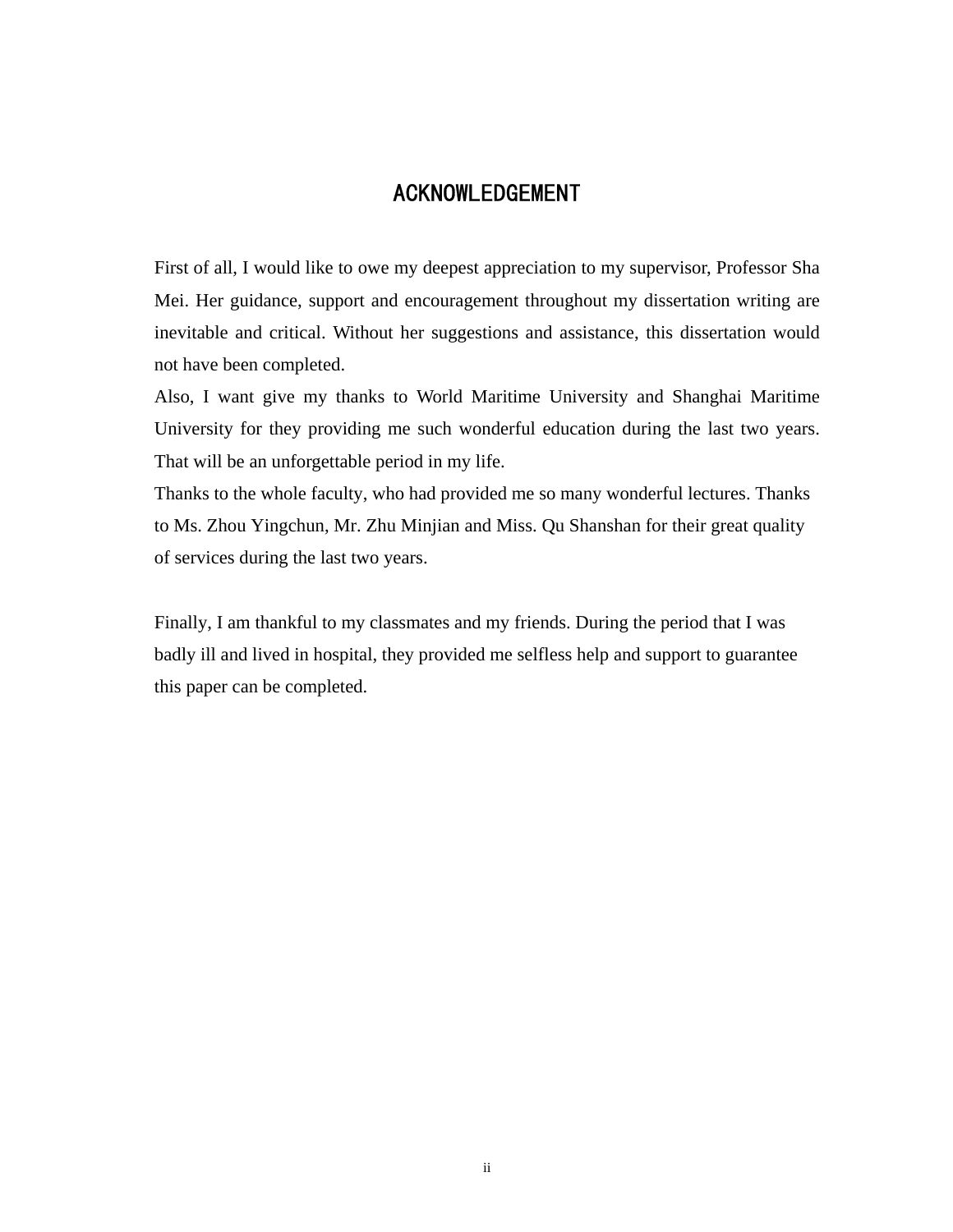# ACKNOWLEDGEMENT

First of all, I would like to owe my deepest appreciation to my supervisor, Professor Sha Mei. Her guidance, support and encouragement throughout my dissertation writing are inevitable and critical. Without her suggestions and assistance, this dissertation would not have been completed.

Also, I want give my thanks to World Maritime University and Shanghai Maritime University for they providing me such wonderful education during the last two years. That will be an unforgettable period in my life.

Thanks to the whole faculty, who had provided me so many wonderful lectures. Thanks to Ms. Zhou Yingchun, Mr. Zhu Minjian and Miss. Qu Shanshan for their great quality of services during the last two years.

Finally, I am thankful to my classmates and my friends. During the period that I was badly ill and lived in hospital, they provided me selfless help and support to guarantee this paper can be completed.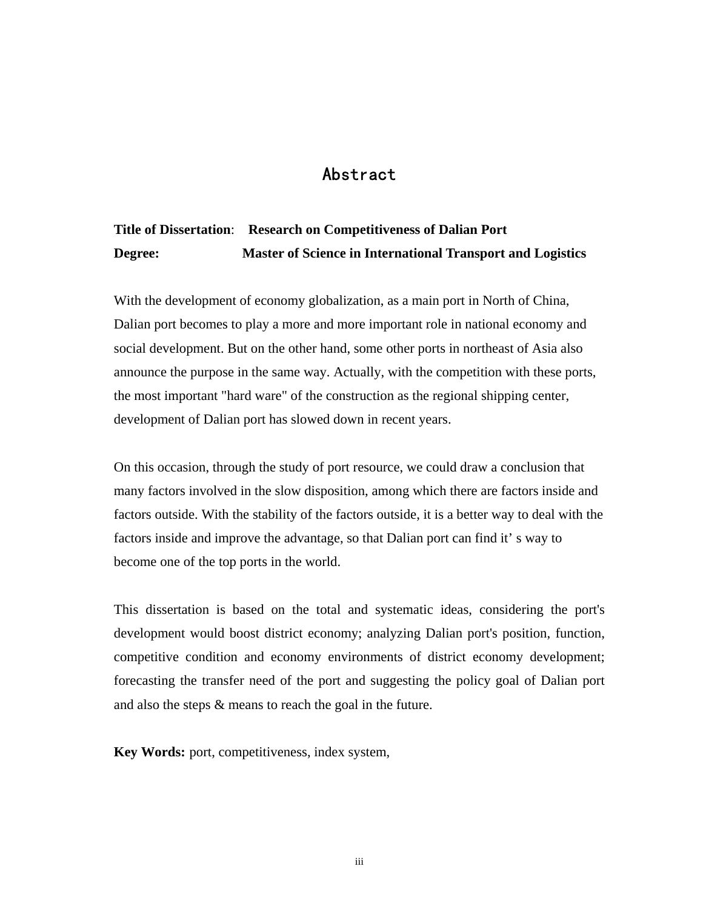# Abstract

**Title of Dissertation**: **Research on Competitiveness of Dalian Port**

**Degree:** **Master of Science in International Transport and Logistics**

With the development of economy globalization, as a main port in North of China, Dalian port becomes to play a more and more important role in national economy and social development. But on the other hand, some other ports in northeast of Asia also announce the purpose in the same way. Actually, with the competition with these ports, the most important "hard ware" of the construction as the regional shipping center, development of Dalian port has slowed down in recent years.

On this occasion, through the study of port resource, we could draw a conclusion that many factors involved in the slow disposition, among which there are factors inside and factors outside. With the stability of the factors outside, it is a better way to deal with the factors inside and improve the advantage, so that Dalian port can find it’ s way to become one of the top ports in the world.

This dissertation is based on the total and systematic ideas, considering the port's development would boost district economy; analyzing Dalian port's position, function, competitive condition and economy environments of district economy development; forecasting the transfer need of the port and suggesting the policy goal of Dalian port and also the steps & means to reach the goal in the future.

**Key Words:** port, competitiveness, index system,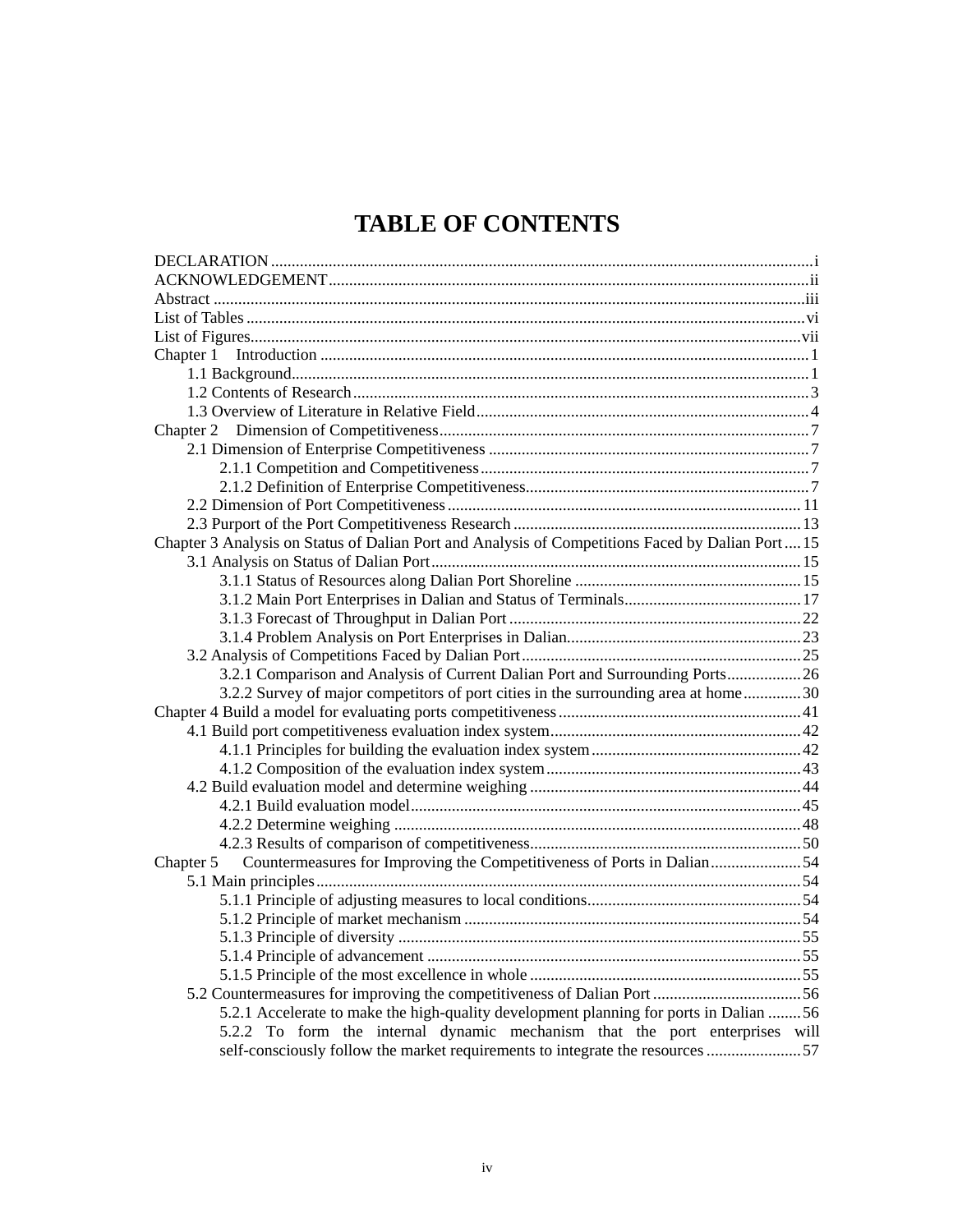# TABLE OF CONTENTS

DECLARATION .......... i
ACKNOWLEDGEMENT .......... ii
Abstract .......... iii
List of Tables .......... vi
List of Figures .......... vii
Chapter 1 Introduction .......... 1
- 1.1 Background .......... 1
- 1.2 Contents of Research .......... 3
- 1.3 Overview of Literature in Relative Field .......... 4

Chapter 2 Dimension of Competitiveness .......... 7
- 2.1 Dimension of Enterprise Competitiveness .......... 7
  - 2.1.1 Competition and Competitiveness .......... 7
  - 2.1.2 Definition of Enterprise Competitiveness .......... 7
- 2.2 Dimension of Port Competitiveness .......... 11
- 2.3 Purport of the Port Competitiveness Research .......... 13

Chapter 3 Analysis on Status of Dalian Port and Analysis of Competitions Faced by Dalian Port .......... 15
- 3.1 Analysis on Status of Dalian Port .......... 15
  - 3.1.1 Status of Resources along Dalian Port Shoreline .......... 15
  - 3.1.2 Main Port Enterprises in Dalian and Status of Terminals .......... 17
  - 3.1.3 Forecast of Throughput in Dalian Port .......... 22
  - 3.1.4 Problem Analysis on Port Enterprises in Dalian. .......... 23
- 3.2 Analysis of Competitions Faced by Dalian Port .......... 25
  - 3.2.1 Comparison and Analysis of Current Dalian Port and Surrounding Ports .......... 26
  - 3.2.2 Survey of major competitors of port cities in the surrounding area at home .......... 30

Chapter 4 Build a model for evaluating ports competitiveness .......... 41
- 4.1 Build port competitiveness evaluation index system .......... 42
  - 4.1.1 Principles for building the evaluation index system .......... 42
  - 4.1.2 Composition of the evaluation index system .......... 43
- 4.2 Build evaluation model and determine weighing .......... 44
  - 4.2.1 Build evaluation model .......... 45
  - 4.2.2 Determine weighing .......... 48
  - 4.2.3 Results of comparison of competitiveness .......... 50

Chapter 5 Countermeasures for Improving the Competitiveness of Ports in Dalian .......... 54
- 5.1 Main principles .......... 54
  - 5.1.1 Principle of adjusting measures to local conditions .......... 54
  - 5.1.2 Principle of market mechanism .......... 54
  - 5.1.3 Principle of diversity .......... 55
  - 5.1.4 Principle of advancement .......... 55
  - 5.1.5 Principle of the most excellence in whole .......... 55
- 5.2 Countermeasures for improving the competitiveness of Dalian Port .......... 56
  - 5.2.1 Accelerate to make the high-quality development planning for ports in Dalian .......... 56
  - 5.2.2 To form the internal dynamic mechanism that the port enterprises will self-consciously follow the market requirements to integrate the resources .......... 57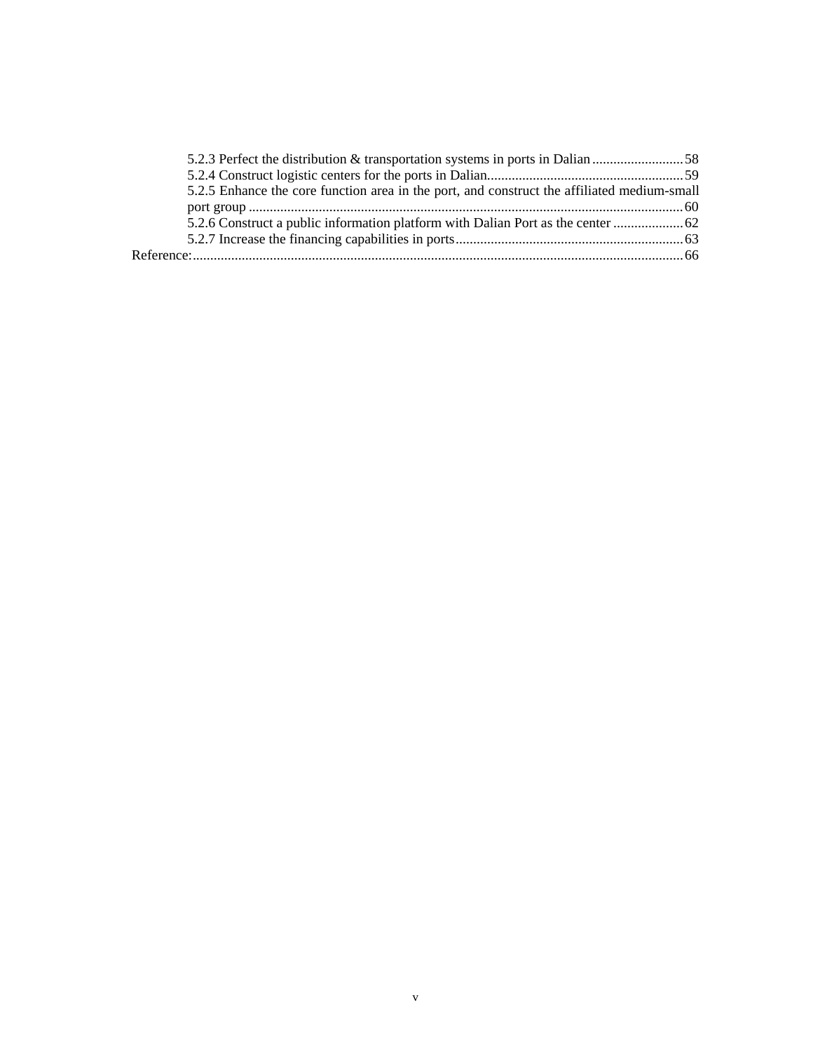5.2.3 Perfect the distribution & transportation systems in ports in Dalian ..........................58
5.2.4 Construct logistic centers for the ports in Dalian........................................................59
5.2.5 Enhance the core function area in the port, and construct the affiliated medium-small port group ...........................................................................................................................60
5.2.6 Construct a public information platform with Dalian Port as the center ....................62
5.2.7 Increase the financing capabilities in ports.................................................................63

Reference:...........................................................................................................................66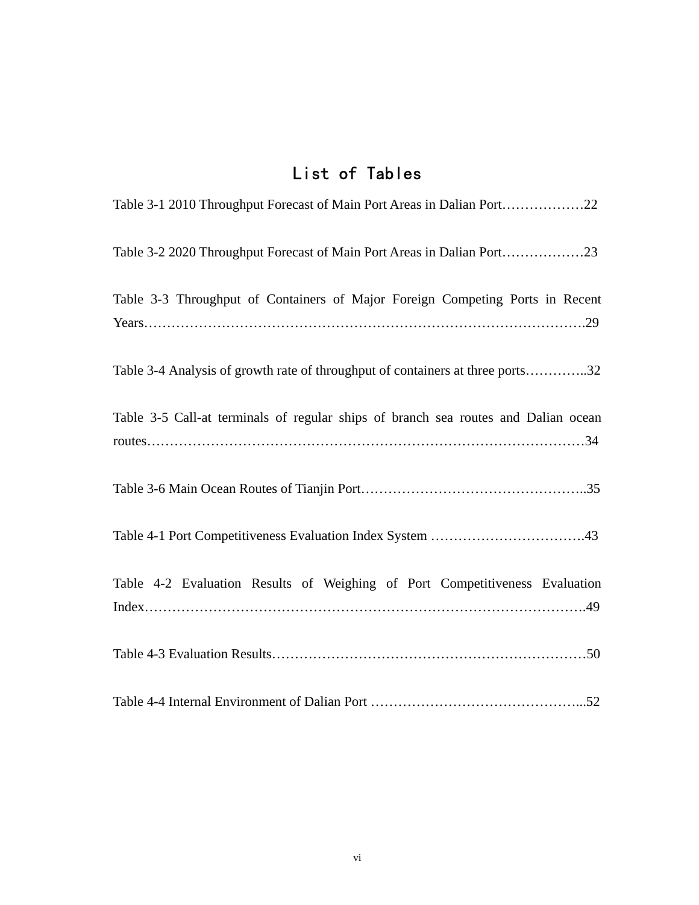# List of Tables

Table 3-1 2010 Throughput Forecast of Main Port Areas in Dalian Port………………22

Table 3-2 2020 Throughput Forecast of Main Port Areas in Dalian Port………………23

Table 3-3 Throughput of Containers of Major Foreign Competing Ports in Recent Years…………………………………………………………………………………….29

Table 3-4 Analysis of growth rate of throughput of containers at three ports…………..32

Table 3-5 Call-at terminals of regular ships of branch sea routes and Dalian ocean routes……………………………………………………………………………………34

Table 3-6 Main Ocean Routes of Tianjin Port…………………………………………..35

Table 4-1 Port Competitiveness Evaluation Index System …………………………….43

Table 4-2 Evaluation Results of Weighing of Port Competitiveness Evaluation Index…………………………………………………………………………………….49

Table 4-3 Evaluation Results……………………………………………………………50

Table 4-4 Internal Environment of Dalian Port ………………………………………...52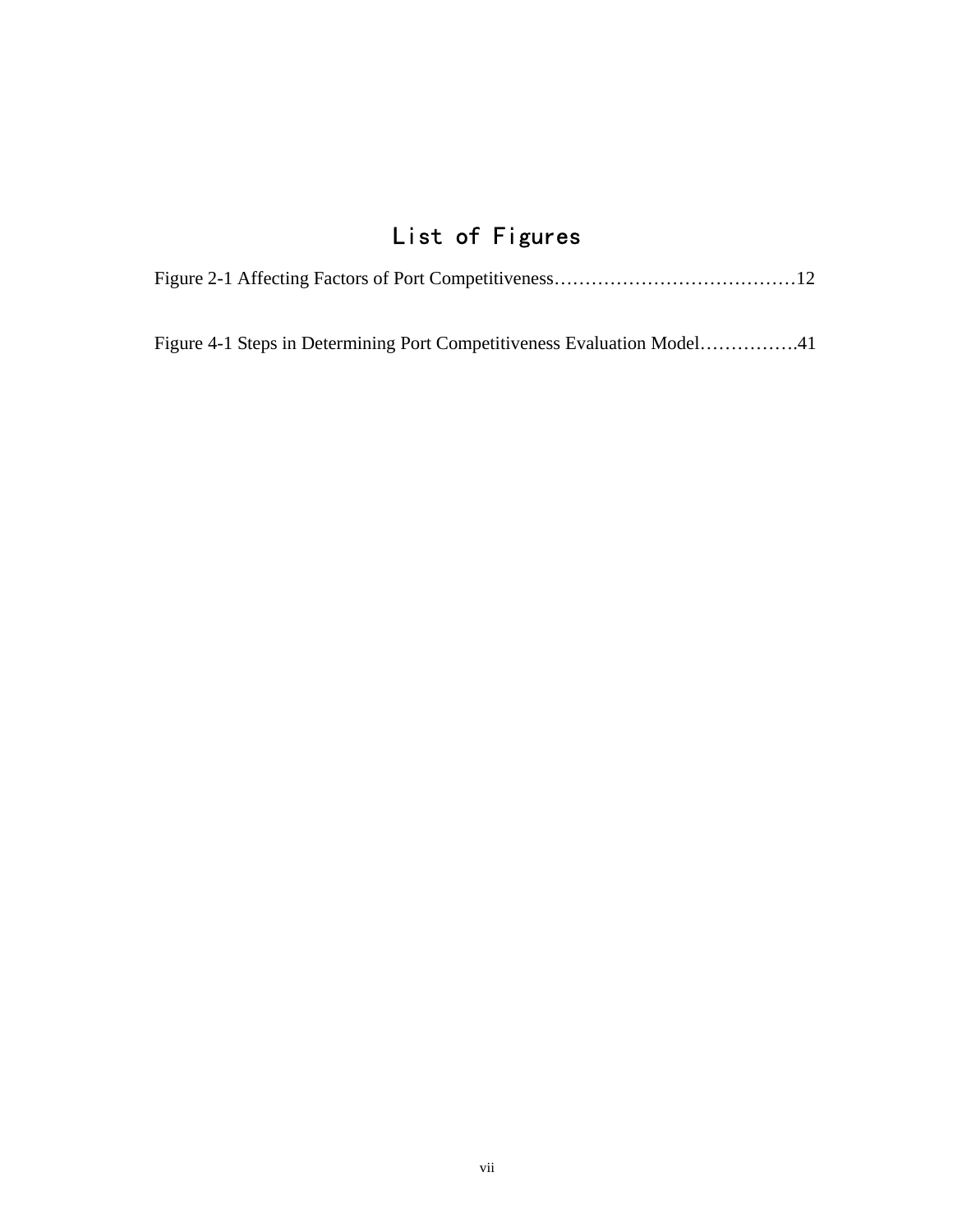# List of Figures

Figure 2-1 Affecting Factors of Port Competitiveness…………………………………12

Figure 4-1 Steps in Determining Port Competitiveness Evaluation Model…………….41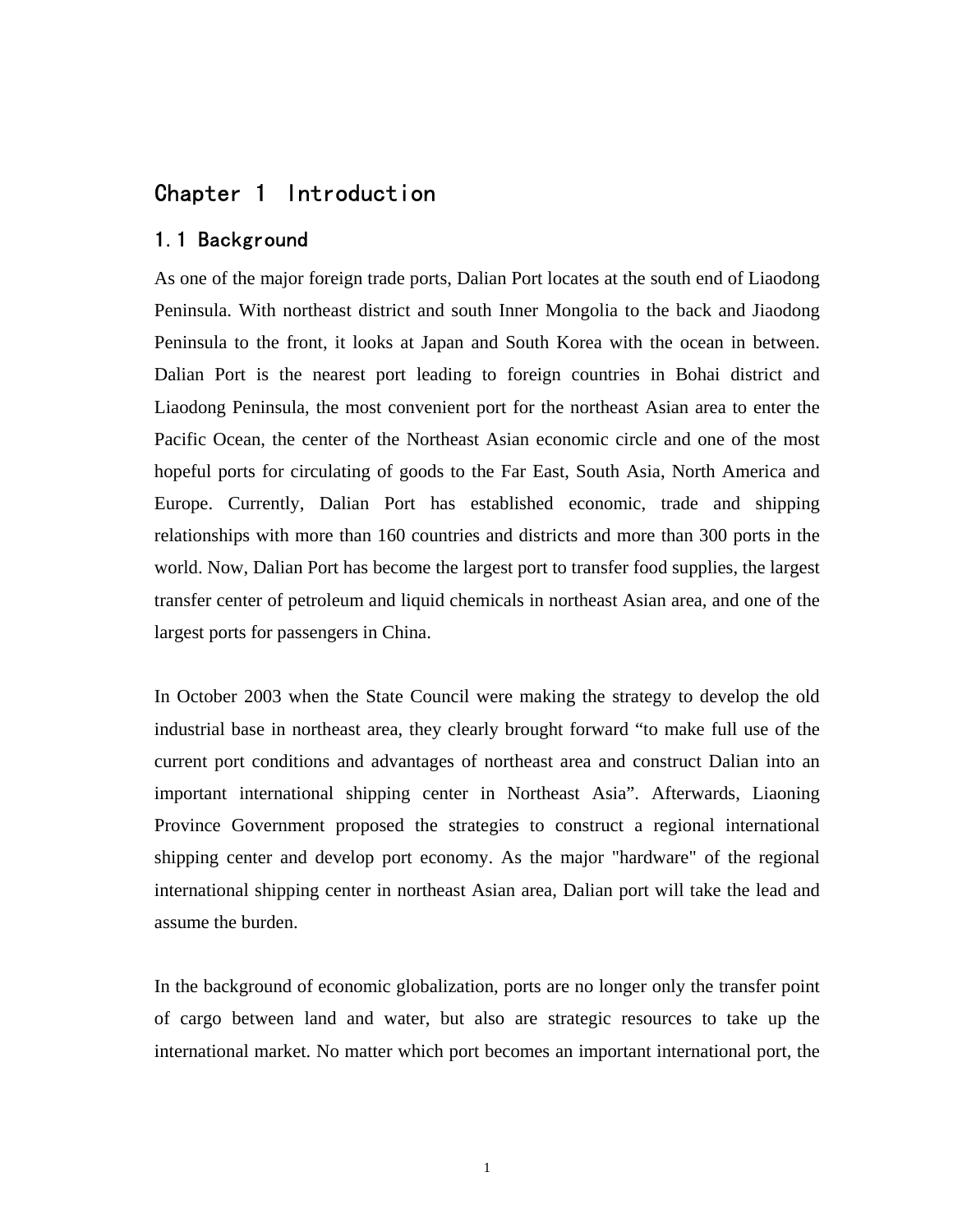# Chapter 1 Introduction

## 1.1 Background

As one of the major foreign trade ports, Dalian Port locates at the south end of Liaodong Peninsula. With northeast district and south Inner Mongolia to the back and Jiaodong Peninsula to the front, it looks at Japan and South Korea with the ocean in between. Dalian Port is the nearest port leading to foreign countries in Bohai district and Liaodong Peninsula, the most convenient port for the northeast Asian area to enter the Pacific Ocean, the center of the Northeast Asian economic circle and one of the most hopeful ports for circulating of goods to the Far East, South Asia, North America and Europe. Currently, Dalian Port has established economic, trade and shipping relationships with more than 160 countries and districts and more than 300 ports in the world. Now, Dalian Port has become the largest port to transfer food supplies, the largest transfer center of petroleum and liquid chemicals in northeast Asian area, and one of the largest ports for passengers in China.

In October 2003 when the State Council were making the strategy to develop the old industrial base in northeast area, they clearly brought forward "to make full use of the current port conditions and advantages of northeast area and construct Dalian into an important international shipping center in Northeast Asia". Afterwards, Liaoning Province Government proposed the strategies to construct a regional international shipping center and develop port economy. As the major "hardware" of the regional international shipping center in northeast Asian area, Dalian port will take the lead and assume the burden.

In the background of economic globalization, ports are no longer only the transfer point of cargo between land and water, but also are strategic resources to take up the international market. No matter which port becomes an important international port, the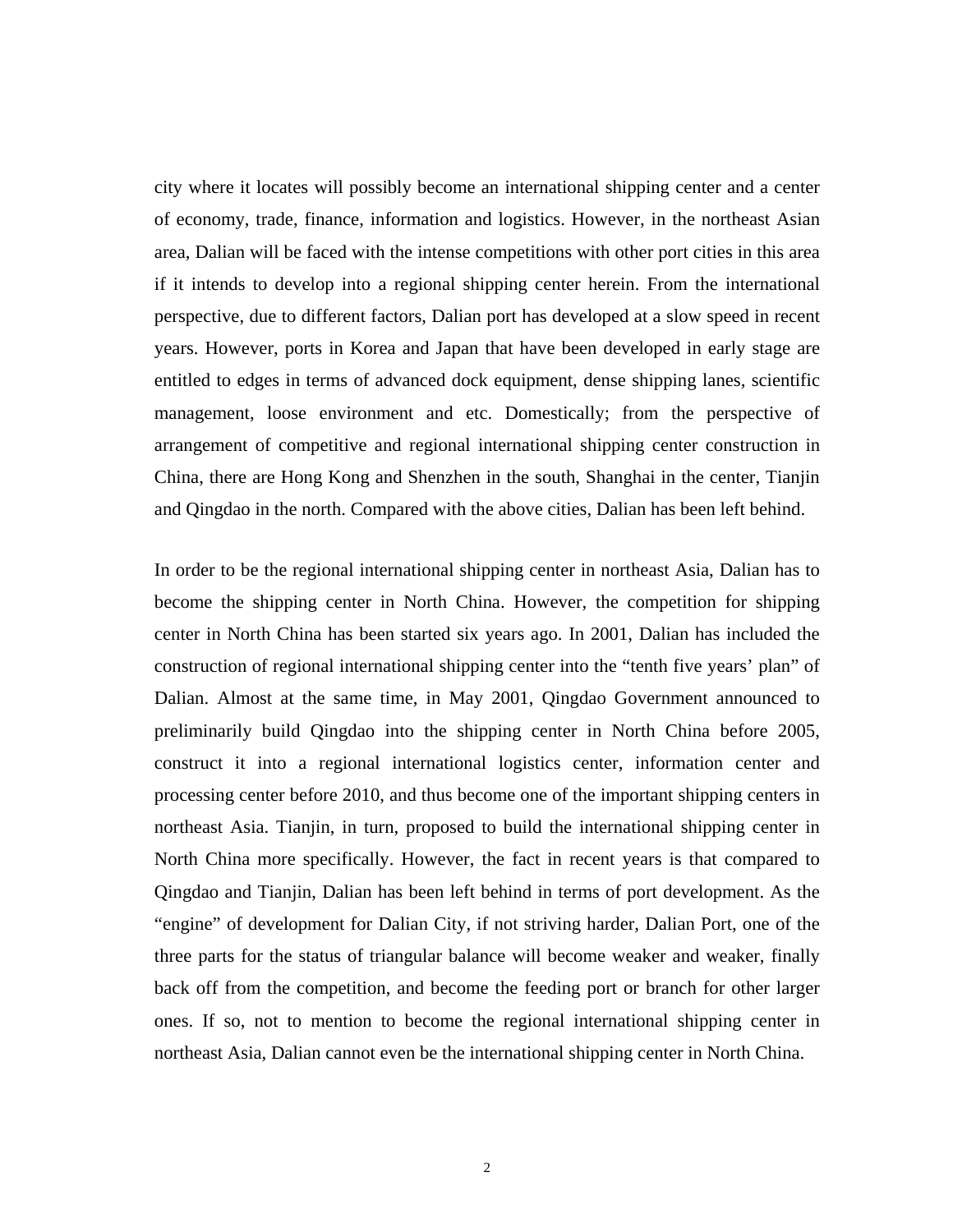city where it locates will possibly become an international shipping center and a center of economy, trade, finance, information and logistics. However, in the northeast Asian area, Dalian will be faced with the intense competitions with other port cities in this area if it intends to develop into a regional shipping center herein. From the international perspective, due to different factors, Dalian port has developed at a slow speed in recent years. However, ports in Korea and Japan that have been developed in early stage are entitled to edges in terms of advanced dock equipment, dense shipping lanes, scientific management, loose environment and etc. Domestically; from the perspective of arrangement of competitive and regional international shipping center construction in China, there are Hong Kong and Shenzhen in the south, Shanghai in the center, Tianjin and Qingdao in the north. Compared with the above cities, Dalian has been left behind.

In order to be the regional international shipping center in northeast Asia, Dalian has to become the shipping center in North China. However, the competition for shipping center in North China has been started six years ago. In 2001, Dalian has included the construction of regional international shipping center into the "tenth five years' plan" of Dalian. Almost at the same time, in May 2001, Qingdao Government announced to preliminarily build Qingdao into the shipping center in North China before 2005, construct it into a regional international logistics center, information center and processing center before 2010, and thus become one of the important shipping centers in northeast Asia. Tianjin, in turn, proposed to build the international shipping center in North China more specifically. However, the fact in recent years is that compared to Qingdao and Tianjin, Dalian has been left behind in terms of port development. As the "engine" of development for Dalian City, if not striving harder, Dalian Port, one of the three parts for the status of triangular balance will become weaker and weaker, finally back off from the competition, and become the feeding port or branch for other larger ones. If so, not to mention to become the regional international shipping center in northeast Asia, Dalian cannot even be the international shipping center in North China.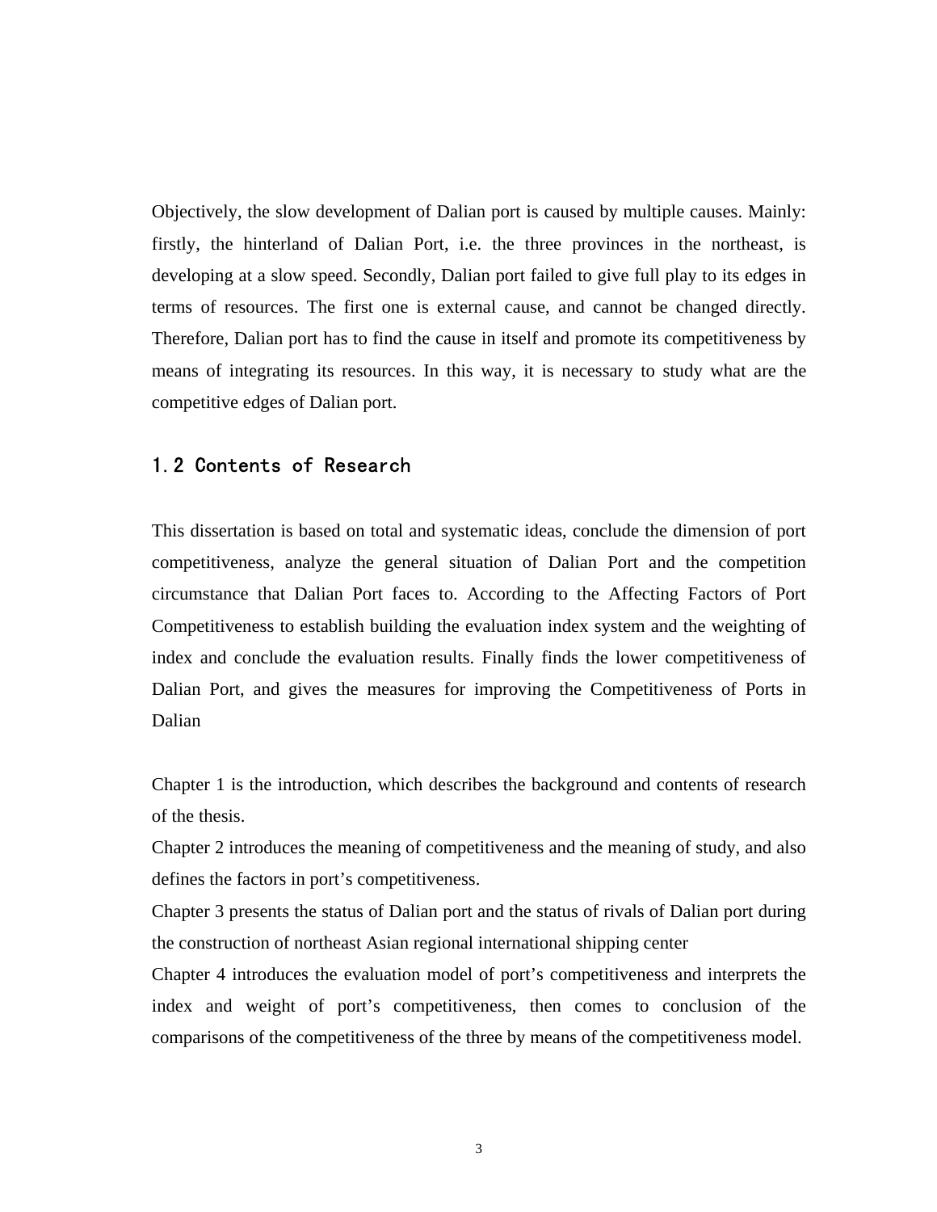Objectively, the slow development of Dalian port is caused by multiple causes. Mainly: firstly, the hinterland of Dalian Port, i.e. the three provinces in the northeast, is developing at a slow speed. Secondly, Dalian port failed to give full play to its edges in terms of resources. The first one is external cause, and cannot be changed directly. Therefore, Dalian port has to find the cause in itself and promote its competitiveness by means of integrating its resources. In this way, it is necessary to study what are the competitive edges of Dalian port.

## 1.2 Contents of Research

This dissertation is based on total and systematic ideas, conclude the dimension of port competitiveness, analyze the general situation of Dalian Port and the competition circumstance that Dalian Port faces to. According to the Affecting Factors of Port Competitiveness to establish building the evaluation index system and the weighting of index and conclude the evaluation results. Finally finds the lower competitiveness of Dalian Port, and gives the measures for improving the Competitiveness of Ports in Dalian

Chapter 1 is the introduction, which describes the background and contents of research of the thesis.
Chapter 2 introduces the meaning of competitiveness and the meaning of study, and also defines the factors in port's competitiveness.
Chapter 3 presents the status of Dalian port and the status of rivals of Dalian port during the construction of northeast Asian regional international shipping center
Chapter 4 introduces the evaluation model of port's competitiveness and interprets the index and weight of port's competitiveness, then comes to conclusion of the comparisons of the competitiveness of the three by means of the competitiveness model.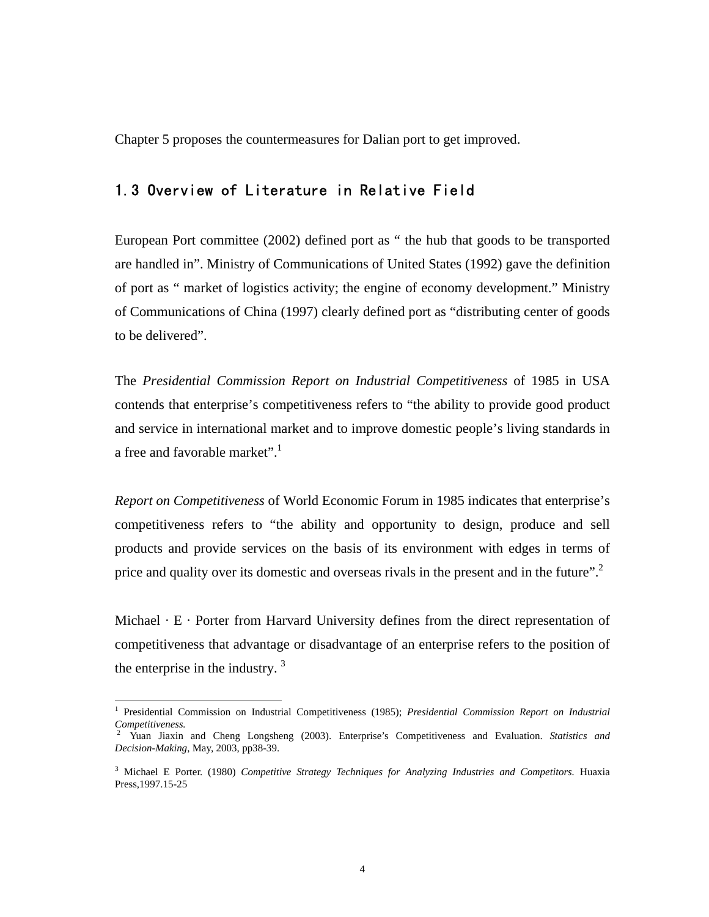Chapter 5 proposes the countermeasures for Dalian port to get improved.

## 1.3 Overview of Literature in Relative Field

European Port committee (2002) defined port as " the hub that goods to be transported are handled in". Ministry of Communications of United States (1992) gave the definition of port as " market of logistics activity; the engine of economy development." Ministry of Communications of China (1997) clearly defined port as "distributing center of goods to be delivered".

The *Presidential Commission Report on Industrial Competitiveness* of 1985 in USA contends that enterprise's competitiveness refers to "the ability to provide good product and service in international market and to improve domestic people's living standards in a free and favorable market".[1]

*Report on Competitiveness* of World Economic Forum in 1985 indicates that enterprise's competitiveness refers to "the ability and opportunity to design, produce and sell products and provide services on the basis of its environment with edges in terms of price and quality over its domestic and overseas rivals in the present and in the future".[2]

Michael · E · Porter from Harvard University defines from the direct representation of competitiveness that advantage or disadvantage of an enterprise refers to the position of the enterprise in the industry. [3]

---

[1] Presidential Commission on Industrial Competitiveness (1985); *Presidential Commission Report on Industrial Competitiveness.*

[2] Yuan Jiaxin and Cheng Longsheng (2003). Enterprise's Competitiveness and Evaluation. *Statistics and Decision-Making*, May, 2003, pp38-39.

[3] Michael E Porter. (1980) *Competitive Strategy Techniques for Analyzing Industries and Competitors.* Huaxia Press,1997.15-25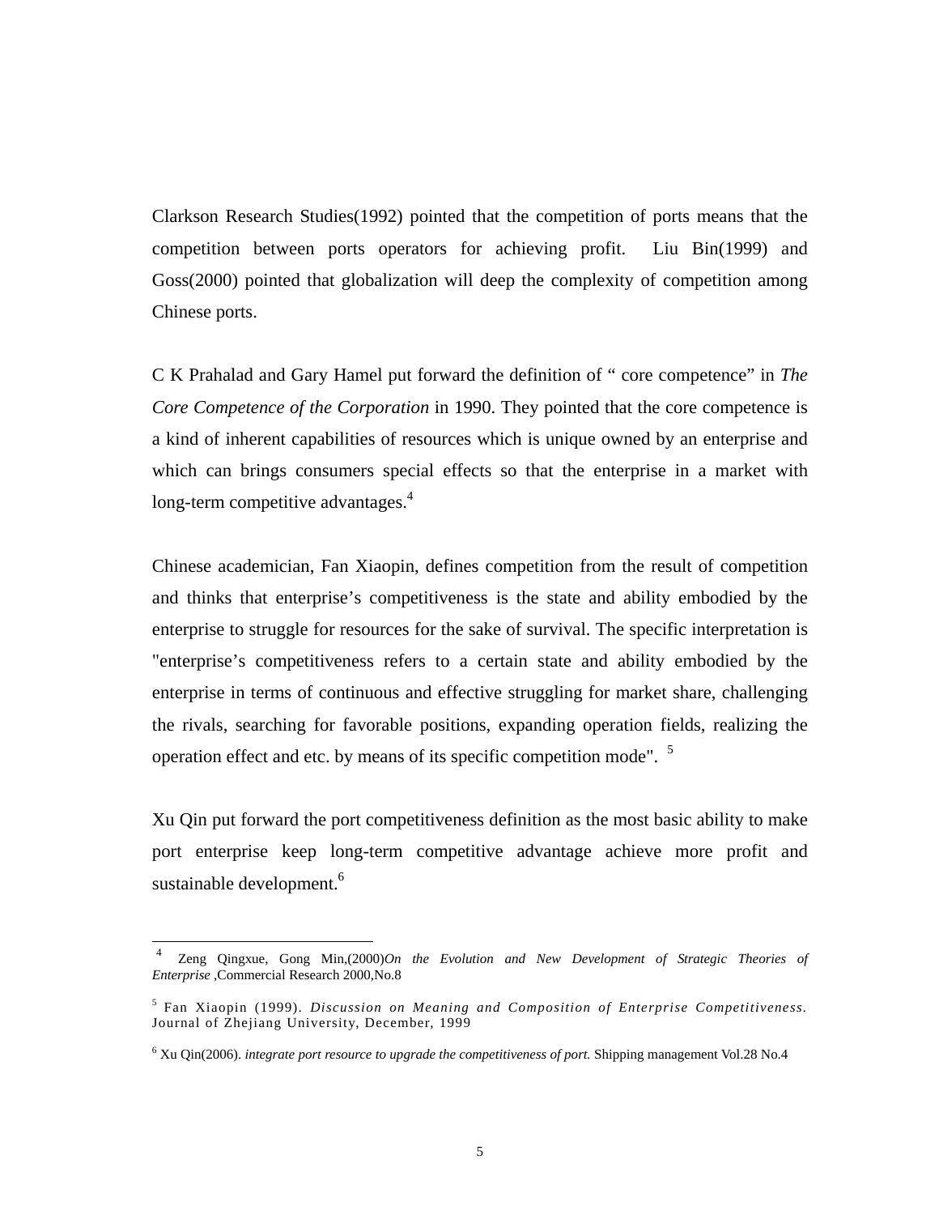Clarkson Research Studies(1992) pointed that the competition of ports means that the competition between ports operators for achieving profit. Liu Bin(1999) and Goss(2000) pointed that globalization will deep the complexity of competition among Chinese ports.

C K Prahalad and Gary Hamel put forward the definition of " core competence" in *The Core Competence of the Corporation* in 1990. They pointed that the core competence is a kind of inherent capabilities of resources which is unique owned by an enterprise and which can brings consumers special effects so that the enterprise in a market with long-term competitive advantages.[4]

Chinese academician, Fan Xiaopin, defines competition from the result of competition and thinks that enterprise's competitiveness is the state and ability embodied by the enterprise to struggle for resources for the sake of survival. The specific interpretation is "enterprise's competitiveness refers to a certain state and ability embodied by the enterprise in terms of continuous and effective struggling for market share, challenging the rivals, searching for favorable positions, expanding operation fields, realizing the operation effect and etc. by means of its specific competition mode". [5]

Xu Qin put forward the port competitiveness definition as the most basic ability to make port enterprise keep long-term competitive advantage achieve more profit and sustainable development.[6]

---

[4] Zeng Qingxue, Gong Min,(2000)*On the Evolution and New Development of Strategic Theories of Enterprise* ,Commercial Research 2000,No.8

[5] Fan Xiaopin (1999). *Discussion on Meaning and Composition of Enterprise Competitiveness.* Journal of Zhejiang University, December, 1999

[6] Xu Qin(2006). *integrate port resource to upgrade the competitiveness of port.* Shipping management Vol.28 No.4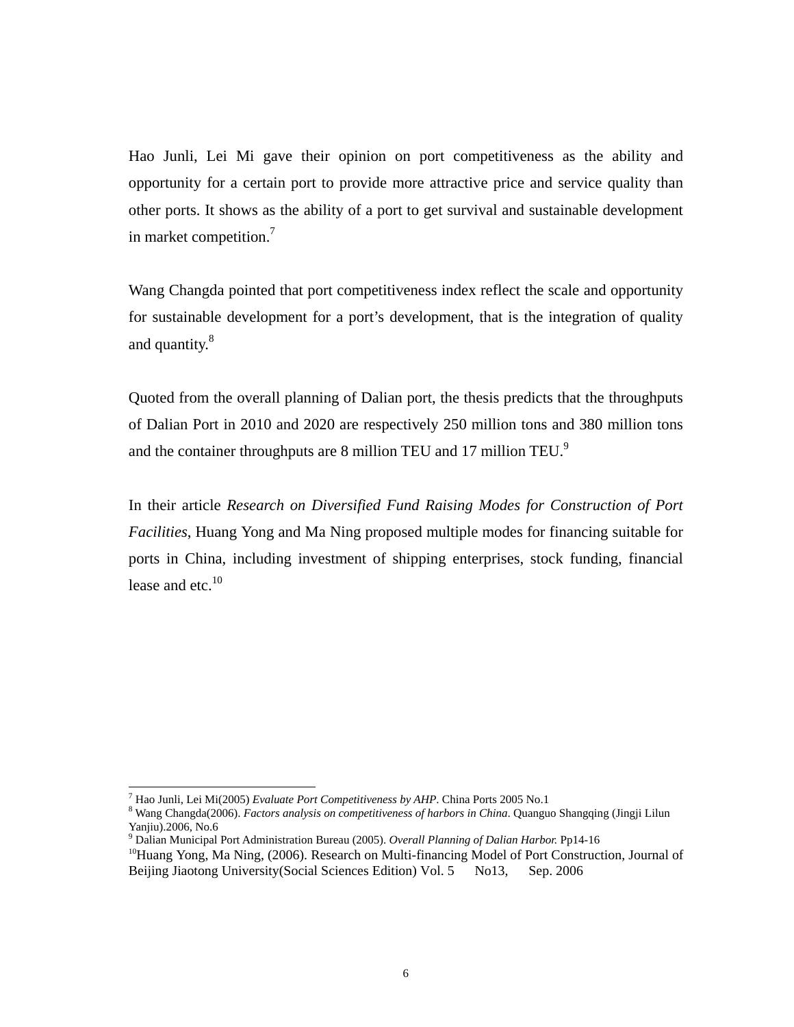Hao Junli, Lei Mi gave their opinion on port competitiveness as the ability and opportunity for a certain port to provide more attractive price and service quality than other ports. It shows as the ability of a port to get survival and sustainable development in market competition.[7]

Wang Changda pointed that port competitiveness index reflect the scale and opportunity for sustainable development for a port's development, that is the integration of quality and quantity.[8]

Quoted from the overall planning of Dalian port, the thesis predicts that the throughputs of Dalian Port in 2010 and 2020 are respectively 250 million tons and 380 million tons and the container throughputs are 8 million TEU and 17 million TEU.[9]

In their article *Research on Diversified Fund Raising Modes for Construction of Port Facilities*, Huang Yong and Ma Ning proposed multiple modes for financing suitable for ports in China, including investment of shipping enterprises, stock funding, financial lease and etc.[10]

---

[7] Hao Junli, Lei Mi(2005) *Evaluate Port Competitiveness by AHP*. China Ports 2005 No.1

[8] Wang Changda(2006). *Factors analysis on competitiveness of harbors in China*. Quanguo Shangqing (Jingji Lilun Yanjiu).2006, No.6

[9] Dalian Municipal Port Administration Bureau (2005). *Overall Planning of Dalian Harbor.* Pp14-16

[10] Huang Yong, Ma Ning, (2006). Research on Multi-financing Model of Port Construction, Journal of Beijing Jiaotong University(Social Sciences Edition) Vol. 5 No13, Sep. 2006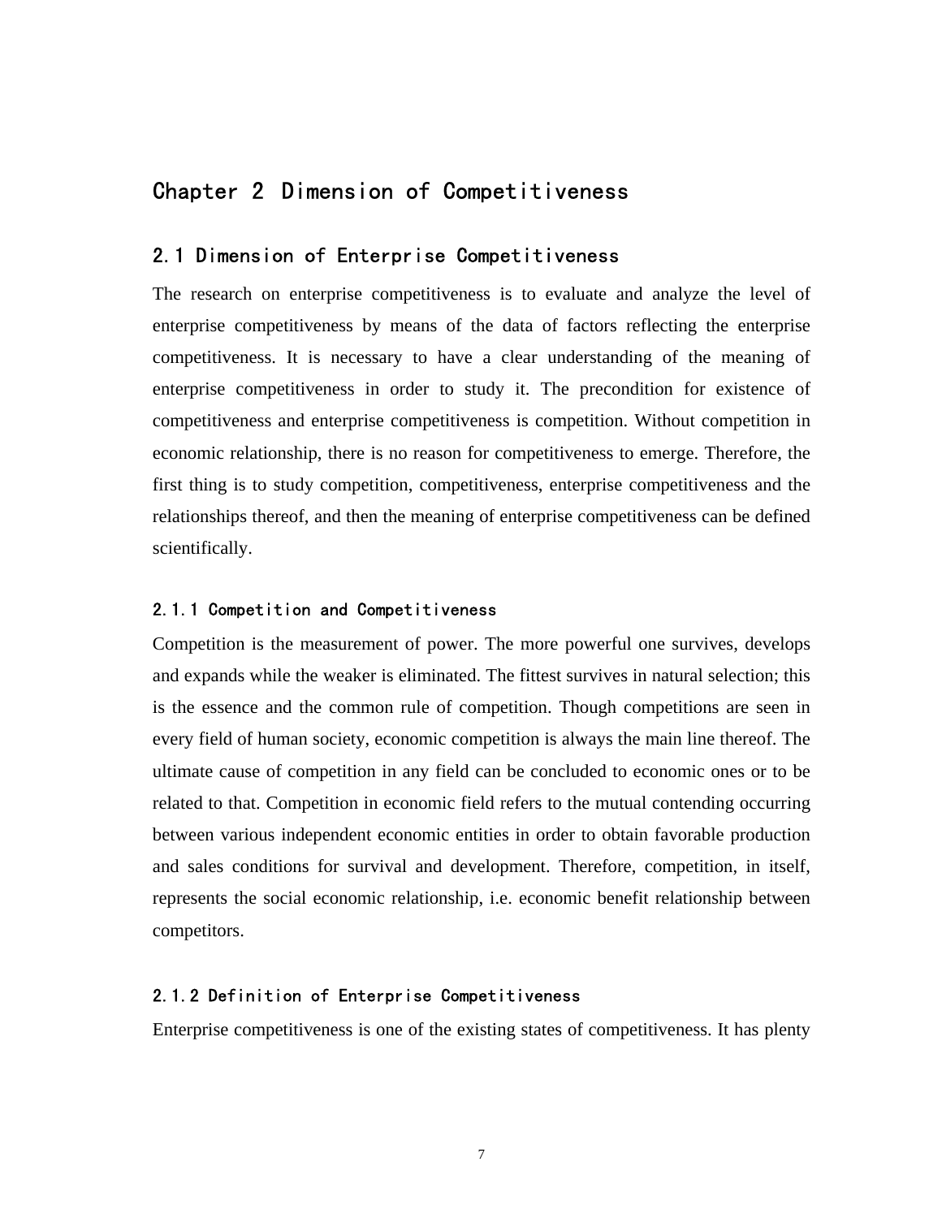# Chapter 2 Dimension of Competitiveness

## 2.1 Dimension of Enterprise Competitiveness

The research on enterprise competitiveness is to evaluate and analyze the level of enterprise competitiveness by means of the data of factors reflecting the enterprise competitiveness. It is necessary to have a clear understanding of the meaning of enterprise competitiveness in order to study it. The precondition for existence of competitiveness and enterprise competitiveness is competition. Without competition in economic relationship, there is no reason for competitiveness to emerge. Therefore, the first thing is to study competition, competitiveness, enterprise competitiveness and the relationships thereof, and then the meaning of enterprise competitiveness can be defined scientifically.

### 2.1.1 Competition and Competitiveness

Competition is the measurement of power. The more powerful one survives, develops and expands while the weaker is eliminated. The fittest survives in natural selection; this is the essence and the common rule of competition. Though competitions are seen in every field of human society, economic competition is always the main line thereof. The ultimate cause of competition in any field can be concluded to economic ones or to be related to that. Competition in economic field refers to the mutual contending occurring between various independent economic entities in order to obtain favorable production and sales conditions for survival and development. Therefore, competition, in itself, represents the social economic relationship, i.e. economic benefit relationship between competitors.

### 2.1.2 Definition of Enterprise Competitiveness

Enterprise competitiveness is one of the existing states of competitiveness. It has plenty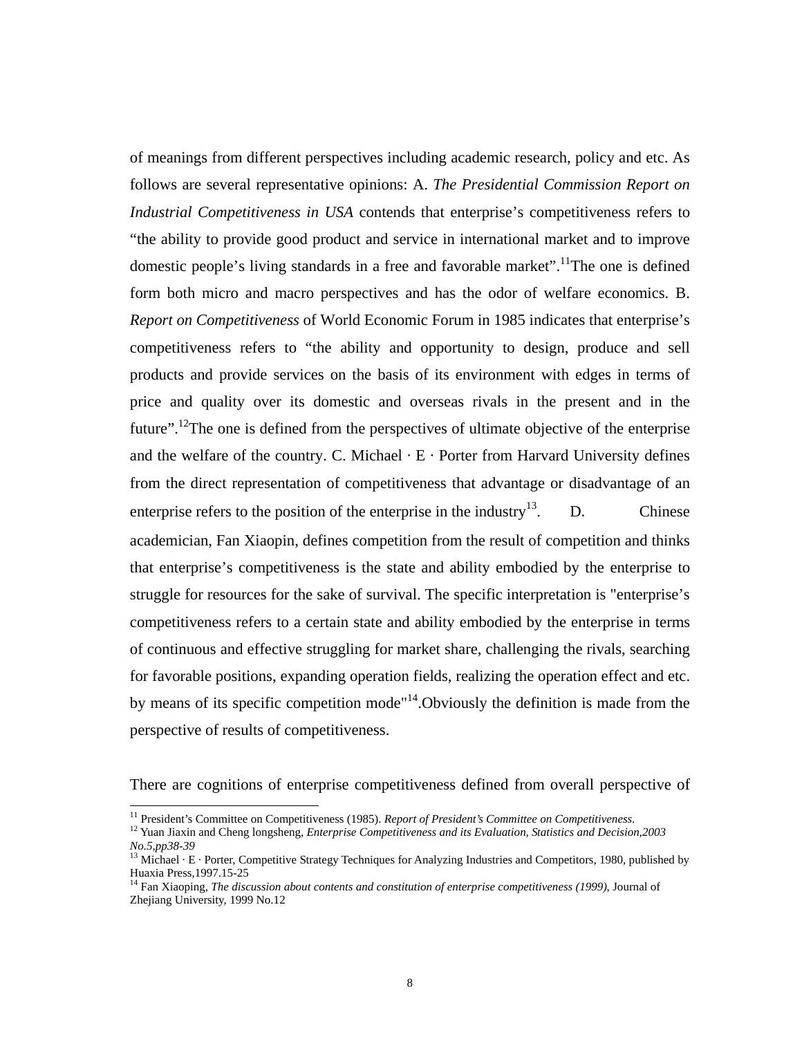of meanings from different perspectives including academic research, policy and etc. As follows are several representative opinions: A. *The Presidential Commission Report on Industrial Competitiveness in USA* contends that enterprise's competitiveness refers to "the ability to provide good product and service in international market and to improve domestic people's living standards in a free and favorable market".[11]The one is defined form both micro and macro perspectives and has the odor of welfare economics. B. *Report on Competitiveness* of World Economic Forum in 1985 indicates that enterprise's competitiveness refers to "the ability and opportunity to design, produce and sell products and provide services on the basis of its environment with edges in terms of price and quality over its domestic and overseas rivals in the present and in the future".[12]The one is defined from the perspectives of ultimate objective of the enterprise and the welfare of the country. C. Michael · E · Porter from Harvard University defines from the direct representation of competitiveness that advantage or disadvantage of an enterprise refers to the position of the enterprise in the industry[13]. D. Chinese academician, Fan Xiaopin, defines competition from the result of competition and thinks that enterprise's competitiveness is the state and ability embodied by the enterprise to struggle for resources for the sake of survival. The specific interpretation is "enterprise's competitiveness refers to a certain state and ability embodied by the enterprise in terms of continuous and effective struggling for market share, challenging the rivals, searching for favorable positions, expanding operation fields, realizing the operation effect and etc. by means of its specific competition mode"[14].Obviously the definition is made from the perspective of results of competitiveness.

There are cognitions of enterprise competitiveness defined from overall perspective of

---

[11] President's Committee on Competitiveness (1985). *Report of President's Committee on Competitiveness.*

[12] Yuan Jiaxin and Cheng longsheng, *Enterprise Competitiveness and its Evaluation, Statistics and Decision,2003 No.5,pp38-39*

[13] Michael · E · Porter, Competitive Strategy Techniques for Analyzing Industries and Competitors, 1980, published by Huaxia Press,1997.15-25

[14] Fan Xiaoping, *The discussion about contents and constitution of enterprise competitiveness (1999)*, Journal of Zhejiang University, 1999 No.12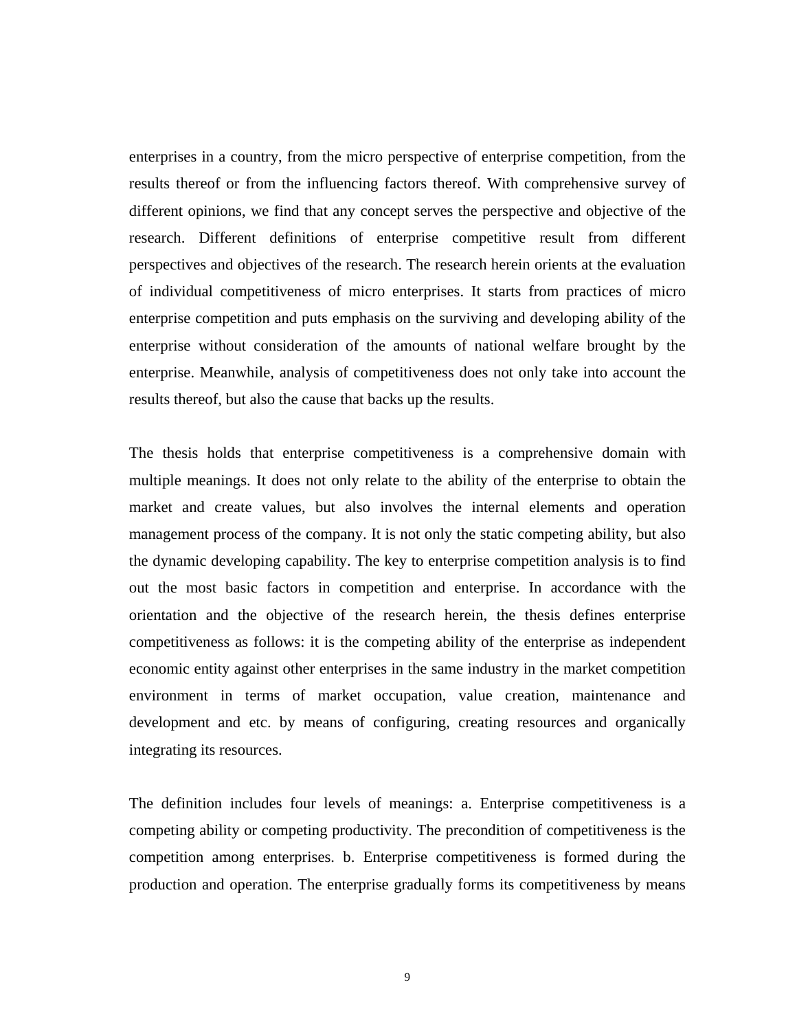enterprises in a country, from the micro perspective of enterprise competition, from the results thereof or from the influencing factors thereof. With comprehensive survey of different opinions, we find that any concept serves the perspective and objective of the research. Different definitions of enterprise competitive result from different perspectives and objectives of the research. The research herein orients at the evaluation of individual competitiveness of micro enterprises. It starts from practices of micro enterprise competition and puts emphasis on the surviving and developing ability of the enterprise without consideration of the amounts of national welfare brought by the enterprise. Meanwhile, analysis of competitiveness does not only take into account the results thereof, but also the cause that backs up the results.

The thesis holds that enterprise competitiveness is a comprehensive domain with multiple meanings. It does not only relate to the ability of the enterprise to obtain the market and create values, but also involves the internal elements and operation management process of the company. It is not only the static competing ability, but also the dynamic developing capability. The key to enterprise competition analysis is to find out the most basic factors in competition and enterprise. In accordance with the orientation and the objective of the research herein, the thesis defines enterprise competitiveness as follows: it is the competing ability of the enterprise as independent economic entity against other enterprises in the same industry in the market competition environment in terms of market occupation, value creation, maintenance and development and etc. by means of configuring, creating resources and organically integrating its resources.

The definition includes four levels of meanings: a. Enterprise competitiveness is a competing ability or competing productivity. The precondition of competitiveness is the competition among enterprises. b. Enterprise competitiveness is formed during the production and operation. The enterprise gradually forms its competitiveness by means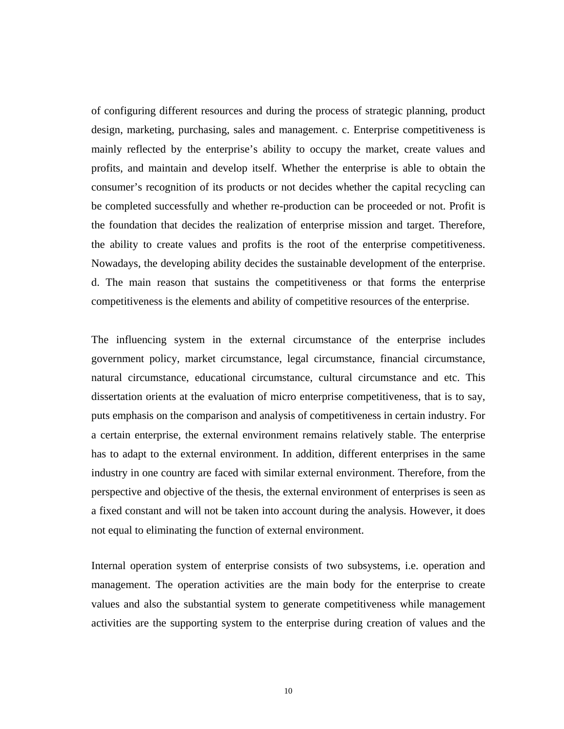of configuring different resources and during the process of strategic planning, product design, marketing, purchasing, sales and management. c. Enterprise competitiveness is mainly reflected by the enterprise's ability to occupy the market, create values and profits, and maintain and develop itself. Whether the enterprise is able to obtain the consumer's recognition of its products or not decides whether the capital recycling can be completed successfully and whether re-production can be proceeded or not. Profit is the foundation that decides the realization of enterprise mission and target. Therefore, the ability to create values and profits is the root of the enterprise competitiveness. Nowadays, the developing ability decides the sustainable development of the enterprise. d. The main reason that sustains the competitiveness or that forms the enterprise competitiveness is the elements and ability of competitive resources of the enterprise.

The influencing system in the external circumstance of the enterprise includes government policy, market circumstance, legal circumstance, financial circumstance, natural circumstance, educational circumstance, cultural circumstance and etc. This dissertation orients at the evaluation of micro enterprise competitiveness, that is to say, puts emphasis on the comparison and analysis of competitiveness in certain industry. For a certain enterprise, the external environment remains relatively stable. The enterprise has to adapt to the external environment. In addition, different enterprises in the same industry in one country are faced with similar external environment. Therefore, from the perspective and objective of the thesis, the external environment of enterprises is seen as a fixed constant and will not be taken into account during the analysis. However, it does not equal to eliminating the function of external environment.

Internal operation system of enterprise consists of two subsystems, i.e. operation and management. The operation activities are the main body for the enterprise to create values and also the substantial system to generate competitiveness while management activities are the supporting system to the enterprise during creation of values and the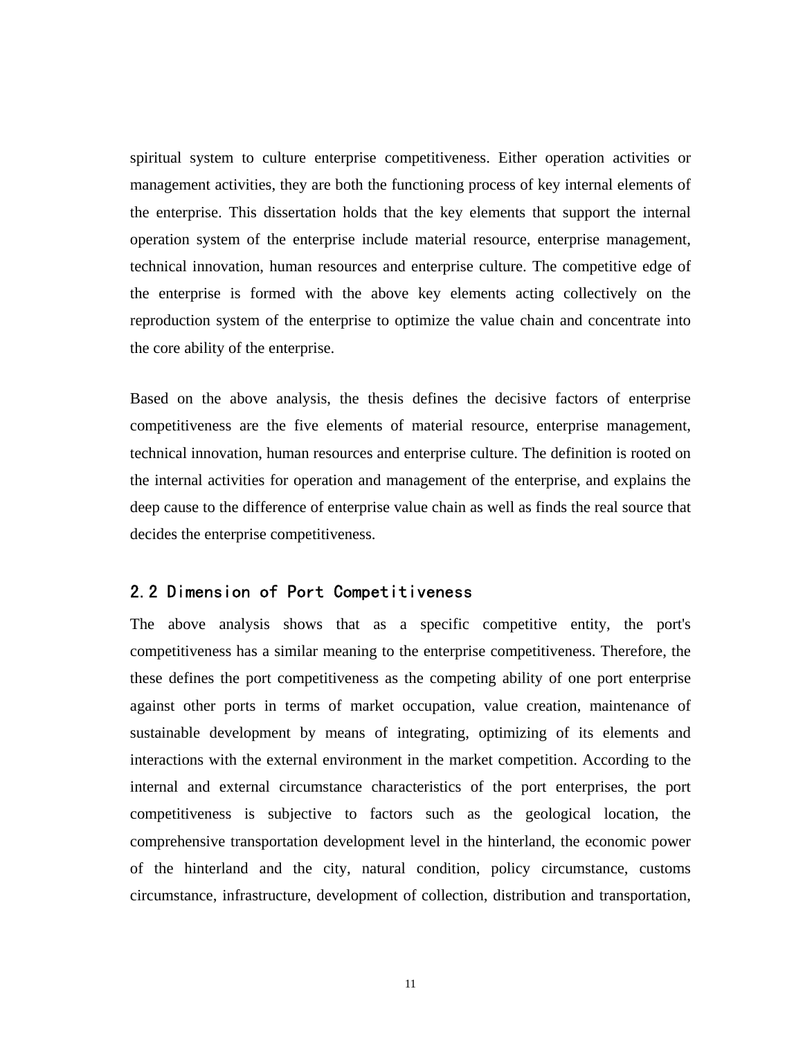spiritual system to culture enterprise competitiveness. Either operation activities or management activities, they are both the functioning process of key internal elements of the enterprise. This dissertation holds that the key elements that support the internal operation system of the enterprise include material resource, enterprise management, technical innovation, human resources and enterprise culture. The competitive edge of the enterprise is formed with the above key elements acting collectively on the reproduction system of the enterprise to optimize the value chain and concentrate into the core ability of the enterprise.

Based on the above analysis, the thesis defines the decisive factors of enterprise competitiveness are the five elements of material resource, enterprise management, technical innovation, human resources and enterprise culture. The definition is rooted on the internal activities for operation and management of the enterprise, and explains the deep cause to the difference of enterprise value chain as well as finds the real source that decides the enterprise competitiveness.

## 2.2 Dimension of Port Competitiveness

The above analysis shows that as a specific competitive entity, the port's competitiveness has a similar meaning to the enterprise competitiveness. Therefore, the these defines the port competitiveness as the competing ability of one port enterprise against other ports in terms of market occupation, value creation, maintenance of sustainable development by means of integrating, optimizing of its elements and interactions with the external environment in the market competition. According to the internal and external circumstance characteristics of the port enterprises, the port competitiveness is subjective to factors such as the geological location, the comprehensive transportation development level in the hinterland, the economic power of the hinterland and the city, natural condition, policy circumstance, customs circumstance, infrastructure, development of collection, distribution and transportation,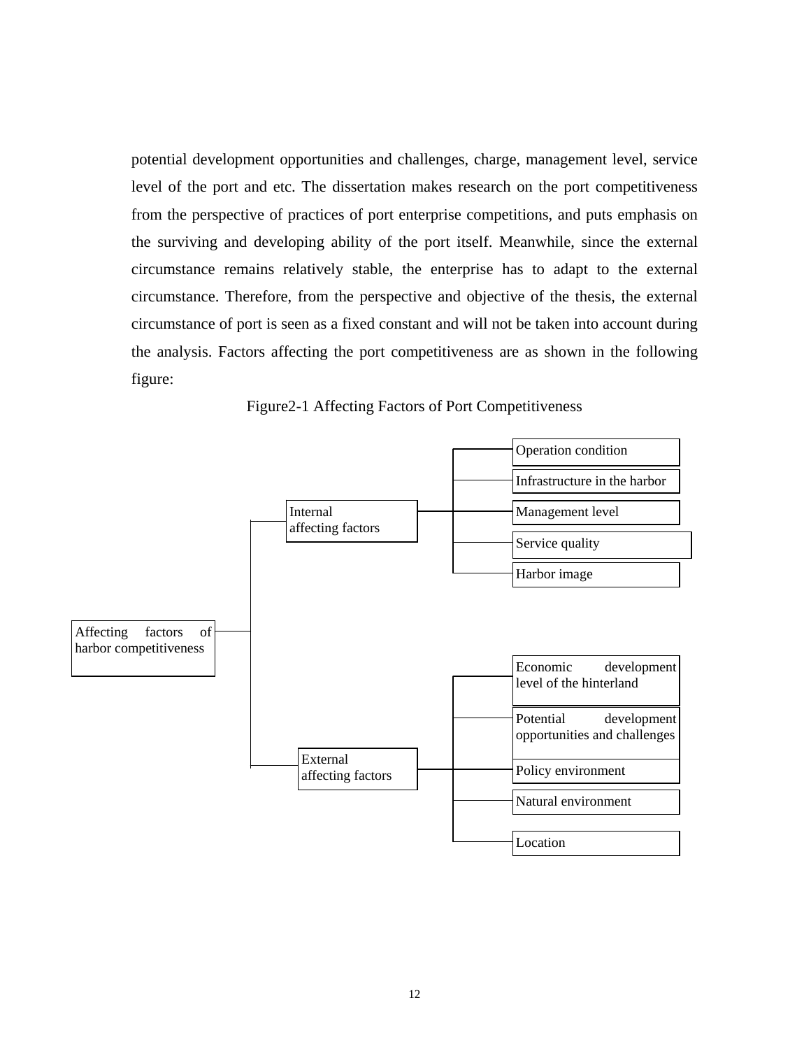potential development opportunities and challenges, charge, management level, service level of the port and etc. The dissertation makes research on the port competitiveness from the perspective of practices of port enterprise competitions, and puts emphasis on the surviving and developing ability of the port itself. Meanwhile, since the external circumstance remains relatively stable, the enterprise has to adapt to the external circumstance. Therefore, from the perspective and objective of the thesis, the external circumstance of port is seen as a fixed constant and will not be taken into account during the analysis. Factors affecting the port competitiveness are as shown in the following figure:

Figure2-1 Affecting Factors of Port Competitiveness

- Affecting factors of harbor competitiveness
  - Internal affecting factors
    - Operation condition
    - Infrastructure in the harbor
    - Management level
    - Service quality
    - Harbor image
  - External affecting factors
    - Economic development level of the hinterland
    - Potential development opportunities and challenges
    - Policy environment
    - Natural environment
    - Location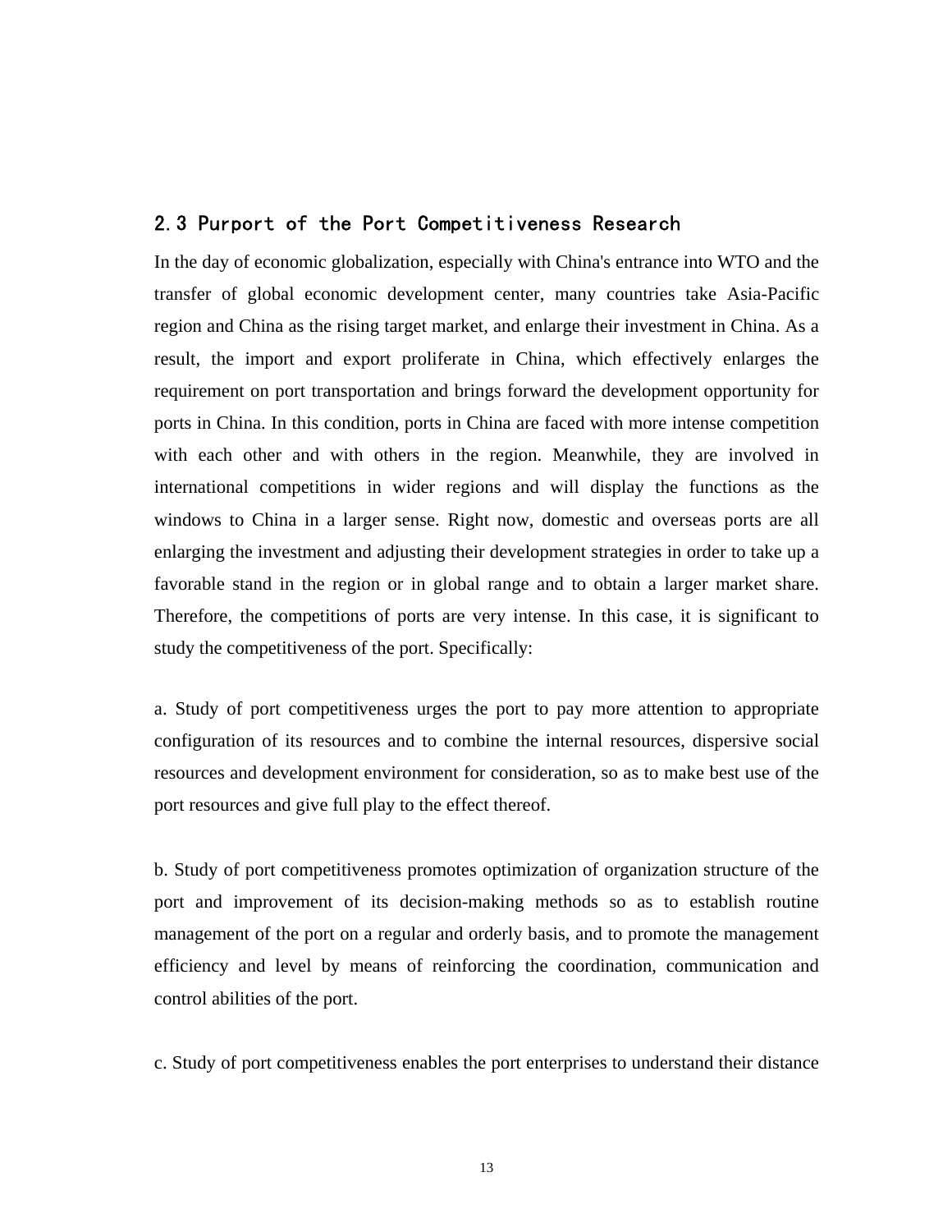## 2.3 Purport of the Port Competitiveness Research

In the day of economic globalization, especially with China's entrance into WTO and the transfer of global economic development center, many countries take Asia-Pacific region and China as the rising target market, and enlarge their investment in China. As a result, the import and export proliferate in China, which effectively enlarges the requirement on port transportation and brings forward the development opportunity for ports in China. In this condition, ports in China are faced with more intense competition with each other and with others in the region. Meanwhile, they are involved in international competitions in wider regions and will display the functions as the windows to China in a larger sense. Right now, domestic and overseas ports are all enlarging the investment and adjusting their development strategies in order to take up a favorable stand in the region or in global range and to obtain a larger market share. Therefore, the competitions of ports are very intense. In this case, it is significant to study the competitiveness of the port. Specifically:

a. Study of port competitiveness urges the port to pay more attention to appropriate configuration of its resources and to combine the internal resources, dispersive social resources and development environment for consideration, so as to make best use of the port resources and give full play to the effect thereof.

b. Study of port competitiveness promotes optimization of organization structure of the port and improvement of its decision-making methods so as to establish routine management of the port on a regular and orderly basis, and to promote the management efficiency and level by means of reinforcing the coordination, communication and control abilities of the port.

c. Study of port competitiveness enables the port enterprises to understand their distance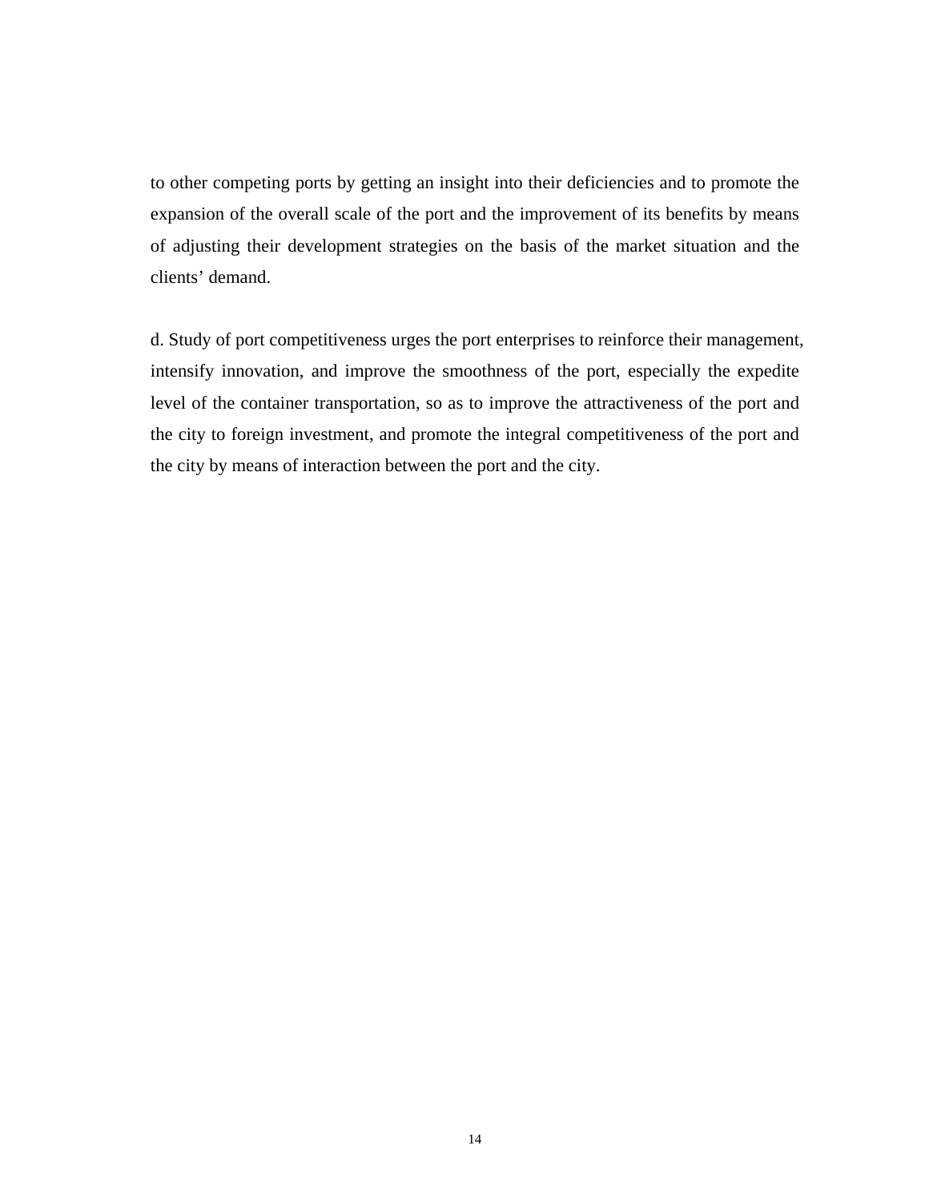to other competing ports by getting an insight into their deficiencies and to promote the expansion of the overall scale of the port and the improvement of its benefits by means of adjusting their development strategies on the basis of the market situation and the clients' demand.

d. Study of port competitiveness urges the port enterprises to reinforce their management, intensify innovation, and improve the smoothness of the port, especially the expedite level of the container transportation, so as to improve the attractiveness of the port and the city to foreign investment, and promote the integral competitiveness of the port and the city by means of interaction between the port and the city.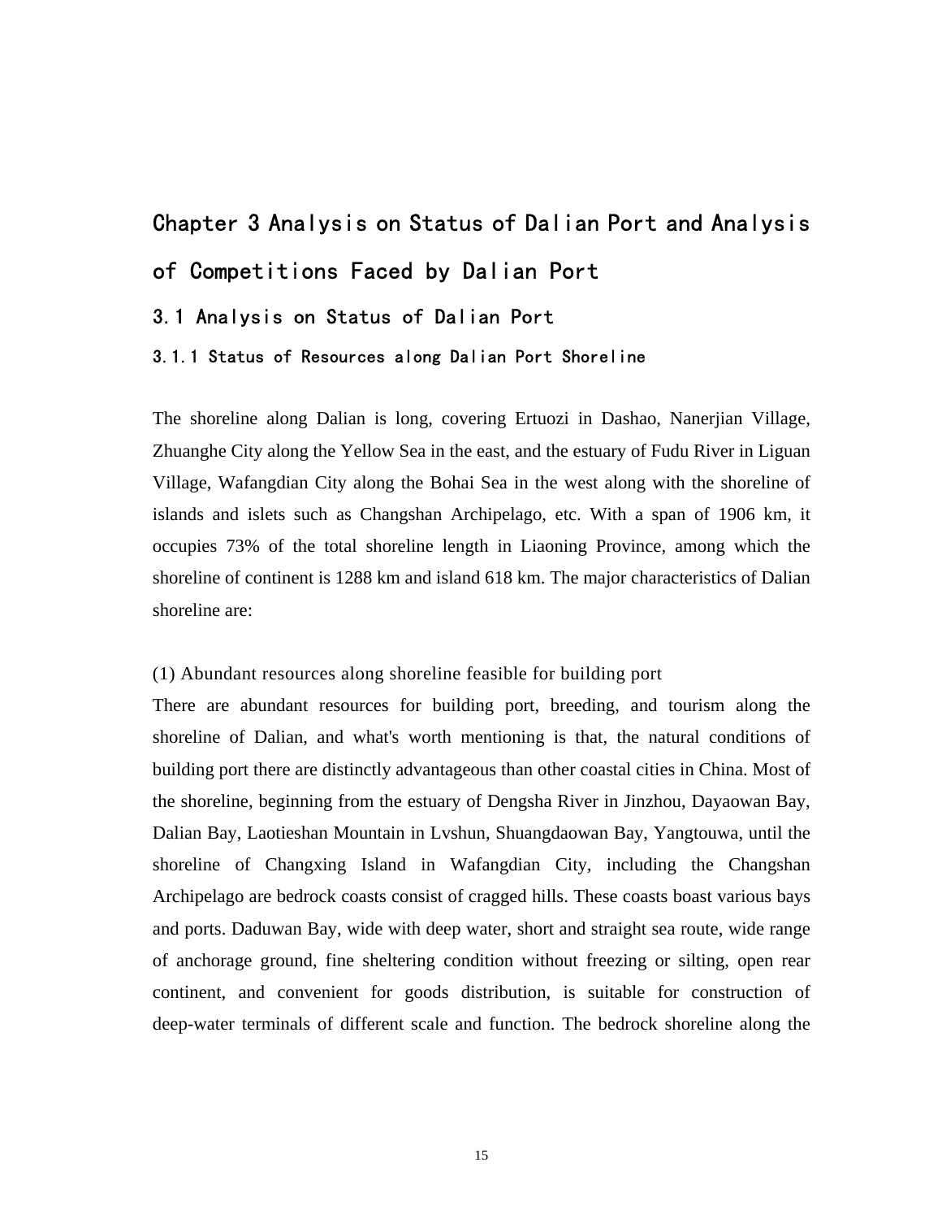# Chapter 3 Analysis on Status of Dalian Port and Analysis of Competitions Faced by Dalian Port

## 3.1 Analysis on Status of Dalian Port

### 3.1.1 Status of Resources along Dalian Port Shoreline

The shoreline along Dalian is long, covering Ertuozi in Dashao, Nanerjian Village, Zhuanghe City along the Yellow Sea in the east, and the estuary of Fudu River in Liguan Village, Wafangdian City along the Bohai Sea in the west along with the shoreline of islands and islets such as Changshan Archipelago, etc. With a span of 1906 km, it occupies 73% of the total shoreline length in Liaoning Province, among which the shoreline of continent is 1288 km and island 618 km. The major characteristics of Dalian shoreline are:

(1) Abundant resources along shoreline feasible for building port

There are abundant resources for building port, breeding, and tourism along the shoreline of Dalian, and what's worth mentioning is that, the natural conditions of building port there are distinctly advantageous than other coastal cities in China. Most of the shoreline, beginning from the estuary of Dengsha River in Jinzhou, Dayaowan Bay, Dalian Bay, Laotieshan Mountain in Lvshun, Shuangdaowan Bay, Yangtouwa, until the shoreline of Changxing Island in Wafangdian City, including the Changshan Archipelago are bedrock coasts consist of cragged hills. These coasts boast various bays and ports. Daduwan Bay, wide with deep water, short and straight sea route, wide range of anchorage ground, fine sheltering condition without freezing or silting, open rear continent, and convenient for goods distribution, is suitable for construction of deep-water terminals of different scale and function. The bedrock shoreline along the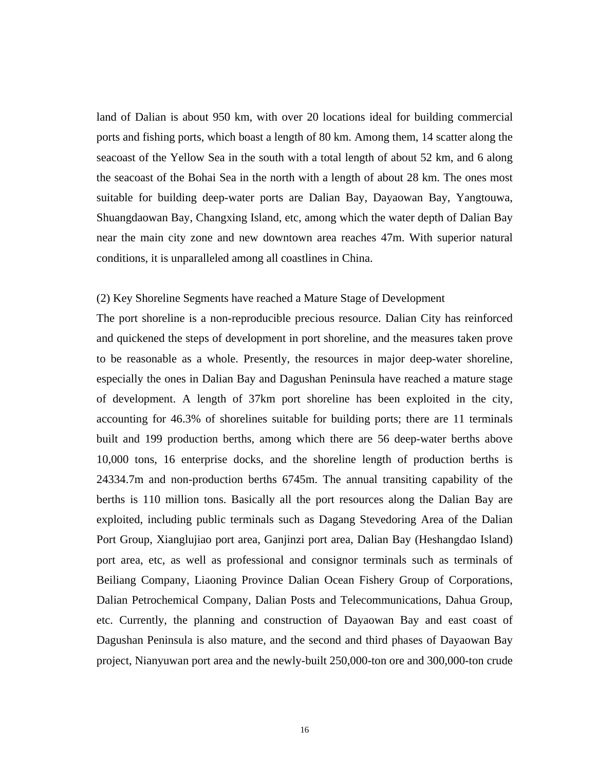land of Dalian is about 950 km, with over 20 locations ideal for building commercial ports and fishing ports, which boast a length of 80 km. Among them, 14 scatter along the seacoast of the Yellow Sea in the south with a total length of about 52 km, and 6 along the seacoast of the Bohai Sea in the north with a length of about 28 km. The ones most suitable for building deep-water ports are Dalian Bay, Dayaowan Bay, Yangtouwa, Shuangdaowan Bay, Changxing Island, etc, among which the water depth of Dalian Bay near the main city zone and new downtown area reaches 47m. With superior natural conditions, it is unparalleled among all coastlines in China.

(2) Key Shoreline Segments have reached a Mature Stage of Development

The port shoreline is a non-reproducible precious resource. Dalian City has reinforced and quickened the steps of development in port shoreline, and the measures taken prove to be reasonable as a whole. Presently, the resources in major deep-water shoreline, especially the ones in Dalian Bay and Dagushan Peninsula have reached a mature stage of development. A length of 37km port shoreline has been exploited in the city, accounting for 46.3% of shorelines suitable for building ports; there are 11 terminals built and 199 production berths, among which there are 56 deep-water berths above 10,000 tons, 16 enterprise docks, and the shoreline length of production berths is 24334.7m and non-production berths 6745m. The annual transiting capability of the berths is 110 million tons. Basically all the port resources along the Dalian Bay are exploited, including public terminals such as Dagang Stevedoring Area of the Dalian Port Group, Xianglujiao port area, Ganjinzi port area, Dalian Bay (Heshangdao Island) port area, etc, as well as professional and consignor terminals such as terminals of Beiliang Company, Liaoning Province Dalian Ocean Fishery Group of Corporations, Dalian Petrochemical Company, Dalian Posts and Telecommunications, Dahua Group, etc. Currently, the planning and construction of Dayaowan Bay and east coast of Dagushan Peninsula is also mature, and the second and third phases of Dayaowan Bay project, Nianyuwan port area and the newly-built 250,000-ton ore and 300,000-ton crude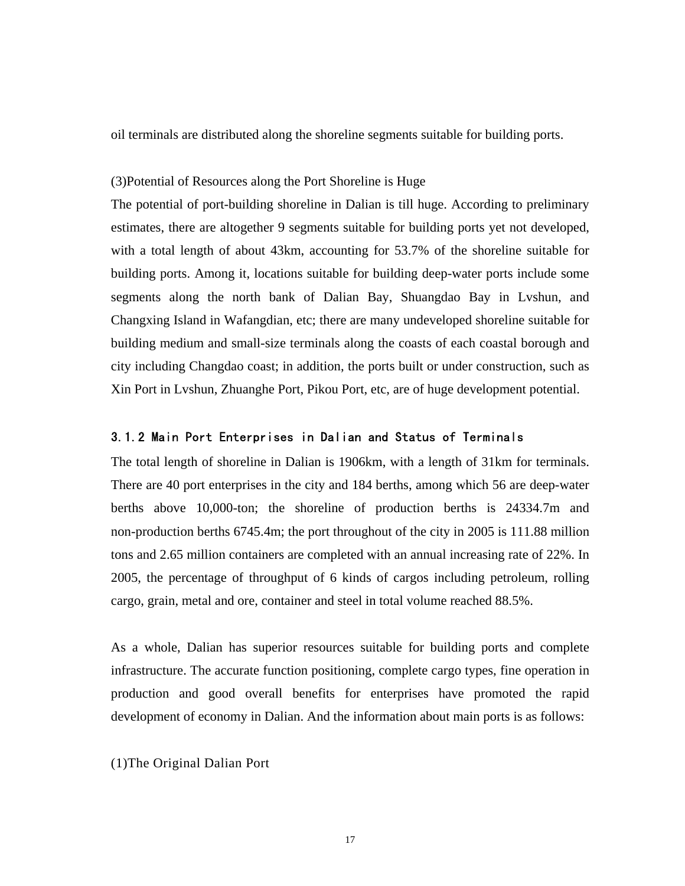oil terminals are distributed along the shoreline segments suitable for building ports.

(3)Potential of Resources along the Port Shoreline is Huge

The potential of port-building shoreline in Dalian is till huge. According to preliminary estimates, there are altogether 9 segments suitable for building ports yet not developed, with a total length of about 43km, accounting for 53.7% of the shoreline suitable for building ports. Among it, locations suitable for building deep-water ports include some segments along the north bank of Dalian Bay, Shuangdao Bay in Lvshun, and Changxing Island in Wafangdian, etc; there are many undeveloped shoreline suitable for building medium and small-size terminals along the coasts of each coastal borough and city including Changdao coast; in addition, the ports built or under construction, such as Xin Port in Lvshun, Zhuanghe Port, Pikou Port, etc, are of huge development potential.

### 3.1.2 Main Port Enterprises in Dalian and Status of Terminals

The total length of shoreline in Dalian is 1906km, with a length of 31km for terminals. There are 40 port enterprises in the city and 184 berths, among which 56 are deep-water berths above 10,000-ton; the shoreline of production berths is 24334.7m and non-production berths 6745.4m; the port throughout of the city in 2005 is 111.88 million tons and 2.65 million containers are completed with an annual increasing rate of 22%. In 2005, the percentage of throughput of 6 kinds of cargos including petroleum, rolling cargo, grain, metal and ore, container and steel in total volume reached 88.5%.

As a whole, Dalian has superior resources suitable for building ports and complete infrastructure. The accurate function positioning, complete cargo types, fine operation in production and good overall benefits for enterprises have promoted the rapid development of economy in Dalian. And the information about main ports is as follows:

(1)The Original Dalian Port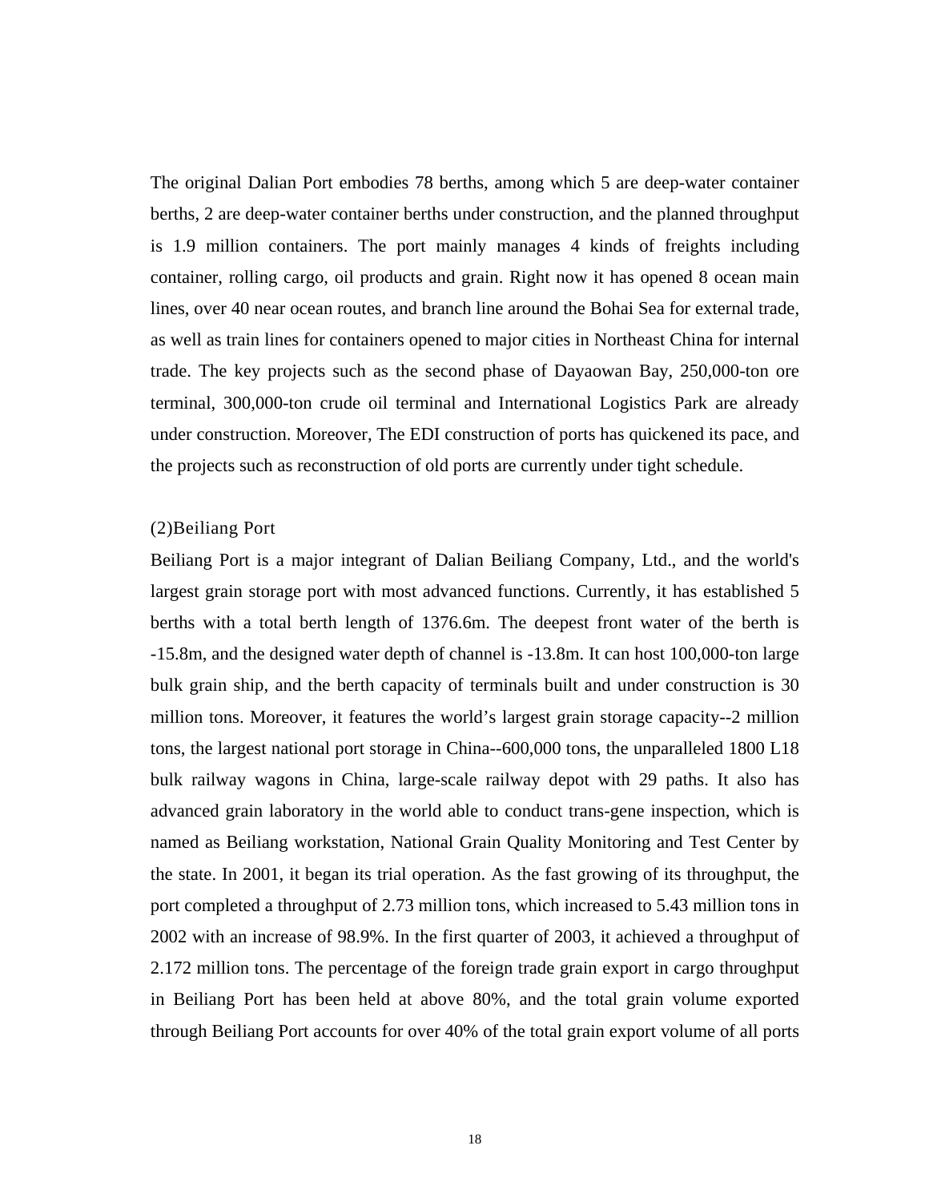The original Dalian Port embodies 78 berths, among which 5 are deep-water container berths, 2 are deep-water container berths under construction, and the planned throughput is 1.9 million containers. The port mainly manages 4 kinds of freights including container, rolling cargo, oil products and grain. Right now it has opened 8 ocean main lines, over 40 near ocean routes, and branch line around the Bohai Sea for external trade, as well as train lines for containers opened to major cities in Northeast China for internal trade. The key projects such as the second phase of Dayaowan Bay, 250,000-ton ore terminal, 300,000-ton crude oil terminal and International Logistics Park are already under construction. Moreover, The EDI construction of ports has quickened its pace, and the projects such as reconstruction of old ports are currently under tight schedule.

(2)Beiliang Port

Beiliang Port is a major integrant of Dalian Beiliang Company, Ltd., and the world's largest grain storage port with most advanced functions. Currently, it has established 5 berths with a total berth length of 1376.6m. The deepest front water of the berth is -15.8m, and the designed water depth of channel is -13.8m. It can host 100,000-ton large bulk grain ship, and the berth capacity of terminals built and under construction is 30 million tons. Moreover, it features the world's largest grain storage capacity--2 million tons, the largest national port storage in China--600,000 tons, the unparalleled 1800 L18 bulk railway wagons in China, large-scale railway depot with 29 paths. It also has advanced grain laboratory in the world able to conduct trans-gene inspection, which is named as Beiliang workstation, National Grain Quality Monitoring and Test Center by the state. In 2001, it began its trial operation. As the fast growing of its throughput, the port completed a throughput of 2.73 million tons, which increased to 5.43 million tons in 2002 with an increase of 98.9%. In the first quarter of 2003, it achieved a throughput of 2.172 million tons. The percentage of the foreign trade grain export in cargo throughput in Beiliang Port has been held at above 80%, and the total grain volume exported through Beiliang Port accounts for over 40% of the total grain export volume of all ports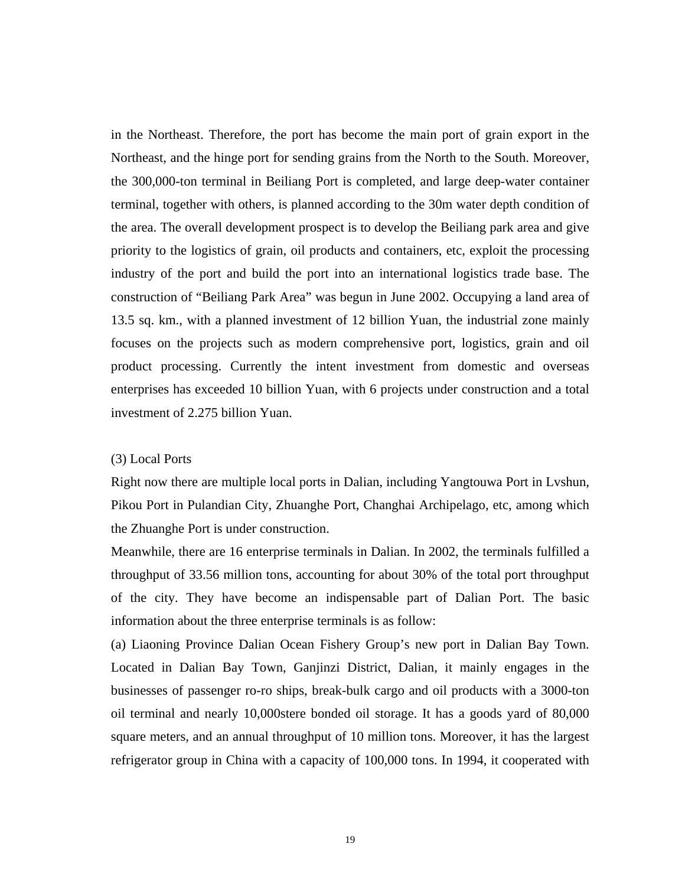in the Northeast. Therefore, the port has become the main port of grain export in the Northeast, and the hinge port for sending grains from the North to the South. Moreover, the 300,000-ton terminal in Beiliang Port is completed, and large deep-water container terminal, together with others, is planned according to the 30m water depth condition of the area. The overall development prospect is to develop the Beiliang park area and give priority to the logistics of grain, oil products and containers, etc, exploit the processing industry of the port and build the port into an international logistics trade base. The construction of "Beiliang Park Area" was begun in June 2002. Occupying a land area of 13.5 sq. km., with a planned investment of 12 billion Yuan, the industrial zone mainly focuses on the projects such as modern comprehensive port, logistics, grain and oil product processing. Currently the intent investment from domestic and overseas enterprises has exceeded 10 billion Yuan, with 6 projects under construction and a total investment of 2.275 billion Yuan.

(3) Local Ports

Right now there are multiple local ports in Dalian, including Yangtouwa Port in Lvshun, Pikou Port in Pulandian City, Zhuanghe Port, Changhai Archipelago, etc, among which the Zhuanghe Port is under construction.

Meanwhile, there are 16 enterprise terminals in Dalian. In 2002, the terminals fulfilled a throughput of 33.56 million tons, accounting for about 30% of the total port throughput of the city. They have become an indispensable part of Dalian Port. The basic information about the three enterprise terminals is as follow:

(a) Liaoning Province Dalian Ocean Fishery Group's new port in Dalian Bay Town. Located in Dalian Bay Town, Ganjinzi District, Dalian, it mainly engages in the businesses of passenger ro-ro ships, break-bulk cargo and oil products with a 3000-ton oil terminal and nearly 10,000stere bonded oil storage. It has a goods yard of 80,000 square meters, and an annual throughput of 10 million tons. Moreover, it has the largest refrigerator group in China with a capacity of 100,000 tons. In 1994, it cooperated with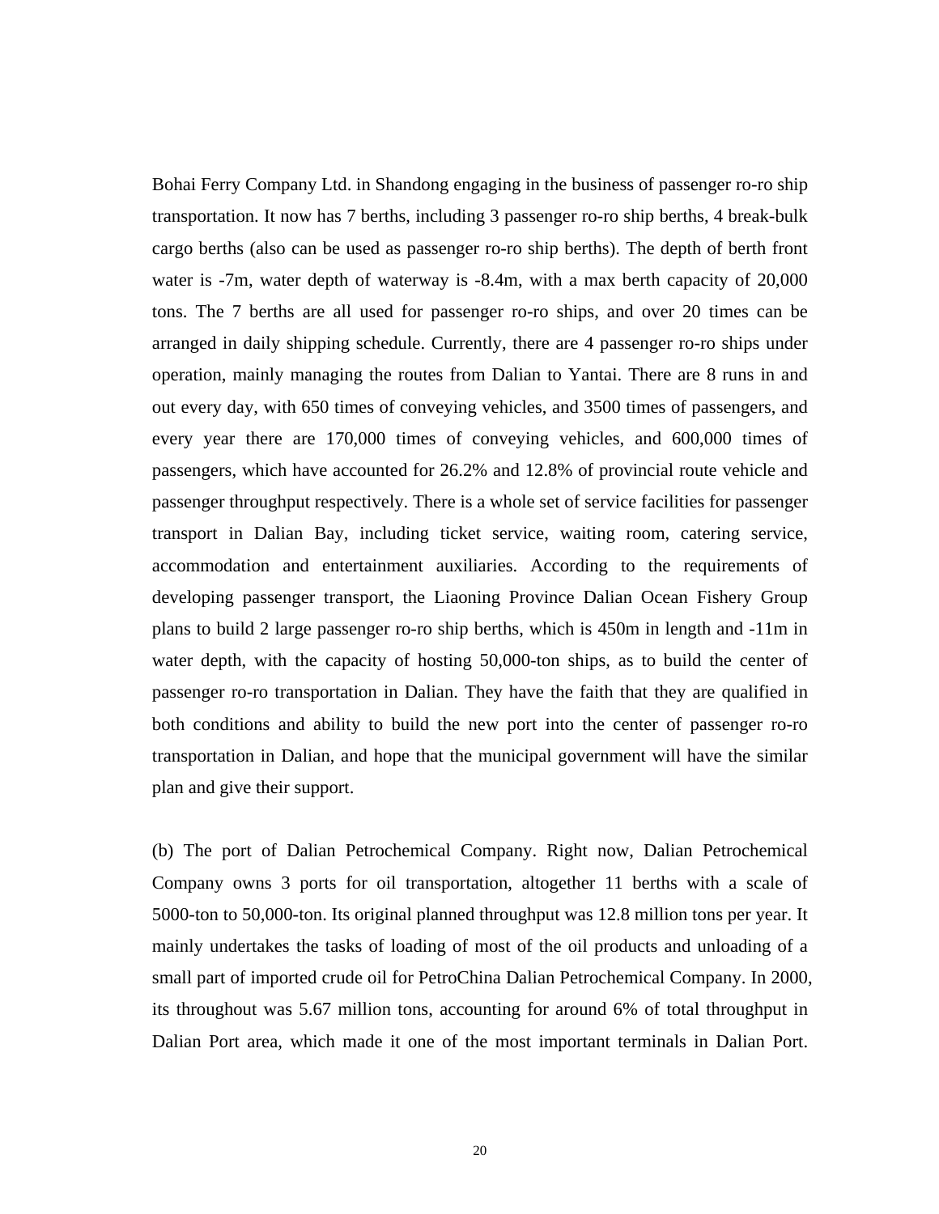Bohai Ferry Company Ltd. in Shandong engaging in the business of passenger ro-ro ship transportation. It now has 7 berths, including 3 passenger ro-ro ship berths, 4 break-bulk cargo berths (also can be used as passenger ro-ro ship berths). The depth of berth front water is -7m, water depth of waterway is -8.4m, with a max berth capacity of 20,000 tons. The 7 berths are all used for passenger ro-ro ships, and over 20 times can be arranged in daily shipping schedule. Currently, there are 4 passenger ro-ro ships under operation, mainly managing the routes from Dalian to Yantai. There are 8 runs in and out every day, with 650 times of conveying vehicles, and 3500 times of passengers, and every year there are 170,000 times of conveying vehicles, and 600,000 times of passengers, which have accounted for 26.2% and 12.8% of provincial route vehicle and passenger throughput respectively. There is a whole set of service facilities for passenger transport in Dalian Bay, including ticket service, waiting room, catering service, accommodation and entertainment auxiliaries. According to the requirements of developing passenger transport, the Liaoning Province Dalian Ocean Fishery Group plans to build 2 large passenger ro-ro ship berths, which is 450m in length and -11m in water depth, with the capacity of hosting 50,000-ton ships, as to build the center of passenger ro-ro transportation in Dalian. They have the faith that they are qualified in both conditions and ability to build the new port into the center of passenger ro-ro transportation in Dalian, and hope that the municipal government will have the similar plan and give their support.

(b) The port of Dalian Petrochemical Company. Right now, Dalian Petrochemical Company owns 3 ports for oil transportation, altogether 11 berths with a scale of 5000-ton to 50,000-ton. Its original planned throughput was 12.8 million tons per year. It mainly undertakes the tasks of loading of most of the oil products and unloading of a small part of imported crude oil for PetroChina Dalian Petrochemical Company. In 2000, its throughout was 5.67 million tons, accounting for around 6% of total throughput in Dalian Port area, which made it one of the most important terminals in Dalian Port.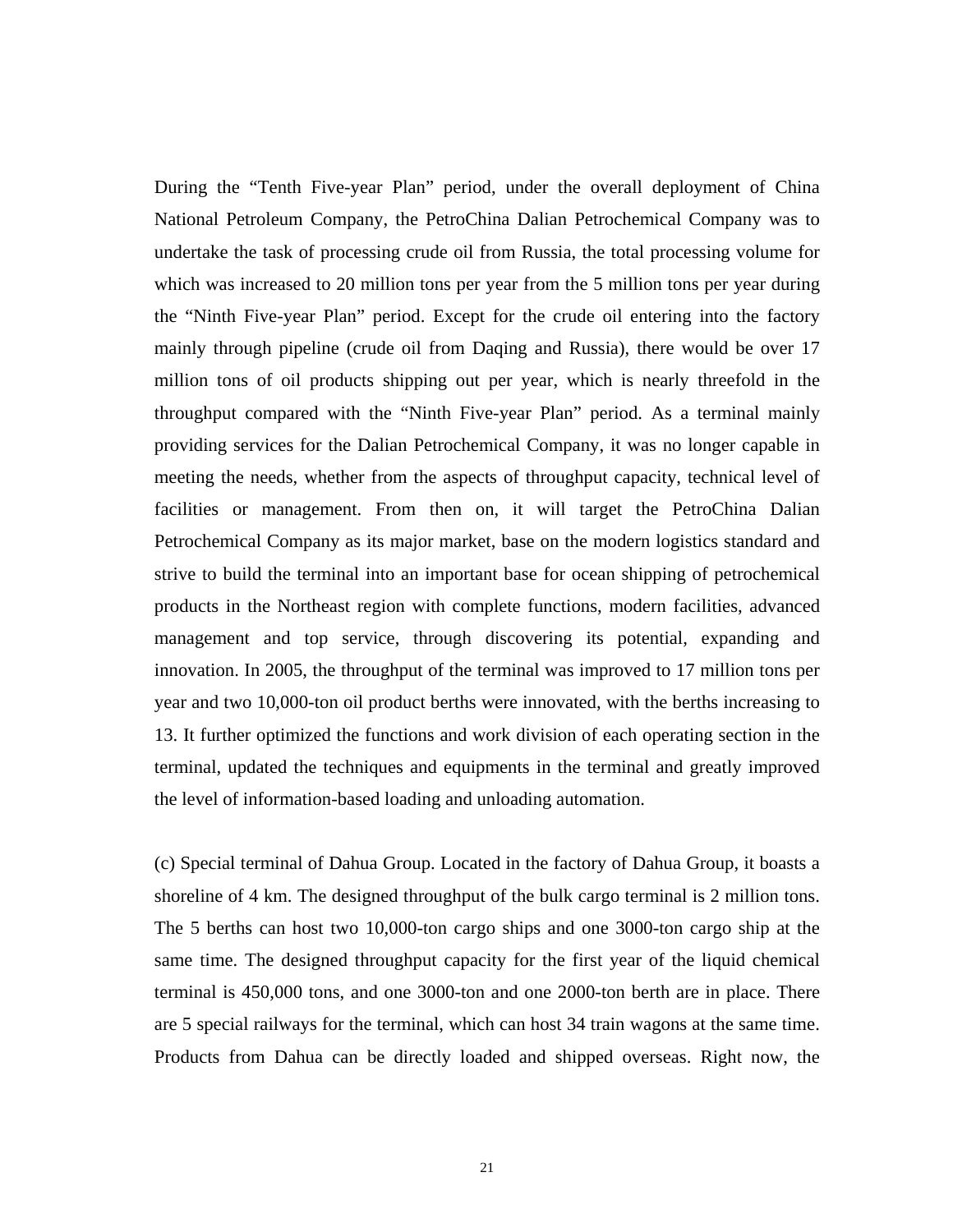During the “Tenth Five-year Plan” period, under the overall deployment of China National Petroleum Company, the PetroChina Dalian Petrochemical Company was to undertake the task of processing crude oil from Russia, the total processing volume for which was increased to 20 million tons per year from the 5 million tons per year during the “Ninth Five-year Plan” period. Except for the crude oil entering into the factory mainly through pipeline (crude oil from Daqing and Russia), there would be over 17 million tons of oil products shipping out per year, which is nearly threefold in the throughput compared with the “Ninth Five-year Plan” period. As a terminal mainly providing services for the Dalian Petrochemical Company, it was no longer capable in meeting the needs, whether from the aspects of throughput capacity, technical level of facilities or management. From then on, it will target the PetroChina Dalian Petrochemical Company as its major market, base on the modern logistics standard and strive to build the terminal into an important base for ocean shipping of petrochemical products in the Northeast region with complete functions, modern facilities, advanced management and top service, through discovering its potential, expanding and innovation. In 2005, the throughput of the terminal was improved to 17 million tons per year and two 10,000-ton oil product berths were innovated, with the berths increasing to 13. It further optimized the functions and work division of each operating section in the terminal, updated the techniques and equipments in the terminal and greatly improved the level of information-based loading and unloading automation.

(c) Special terminal of Dahua Group. Located in the factory of Dahua Group, it boasts a shoreline of 4 km. The designed throughput of the bulk cargo terminal is 2 million tons. The 5 berths can host two 10,000-ton cargo ships and one 3000-ton cargo ship at the same time. The designed throughput capacity for the first year of the liquid chemical terminal is 450,000 tons, and one 3000-ton and one 2000-ton berth are in place. There are 5 special railways for the terminal, which can host 34 train wagons at the same time. Products from Dahua can be directly loaded and shipped overseas. Right now, the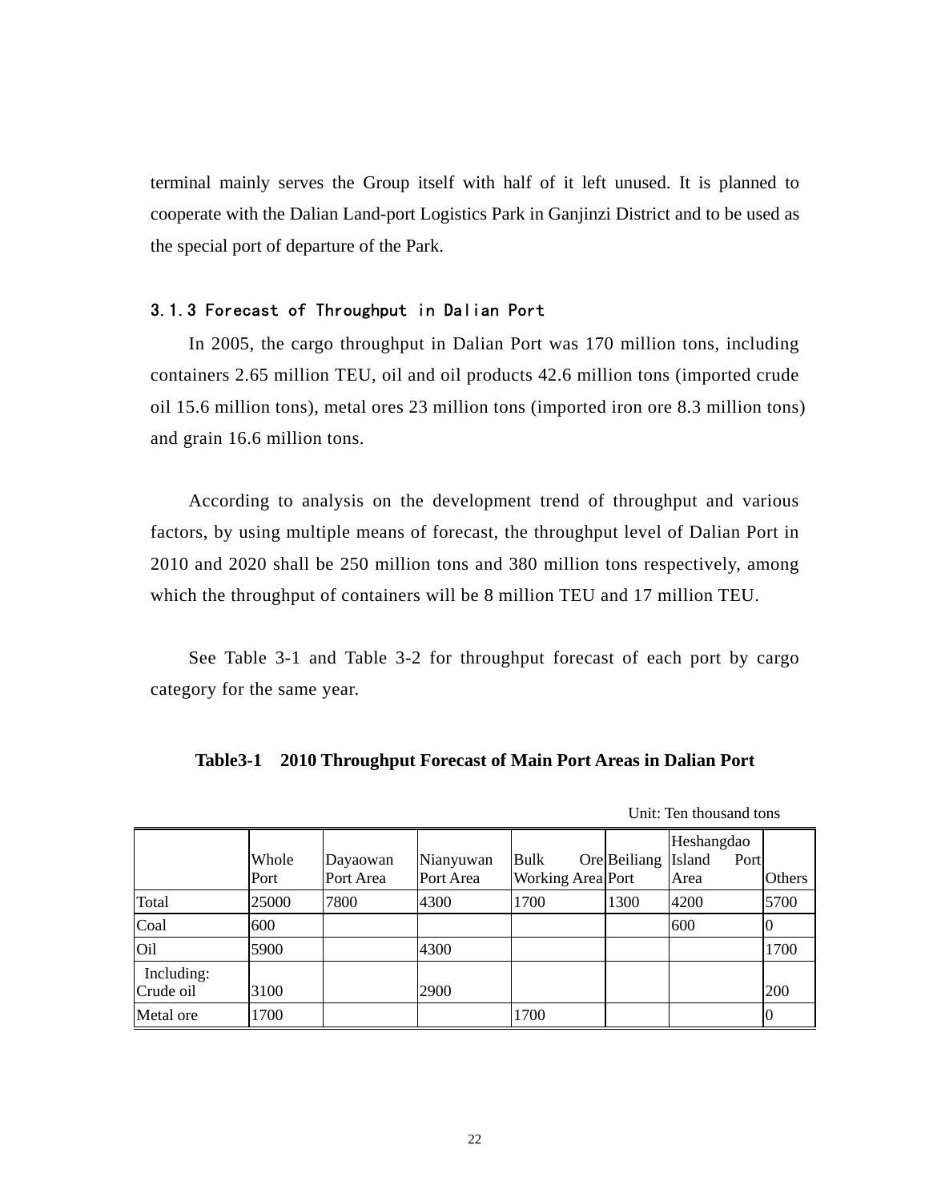terminal mainly serves the Group itself with half of it left unused. It is planned to cooperate with the Dalian Land-port Logistics Park in Ganjinzi District and to be used as the special port of departure of the Park.

### 3.1.3 Forecast of Throughput in Dalian Port

In 2005, the cargo throughput in Dalian Port was 170 million tons, including containers 2.65 million TEU, oil and oil products 42.6 million tons (imported crude oil 15.6 million tons), metal ores 23 million tons (imported iron ore 8.3 million tons) and grain 16.6 million tons.

According to analysis on the development trend of throughput and various factors, by using multiple means of forecast, the throughput level of Dalian Port in 2010 and 2020 shall be 250 million tons and 380 million tons respectively, among which the throughput of containers will be 8 million TEU and 17 million TEU.

See Table 3-1 and Table 3-2 for throughput forecast of each port by cargo category for the same year.

**Table3-1 2010 Throughput Forecast of Main Port Areas in Dalian Port**

Unit: Ten thousand tons

| | Whole Port | Dayaowan Port Area | Nianyuwan Port Area | Bulk Ore Working Area | Beiliang Port | Heshangdao Island Port Area | Others |
|---|---|---|---|---|---|---|---|
| Total | 25000 | 7800 | 4300 | 1700 | 1300 | 4200 | 5700 |
| Coal | 600 | | | | | 600 | 0 |
| Oil | 5900 | | 4300 | | | | 1700 |
| Including: Crude oil | 3100 | | 2900 | | | | 200 |
| Metal ore | 1700 | | | 1700 | | | 0 |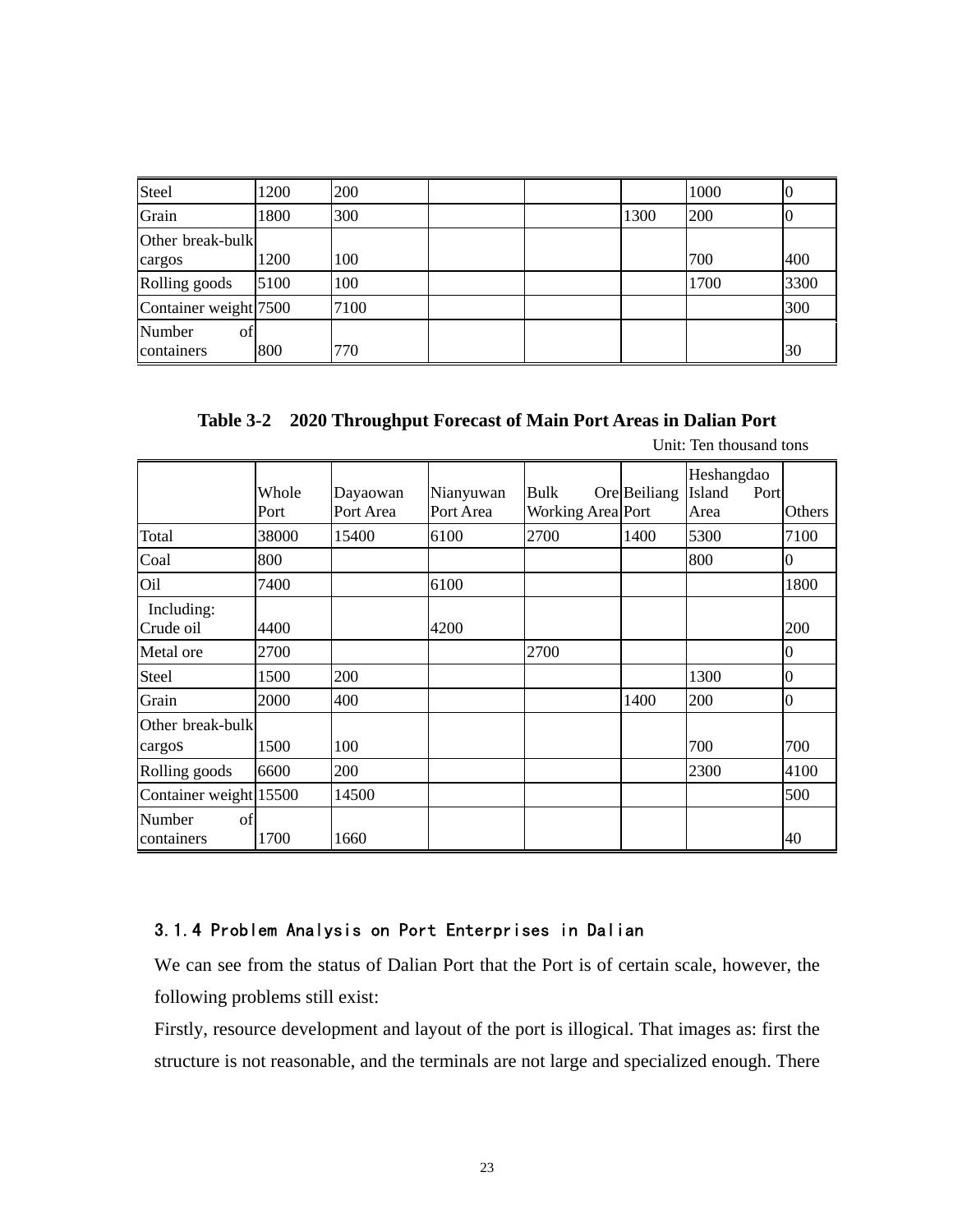| Steel | 1200 | 200 | | | | 1000 | 0 |
|---|---|---|---|---|---|---|---|
| Grain | 1800 | 300 | | | 1300 | 200 | 0 |
| Other break-bulk cargos | 1200 | 100 | | | | 700 | 400 |
| Rolling goods | 5100 | 100 | | | | 1700 | 3300 |
| Container weight | 7500 | 7100 | | | | | 300 |
| Number of containers | 800 | 770 | | | | | 30 |

**Table 3-2 2020 Throughput Forecast of Main Port Areas in Dalian Port**

Unit: Ten thousand tons

| | Whole Port | Dayaowan Port Area | Nianyuwan Port Area | Bulk Ore Working Area | Beiliang Port | Heshangdao Island Port Area | Others |
|---|---|---|---|---|---|---|---|
| Total | 38000 | 15400 | 6100 | 2700 | 1400 | 5300 | 7100 |
| Coal | 800 | | | | | 800 | 0 |
| Oil | 7400 | | 6100 | | | | 1800 |
| Including: Crude oil | 4400 | | 4200 | | | | 200 |
| Metal ore | 2700 | | | 2700 | | | 0 |
| Steel | 1500 | 200 | | | | 1300 | 0 |
| Grain | 2000 | 400 | | | 1400 | 200 | 0 |
| Other break-bulk cargos | 1500 | 100 | | | | 700 | 700 |
| Rolling goods | 6600 | 200 | | | | 2300 | 4100 |
| Container weight | 15500 | 14500 | | | | | 500 |
| Number of containers | 1700 | 1660 | | | | | 40 |

### 3.1.4 Problem Analysis on Port Enterprises in Dalian

We can see from the status of Dalian Port that the Port is of certain scale, however, the following problems still exist:

Firstly, resource development and layout of the port is illogical. That images as: first the structure is not reasonable, and the terminals are not large and specialized enough. There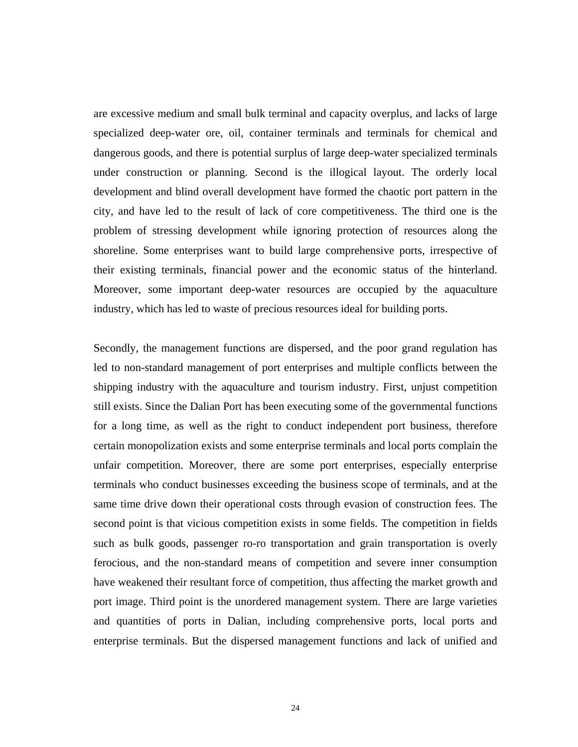are excessive medium and small bulk terminal and capacity overplus, and lacks of large specialized deep-water ore, oil, container terminals and terminals for chemical and dangerous goods, and there is potential surplus of large deep-water specialized terminals under construction or planning. Second is the illogical layout. The orderly local development and blind overall development have formed the chaotic port pattern in the city, and have led to the result of lack of core competitiveness. The third one is the problem of stressing development while ignoring protection of resources along the shoreline. Some enterprises want to build large comprehensive ports, irrespective of their existing terminals, financial power and the economic status of the hinterland. Moreover, some important deep-water resources are occupied by the aquaculture industry, which has led to waste of precious resources ideal for building ports.

Secondly, the management functions are dispersed, and the poor grand regulation has led to non-standard management of port enterprises and multiple conflicts between the shipping industry with the aquaculture and tourism industry. First, unjust competition still exists. Since the Dalian Port has been executing some of the governmental functions for a long time, as well as the right to conduct independent port business, therefore certain monopolization exists and some enterprise terminals and local ports complain the unfair competition. Moreover, there are some port enterprises, especially enterprise terminals who conduct businesses exceeding the business scope of terminals, and at the same time drive down their operational costs through evasion of construction fees. The second point is that vicious competition exists in some fields. The competition in fields such as bulk goods, passenger ro-ro transportation and grain transportation is overly ferocious, and the non-standard means of competition and severe inner consumption have weakened their resultant force of competition, thus affecting the market growth and port image. Third point is the unordered management system. There are large varieties and quantities of ports in Dalian, including comprehensive ports, local ports and enterprise terminals. But the dispersed management functions and lack of unified and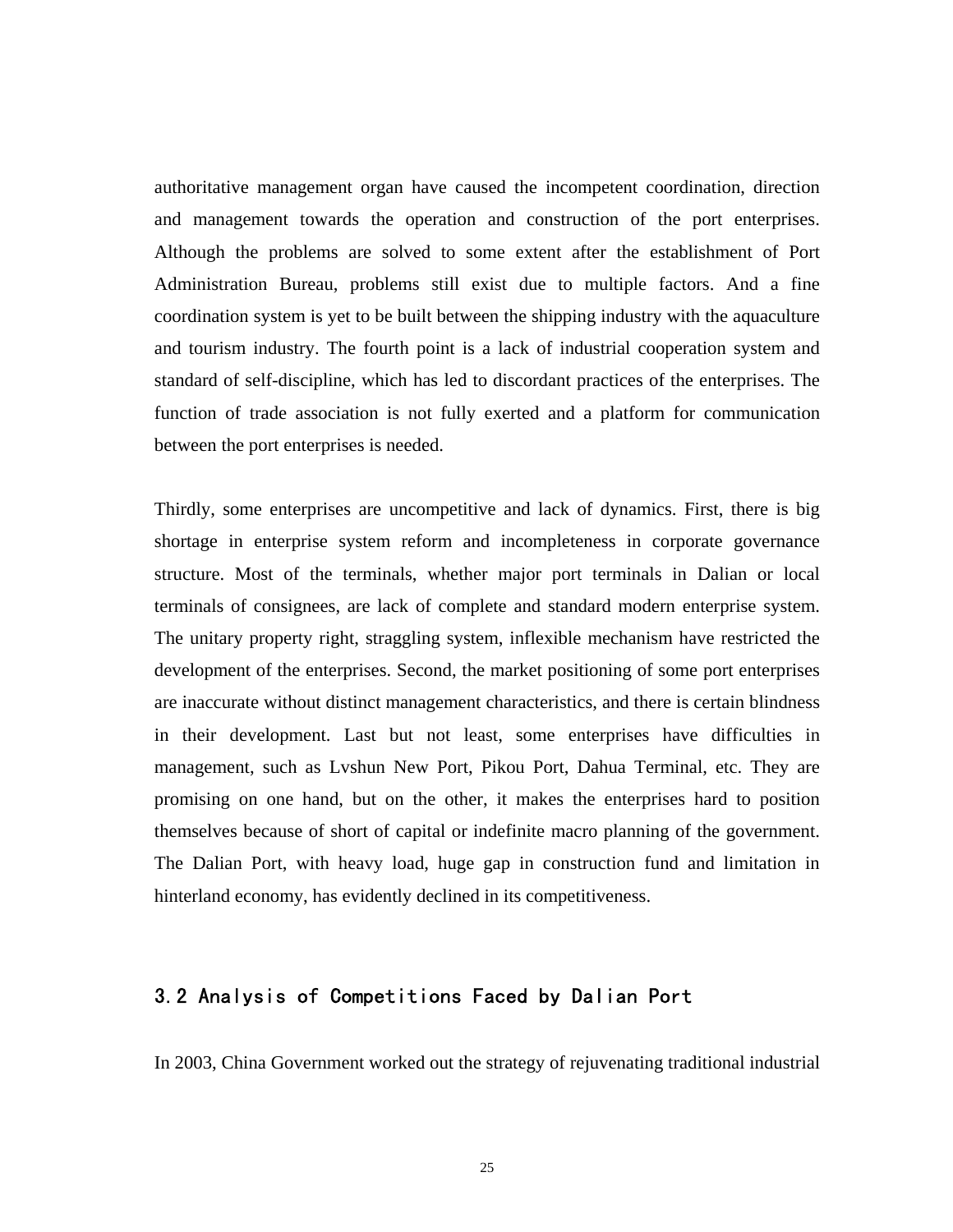authoritative management organ have caused the incompetent coordination, direction and management towards the operation and construction of the port enterprises. Although the problems are solved to some extent after the establishment of Port Administration Bureau, problems still exist due to multiple factors. And a fine coordination system is yet to be built between the shipping industry with the aquaculture and tourism industry. The fourth point is a lack of industrial cooperation system and standard of self-discipline, which has led to discordant practices of the enterprises. The function of trade association is not fully exerted and a platform for communication between the port enterprises is needed.

Thirdly, some enterprises are uncompetitive and lack of dynamics. First, there is big shortage in enterprise system reform and incompleteness in corporate governance structure. Most of the terminals, whether major port terminals in Dalian or local terminals of consignees, are lack of complete and standard modern enterprise system. The unitary property right, straggling system, inflexible mechanism have restricted the development of the enterprises. Second, the market positioning of some port enterprises are inaccurate without distinct management characteristics, and there is certain blindness in their development. Last but not least, some enterprises have difficulties in management, such as Lvshun New Port, Pikou Port, Dahua Terminal, etc. They are promising on one hand, but on the other, it makes the enterprises hard to position themselves because of short of capital or indefinite macro planning of the government. The Dalian Port, with heavy load, huge gap in construction fund and limitation in hinterland economy, has evidently declined in its competitiveness.

## 3.2 Analysis of Competitions Faced by Dalian Port

In 2003, China Government worked out the strategy of rejuvenating traditional industrial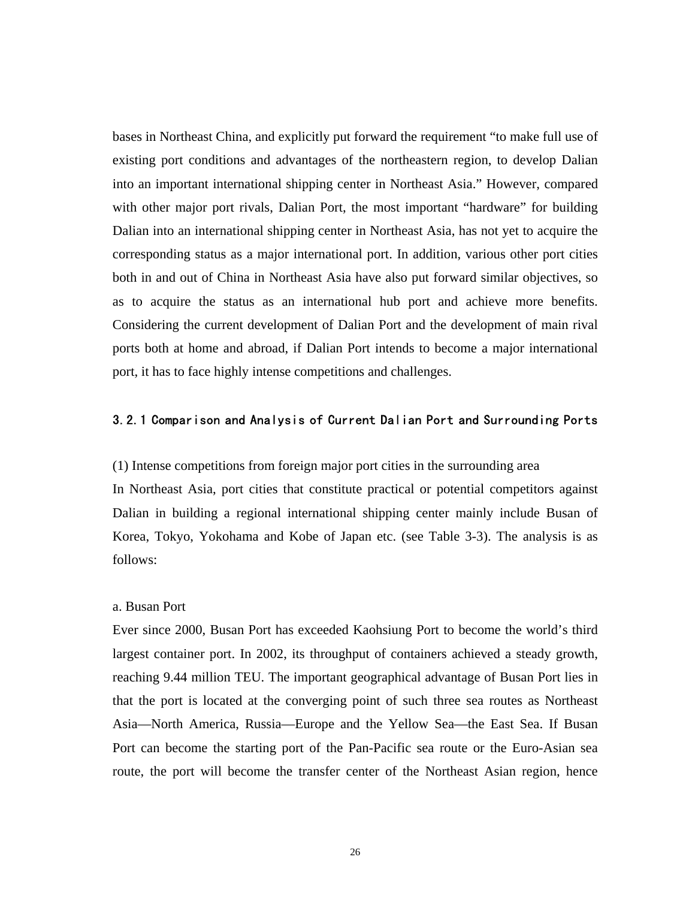bases in Northeast China, and explicitly put forward the requirement "to make full use of existing port conditions and advantages of the northeastern region, to develop Dalian into an important international shipping center in Northeast Asia." However, compared with other major port rivals, Dalian Port, the most important "hardware" for building Dalian into an international shipping center in Northeast Asia, has not yet to acquire the corresponding status as a major international port. In addition, various other port cities both in and out of China in Northeast Asia have also put forward similar objectives, so as to acquire the status as an international hub port and achieve more benefits. Considering the current development of Dalian Port and the development of main rival ports both at home and abroad, if Dalian Port intends to become a major international port, it has to face highly intense competitions and challenges.

### 3.2.1 Comparison and Analysis of Current Dalian Port and Surrounding Ports

(1) Intense competitions from foreign major port cities in the surrounding area

In Northeast Asia, port cities that constitute practical or potential competitors against Dalian in building a regional international shipping center mainly include Busan of Korea, Tokyo, Yokohama and Kobe of Japan etc. (see Table 3-3). The analysis is as follows:

a. Busan Port

Ever since 2000, Busan Port has exceeded Kaohsiung Port to become the world's third largest container port. In 2002, its throughput of containers achieved a steady growth, reaching 9.44 million TEU. The important geographical advantage of Busan Port lies in that the port is located at the converging point of such three sea routes as Northeast Asia—North America, Russia—Europe and the Yellow Sea—the East Sea. If Busan Port can become the starting port of the Pan-Pacific sea route or the Euro-Asian sea route, the port will become the transfer center of the Northeast Asian region, hence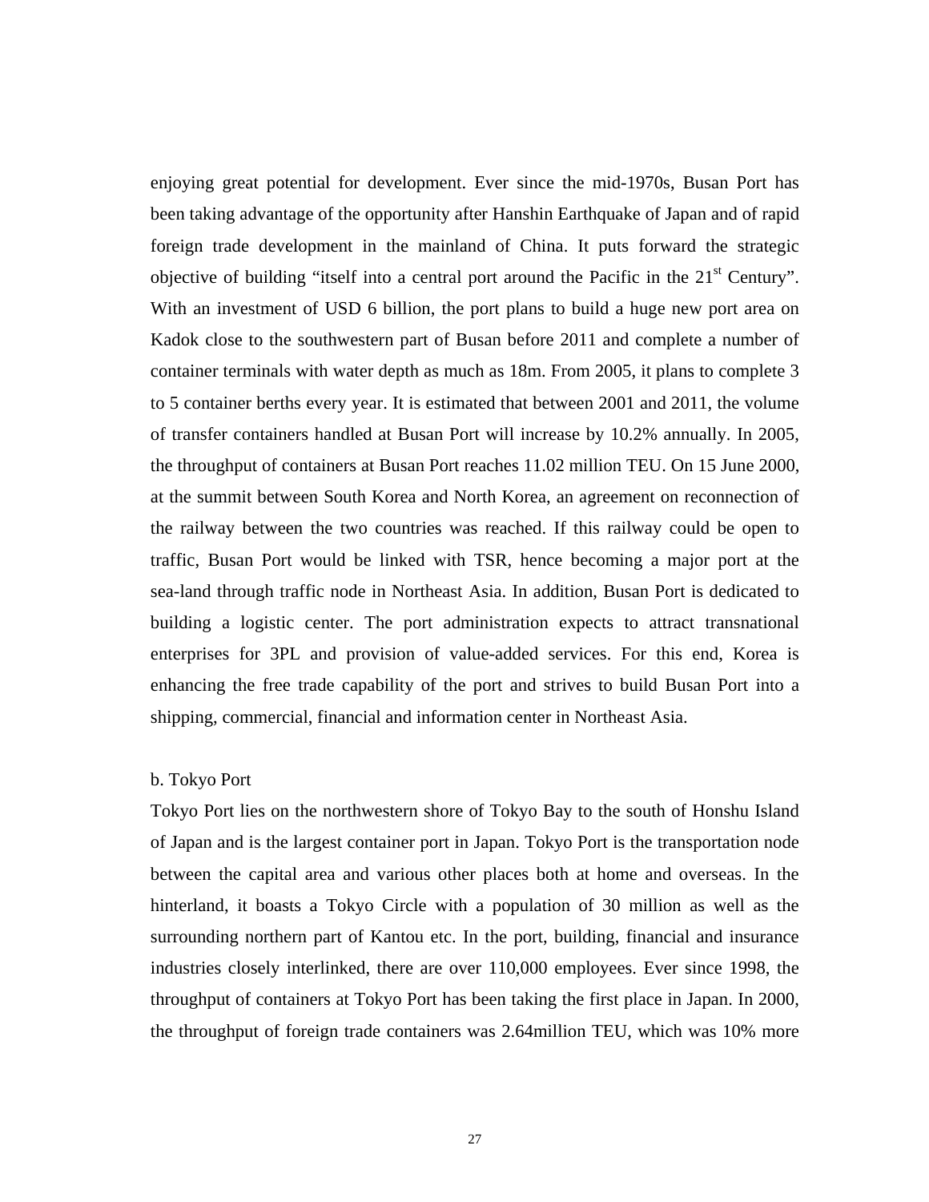enjoying great potential for development. Ever since the mid-1970s, Busan Port has been taking advantage of the opportunity after Hanshin Earthquake of Japan and of rapid foreign trade development in the mainland of China. It puts forward the strategic objective of building "itself into a central port around the Pacific in the 21st Century". With an investment of USD 6 billion, the port plans to build a huge new port area on Kadok close to the southwestern part of Busan before 2011 and complete a number of container terminals with water depth as much as 18m. From 2005, it plans to complete 3 to 5 container berths every year. It is estimated that between 2001 and 2011, the volume of transfer containers handled at Busan Port will increase by 10.2% annually. In 2005, the throughput of containers at Busan Port reaches 11.02 million TEU. On 15 June 2000, at the summit between South Korea and North Korea, an agreement on reconnection of the railway between the two countries was reached. If this railway could be open to traffic, Busan Port would be linked with TSR, hence becoming a major port at the sea-land through traffic node in Northeast Asia. In addition, Busan Port is dedicated to building a logistic center. The port administration expects to attract transnational enterprises for 3PL and provision of value-added services. For this end, Korea is enhancing the free trade capability of the port and strives to build Busan Port into a shipping, commercial, financial and information center in Northeast Asia.

b. Tokyo Port

Tokyo Port lies on the northwestern shore of Tokyo Bay to the south of Honshu Island of Japan and is the largest container port in Japan. Tokyo Port is the transportation node between the capital area and various other places both at home and overseas. In the hinterland, it boasts a Tokyo Circle with a population of 30 million as well as the surrounding northern part of Kantou etc. In the port, building, financial and insurance industries closely interlinked, there are over 110,000 employees. Ever since 1998, the throughput of containers at Tokyo Port has been taking the first place in Japan. In 2000, the throughput of foreign trade containers was 2.64million TEU, which was 10% more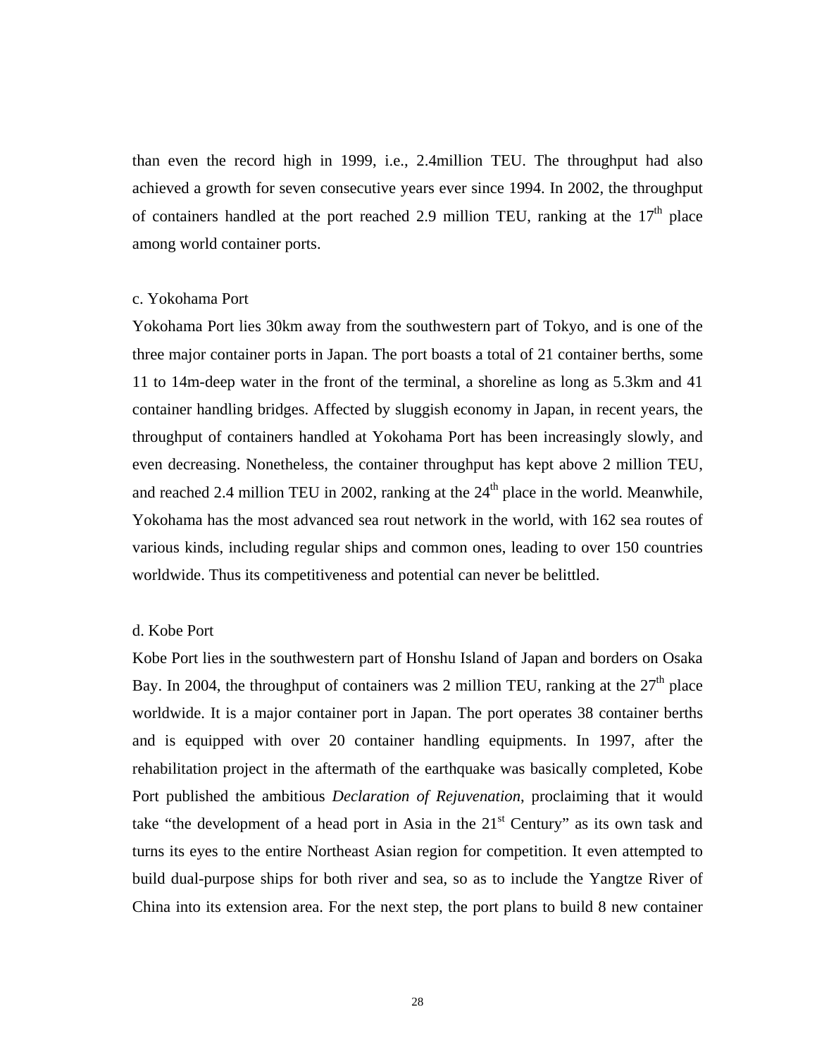than even the record high in 1999, i.e., 2.4million TEU. The throughput had also achieved a growth for seven consecutive years ever since 1994. In 2002, the throughput of containers handled at the port reached 2.9 million TEU, ranking at the 17th place among world container ports.

c. Yokohama Port

Yokohama Port lies 30km away from the southwestern part of Tokyo, and is one of the three major container ports in Japan. The port boasts a total of 21 container berths, some 11 to 14m-deep water in the front of the terminal, a shoreline as long as 5.3km and 41 container handling bridges. Affected by sluggish economy in Japan, in recent years, the throughput of containers handled at Yokohama Port has been increasingly slowly, and even decreasing. Nonetheless, the container throughput has kept above 2 million TEU, and reached 2.4 million TEU in 2002, ranking at the 24th place in the world. Meanwhile, Yokohama has the most advanced sea rout network in the world, with 162 sea routes of various kinds, including regular ships and common ones, leading to over 150 countries worldwide. Thus its competitiveness and potential can never be belittled.

d. Kobe Port

Kobe Port lies in the southwestern part of Honshu Island of Japan and borders on Osaka Bay. In 2004, the throughput of containers was 2 million TEU, ranking at the 27th place worldwide. It is a major container port in Japan. The port operates 38 container berths and is equipped with over 20 container handling equipments. In 1997, after the rehabilitation project in the aftermath of the earthquake was basically completed, Kobe Port published the ambitious *Declaration of Rejuvenation*, proclaiming that it would take "the development of a head port in Asia in the 21st Century" as its own task and turns its eyes to the entire Northeast Asian region for competition. It even attempted to build dual-purpose ships for both river and sea, so as to include the Yangtze River of China into its extension area. For the next step, the port plans to build 8 new container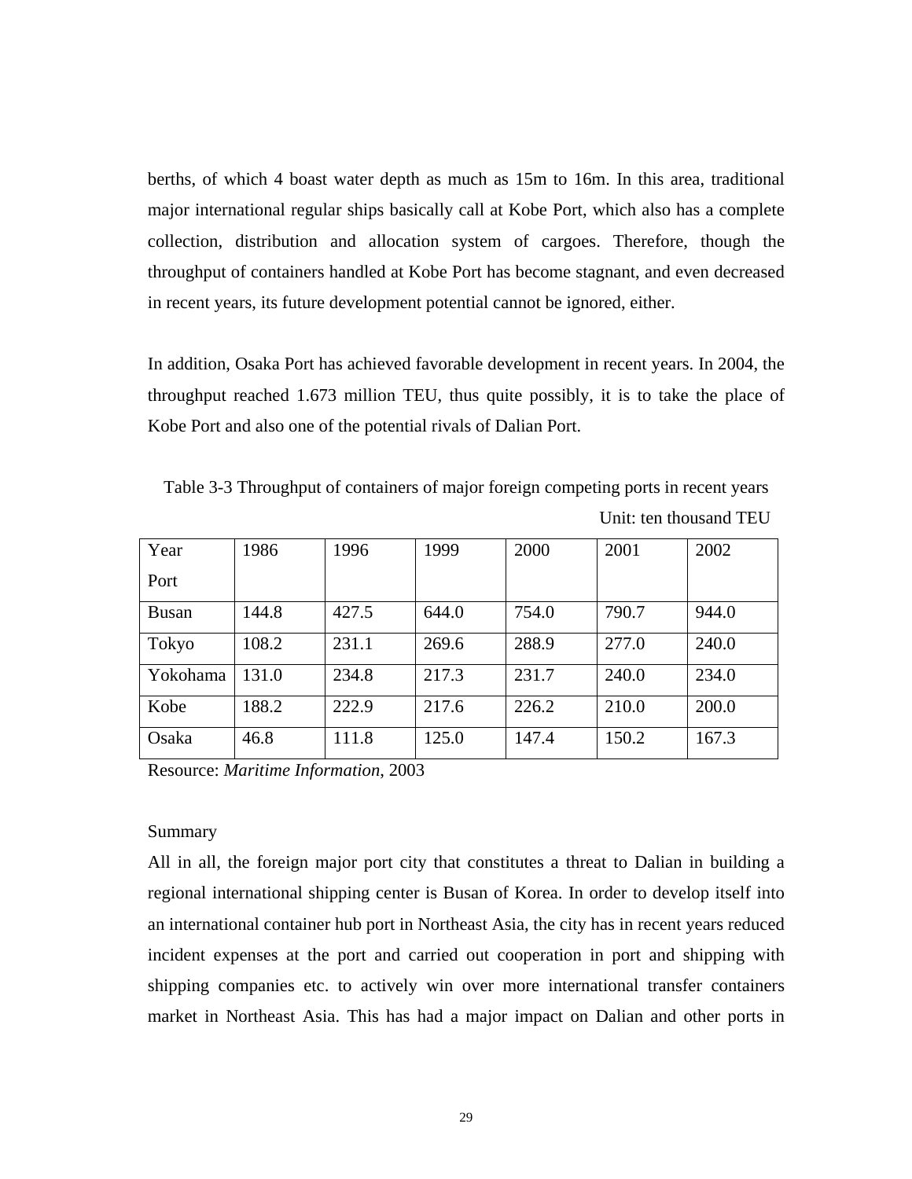berths, of which 4 boast water depth as much as 15m to 16m. In this area, traditional major international regular ships basically call at Kobe Port, which also has a complete collection, distribution and allocation system of cargoes. Therefore, though the throughput of containers handled at Kobe Port has become stagnant, and even decreased in recent years, its future development potential cannot be ignored, either.

In addition, Osaka Port has achieved favorable development in recent years. In 2004, the throughput reached 1.673 million TEU, thus quite possibly, it is to take the place of Kobe Port and also one of the potential rivals of Dalian Port.

Table 3-3 Throughput of containers of major foreign competing ports in recent years

Unit: ten thousand TEU

| Year<br>Port | 1986 | 1996 | 1999 | 2000 | 2001 | 2002 |
|---|---|---|---|---|---|---|
| Busan | 144.8 | 427.5 | 644.0 | 754.0 | 790.7 | 944.0 |
| Tokyo | 108.2 | 231.1 | 269.6 | 288.9 | 277.0 | 240.0 |
| Yokohama | 131.0 | 234.8 | 217.3 | 231.7 | 240.0 | 234.0 |
| Kobe | 188.2 | 222.9 | 217.6 | 226.2 | 210.0 | 200.0 |
| Osaka | 46.8 | 111.8 | 125.0 | 147.4 | 150.2 | 167.3 |

Resource: *Maritime Information*, 2003

Summary

All in all, the foreign major port city that constitutes a threat to Dalian in building a regional international shipping center is Busan of Korea. In order to develop itself into an international container hub port in Northeast Asia, the city has in recent years reduced incident expenses at the port and carried out cooperation in port and shipping with shipping companies etc. to actively win over more international transfer containers market in Northeast Asia. This has had a major impact on Dalian and other ports in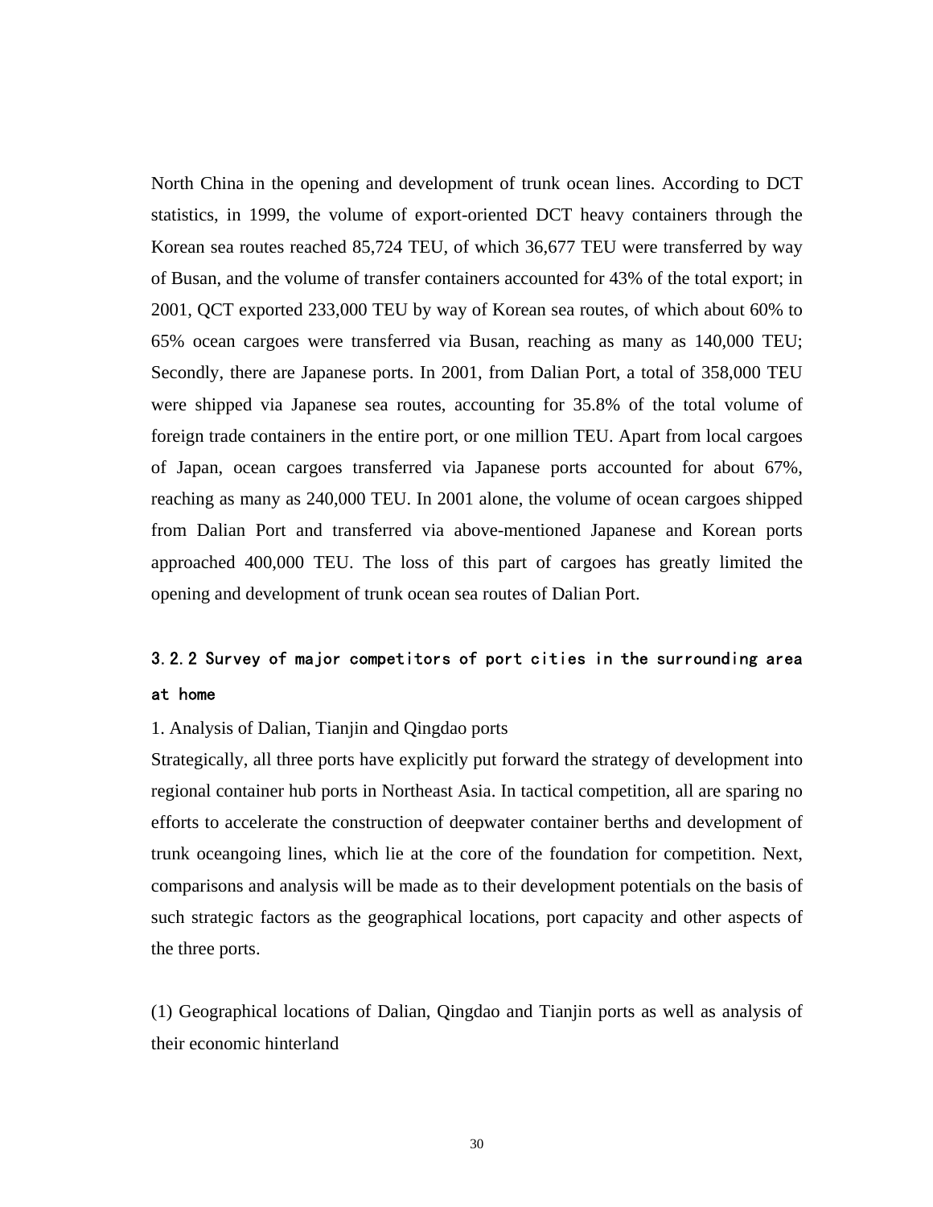North China in the opening and development of trunk ocean lines. According to DCT statistics, in 1999, the volume of export-oriented DCT heavy containers through the Korean sea routes reached 85,724 TEU, of which 36,677 TEU were transferred by way of Busan, and the volume of transfer containers accounted for 43% of the total export; in 2001, QCT exported 233,000 TEU by way of Korean sea routes, of which about 60% to 65% ocean cargoes were transferred via Busan, reaching as many as 140,000 TEU; Secondly, there are Japanese ports. In 2001, from Dalian Port, a total of 358,000 TEU were shipped via Japanese sea routes, accounting for 35.8% of the total volume of foreign trade containers in the entire port, or one million TEU. Apart from local cargoes of Japan, ocean cargoes transferred via Japanese ports accounted for about 67%, reaching as many as 240,000 TEU. In 2001 alone, the volume of ocean cargoes shipped from Dalian Port and transferred via above-mentioned Japanese and Korean ports approached 400,000 TEU. The loss of this part of cargoes has greatly limited the opening and development of trunk ocean sea routes of Dalian Port.

### 3.2.2 Survey of major competitors of port cities in the surrounding area at home

1. Analysis of Dalian, Tianjin and Qingdao ports

Strategically, all three ports have explicitly put forward the strategy of development into regional container hub ports in Northeast Asia. In tactical competition, all are sparing no efforts to accelerate the construction of deepwater container berths and development of trunk oceangoing lines, which lie at the core of the foundation for competition. Next, comparisons and analysis will be made as to their development potentials on the basis of such strategic factors as the geographical locations, port capacity and other aspects of the three ports.

(1) Geographical locations of Dalian, Qingdao and Tianjin ports as well as analysis of their economic hinterland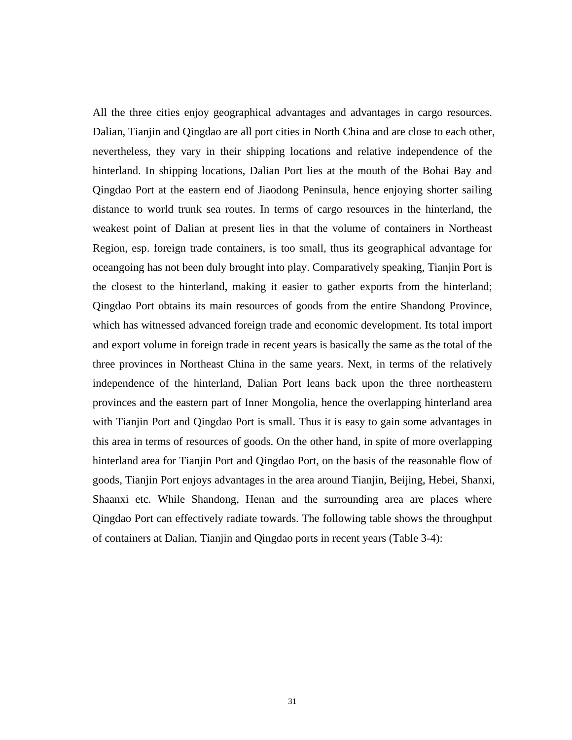All the three cities enjoy geographical advantages and advantages in cargo resources. Dalian, Tianjin and Qingdao are all port cities in North China and are close to each other, nevertheless, they vary in their shipping locations and relative independence of the hinterland. In shipping locations, Dalian Port lies at the mouth of the Bohai Bay and Qingdao Port at the eastern end of Jiaodong Peninsula, hence enjoying shorter sailing distance to world trunk sea routes. In terms of cargo resources in the hinterland, the weakest point of Dalian at present lies in that the volume of containers in Northeast Region, esp. foreign trade containers, is too small, thus its geographical advantage for oceangoing has not been duly brought into play. Comparatively speaking, Tianjin Port is the closest to the hinterland, making it easier to gather exports from the hinterland; Qingdao Port obtains its main resources of goods from the entire Shandong Province, which has witnessed advanced foreign trade and economic development. Its total import and export volume in foreign trade in recent years is basically the same as the total of the three provinces in Northeast China in the same years. Next, in terms of the relatively independence of the hinterland, Dalian Port leans back upon the three northeastern provinces and the eastern part of Inner Mongolia, hence the overlapping hinterland area with Tianjin Port and Qingdao Port is small. Thus it is easy to gain some advantages in this area in terms of resources of goods. On the other hand, in spite of more overlapping hinterland area for Tianjin Port and Qingdao Port, on the basis of the reasonable flow of goods, Tianjin Port enjoys advantages in the area around Tianjin, Beijing, Hebei, Shanxi, Shaanxi etc. While Shandong, Henan and the surrounding area are places where Qingdao Port can effectively radiate towards. The following table shows the throughput of containers at Dalian, Tianjin and Qingdao ports in recent years (Table 3-4):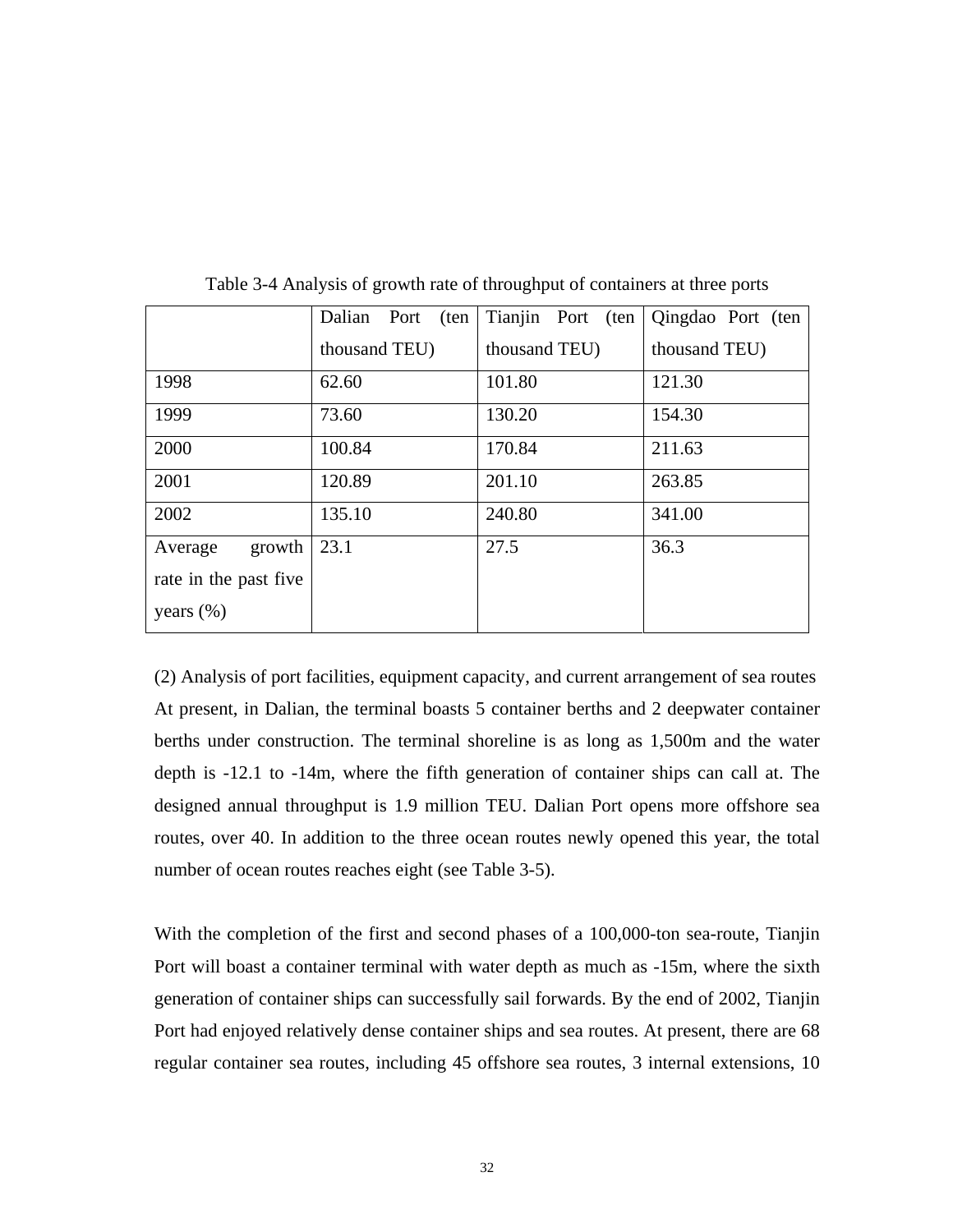Table 3-4 Analysis of growth rate of throughput of containers at three ports

| | Dalian Port (ten thousand TEU) | Tianjin Port (ten thousand TEU) | Qingdao Port (ten thousand TEU) |
|---|---|---|---|
| 1998 | 62.60 | 101.80 | 121.30 |
| 1999 | 73.60 | 130.20 | 154.30 |
| 2000 | 100.84 | 170.84 | 211.63 |
| 2001 | 120.89 | 201.10 | 263.85 |
| 2002 | 135.10 | 240.80 | 341.00 |
| Average growth rate in the past five years (%) | 23.1 | 27.5 | 36.3 |

(2) Analysis of port facilities, equipment capacity, and current arrangement of sea routes

At present, in Dalian, the terminal boasts 5 container berths and 2 deepwater container berths under construction. The terminal shoreline is as long as 1,500m and the water depth is -12.1 to -14m, where the fifth generation of container ships can call at. The designed annual throughput is 1.9 million TEU. Dalian Port opens more offshore sea routes, over 40. In addition to the three ocean routes newly opened this year, the total number of ocean routes reaches eight (see Table 3-5).

With the completion of the first and second phases of a 100,000-ton sea-route, Tianjin Port will boast a container terminal with water depth as much as -15m, where the sixth generation of container ships can successfully sail forwards. By the end of 2002, Tianjin Port had enjoyed relatively dense container ships and sea routes. At present, there are 68 regular container sea routes, including 45 offshore sea routes, 3 internal extensions, 10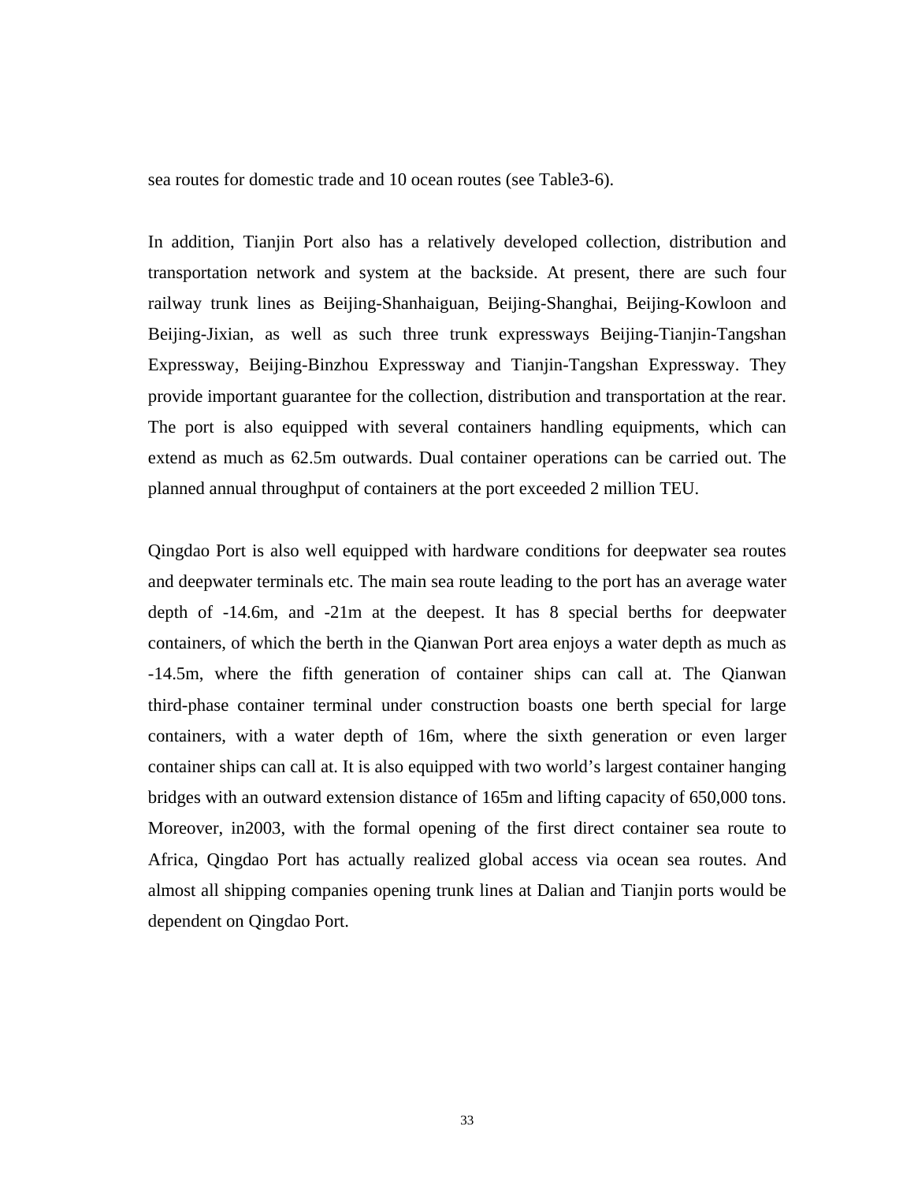sea routes for domestic trade and 10 ocean routes (see Table3-6).

In addition, Tianjin Port also has a relatively developed collection, distribution and transportation network and system at the backside. At present, there are such four railway trunk lines as Beijing-Shanhaiguan, Beijing-Shanghai, Beijing-Kowloon and Beijing-Jixian, as well as such three trunk expressways Beijing-Tianjin-Tangshan Expressway, Beijing-Binzhou Expressway and Tianjin-Tangshan Expressway. They provide important guarantee for the collection, distribution and transportation at the rear. The port is also equipped with several containers handling equipments, which can extend as much as 62.5m outwards. Dual container operations can be carried out. The planned annual throughput of containers at the port exceeded 2 million TEU.

Qingdao Port is also well equipped with hardware conditions for deepwater sea routes and deepwater terminals etc. The main sea route leading to the port has an average water depth of -14.6m, and -21m at the deepest. It has 8 special berths for deepwater containers, of which the berth in the Qianwan Port area enjoys a water depth as much as -14.5m, where the fifth generation of container ships can call at. The Qianwan third-phase container terminal under construction boasts one berth special for large containers, with a water depth of 16m, where the sixth generation or even larger container ships can call at. It is also equipped with two world's largest container hanging bridges with an outward extension distance of 165m and lifting capacity of 650,000 tons. Moreover, in2003, with the formal opening of the first direct container sea route to Africa, Qingdao Port has actually realized global access via ocean sea routes. And almost all shipping companies opening trunk lines at Dalian and Tianjin ports would be dependent on Qingdao Port.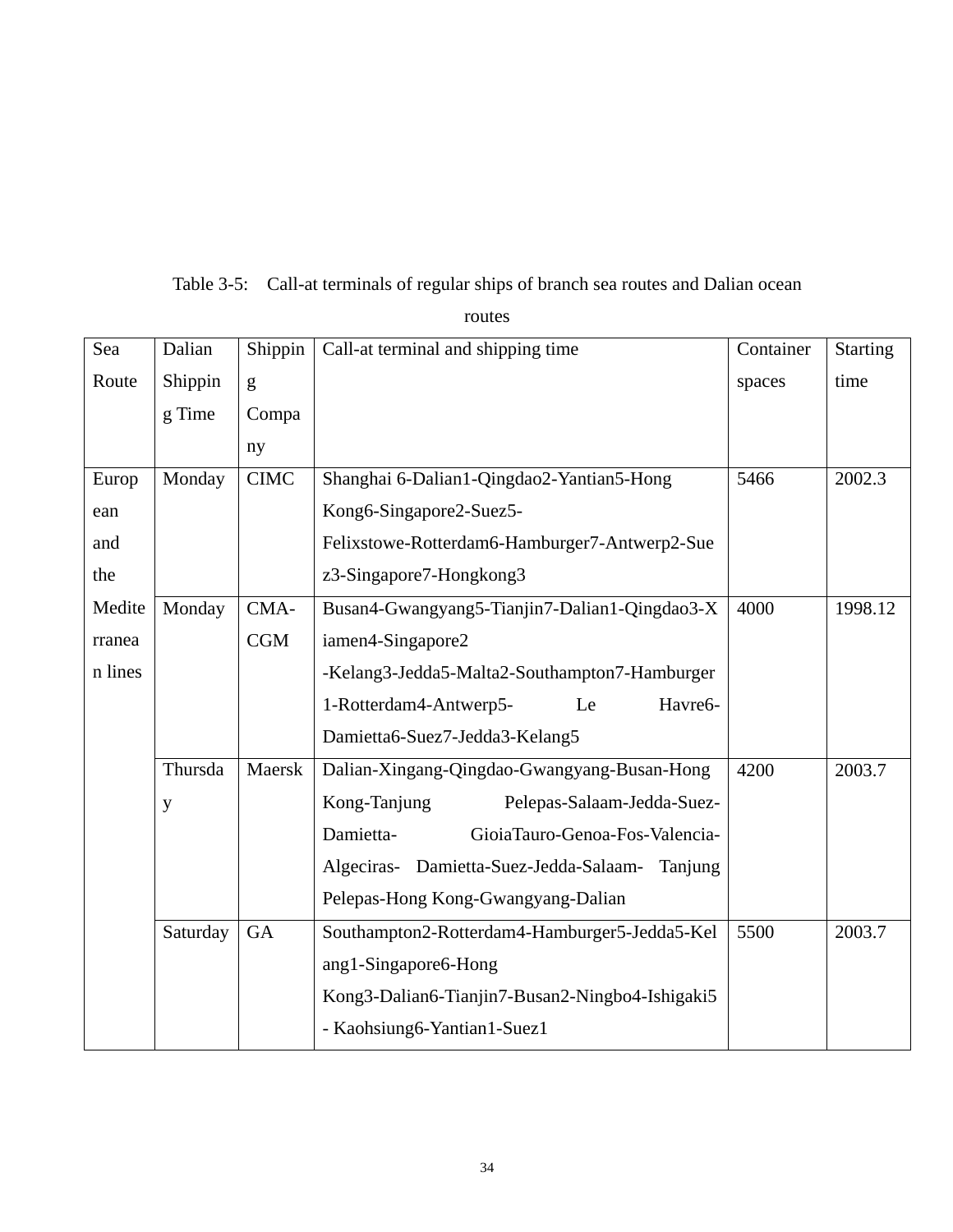Table 3-5: Call-at terminals of regular ships of branch sea routes and Dalian ocean routes

| Sea Route | Dalian Shipping Time | Shipping Company | Call-at terminal and shipping time | Container spaces | Starting time |
|---|---|---|---|---|---|
| European and the Mediterranean lines | Monday | CIMC | Shanghai 6-Dalian1-Qingdao2-Yantian5-Hong Kong6-Singapore2-Suez5-Felixstowe-Rotterdam6-Hamburger7-Antwerp2-Suez3-Singapore7-Hongkong3 | 5466 | 2002.3 |
| | Monday | CMA-CGM | Busan4-Gwangyang5-Tianjin7-Dalian1-Qingdao3-Xiamen4-Singapore2 -Kelang3-Jedda5-Malta2-Southampton7-Hamburger1-Rotterdam4-Antwerp5- Le Havre6-Damietta6-Suez7-Jedda3-Kelang5 | 4000 | 1998.12 |
| | Thursday | Maersk | Dalian-Xingang-Qingdao-Gwangyang-Busan-Hong Kong-Tanjung Pelepas-Salaam-Jedda-Suez-Damietta- GioiaTauro-Genoa-Fos-Valencia-Algeciras- Damietta-Suez-Jedda-Salaam- Tanjung Pelepas-Hong Kong-Gwangyang-Dalian | 4200 | 2003.7 |
| | Saturday | GA | Southampton2-Rotterdam4-Hamburger5-Jedda5-Kelang1-Singapore6-Hong Kong3-Dalian6-Tianjin7-Busan2-Ningbo4-Ishigaki5 - Kaohsiung6-Yantian1-Suez1 | 5500 | 2003.7 |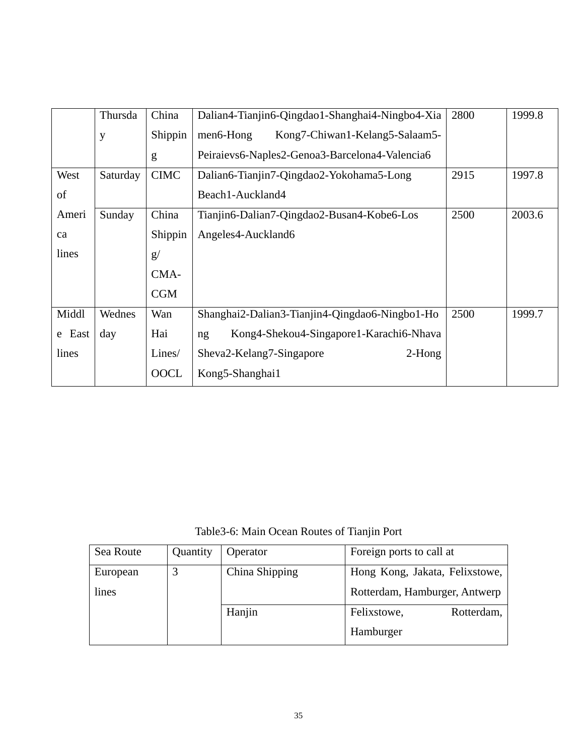| | | | | | |
|---|---|---|---|---|---|
| | Thursday | China Shipping | Dalian4-Tianjin6-Qingdao1-Shanghai4-Ningbo4-Xiamen6-Hong Kong7-Chiwan1-Kelang5-Salaam5-Peiraievs6-Naples2-Genoa3-Barcelona4-Valencia6 | 2800 | 1999.8 |
| West of America lines | Saturday | CIMC | Dalian6-Tianjin7-Qingdao2-Yokohama5-Long Beach1-Auckland4 | 2915 | 1997.8 |
| | Sunday | China Shipping/ CMA-CGM | Tianjin6-Dalian7-Qingdao2-Busan4-Kobe6-Los Angeles4-Auckland6 | 2500 | 2003.6 |
| Middle East lines | Wednesday | Wan Hai Lines/ OOCL | Shanghai2-Dalian3-Tianjin4-Qingdao6-Ningbo1-Hong Kong4-Shekou4-Singapore1-Karachi6-Nhava Sheva2-Kelang7-Singapore 2-Hong Kong5-Shanghai1 | 2500 | 1999.7 |

Table3-6: Main Ocean Routes of Tianjin Port

| Sea Route | Quantity | Operator | Foreign ports to call at |
|---|---|---|---|
| European lines | 3 | China Shipping | Hong Kong, Jakata, Felixstowe, Rotterdam, Hamburger, Antwerp |
| | | Hanjin | Felixstowe, Rotterdam, Hamburger |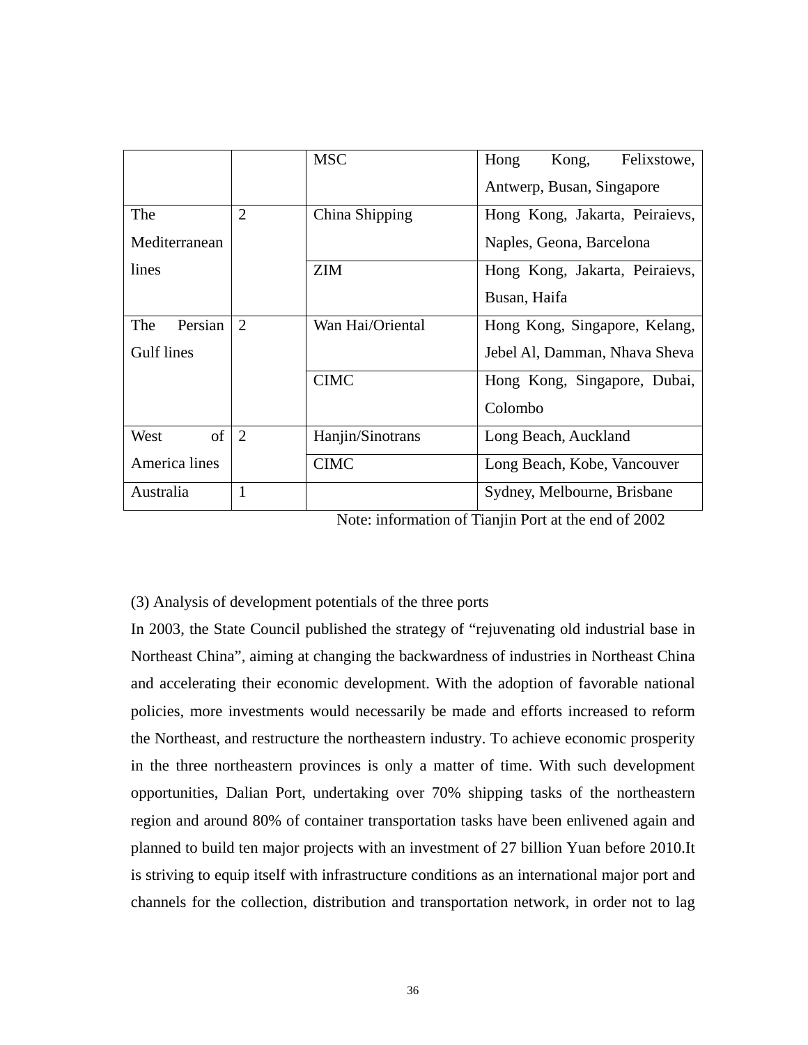| | | MSC | Hong Kong, Felixstowe, Antwerp, Busan, Singapore |
|---|---|---|---|
| The Mediterranean lines | 2 | China Shipping | Hong Kong, Jakarta, Peiraievs, Naples, Geona, Barcelona |
| | | ZIM | Hong Kong, Jakarta, Peiraievs, Busan, Haifa |
| The Persian Gulf lines | 2 | Wan Hai/Oriental | Hong Kong, Singapore, Kelang, Jebel Al, Damman, Nhava Sheva |
| | | CIMC | Hong Kong, Singapore, Dubai, Colombo |
| West of America lines | 2 | Hanjin/Sinotrans | Long Beach, Auckland |
| | | CIMC | Long Beach, Kobe, Vancouver |
| Australia | 1 | | Sydney, Melbourne, Brisbane |

Note: information of Tianjin Port at the end of 2002

(3) Analysis of development potentials of the three ports

In 2003, the State Council published the strategy of "rejuvenating old industrial base in Northeast China", aiming at changing the backwardness of industries in Northeast China and accelerating their economic development. With the adoption of favorable national policies, more investments would necessarily be made and efforts increased to reform the Northeast, and restructure the northeastern industry. To achieve economic prosperity in the three northeastern provinces is only a matter of time. With such development opportunities, Dalian Port, undertaking over 70% shipping tasks of the northeastern region and around 80% of container transportation tasks have been enlivened again and planned to build ten major projects with an investment of 27 billion Yuan before 2010.It is striving to equip itself with infrastructure conditions as an international major port and channels for the collection, distribution and transportation network, in order not to lag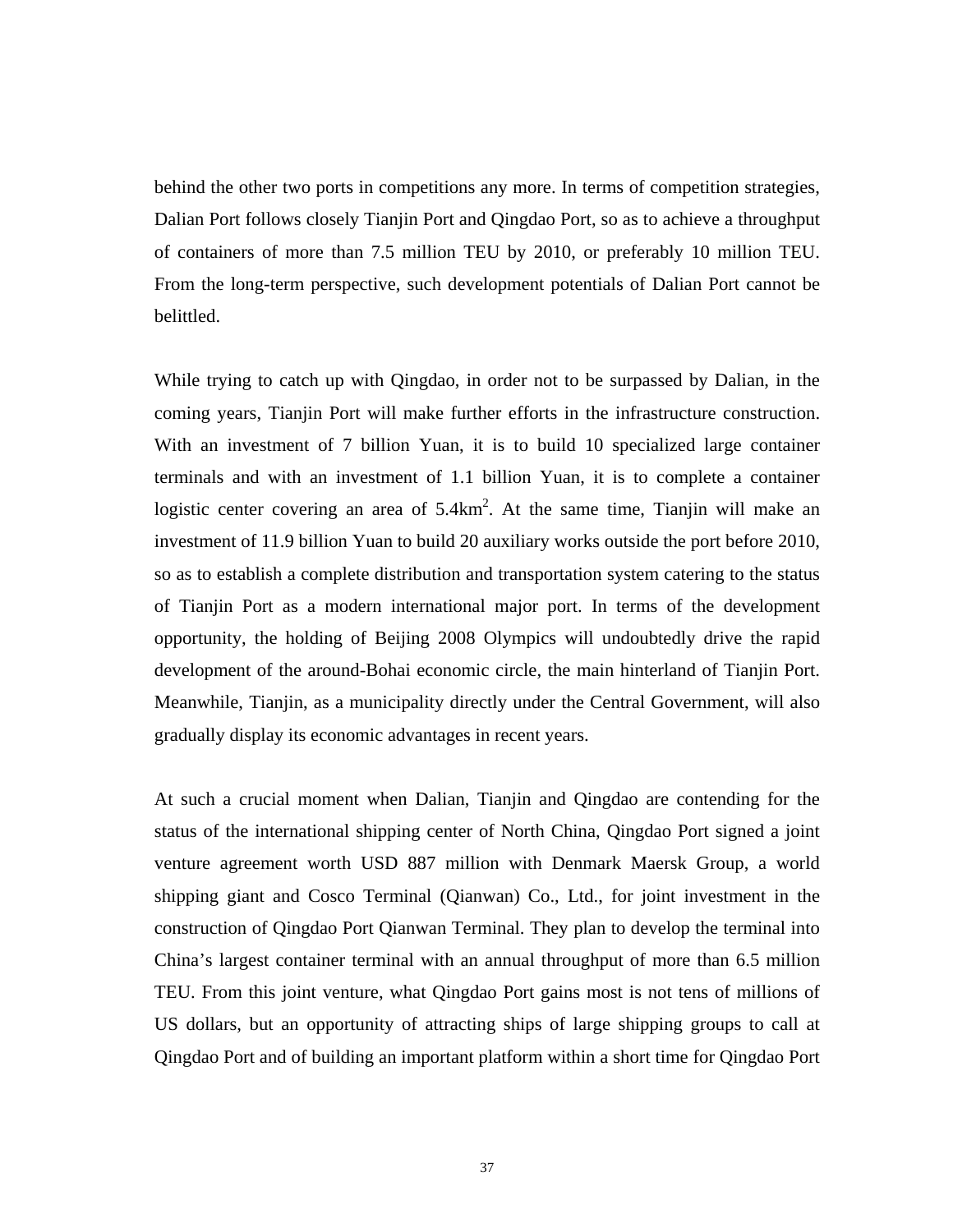behind the other two ports in competitions any more. In terms of competition strategies, Dalian Port follows closely Tianjin Port and Qingdao Port, so as to achieve a throughput of containers of more than 7.5 million TEU by 2010, or preferably 10 million TEU. From the long-term perspective, such development potentials of Dalian Port cannot be belittled.

While trying to catch up with Qingdao, in order not to be surpassed by Dalian, in the coming years, Tianjin Port will make further efforts in the infrastructure construction. With an investment of 7 billion Yuan, it is to build 10 specialized large container terminals and with an investment of 1.1 billion Yuan, it is to complete a container logistic center covering an area of $5.4km^2$. At the same time, Tianjin will make an investment of 11.9 billion Yuan to build 20 auxiliary works outside the port before 2010, so as to establish a complete distribution and transportation system catering to the status of Tianjin Port as a modern international major port. In terms of the development opportunity, the holding of Beijing 2008 Olympics will undoubtedly drive the rapid development of the around-Bohai economic circle, the main hinterland of Tianjin Port. Meanwhile, Tianjin, as a municipality directly under the Central Government, will also gradually display its economic advantages in recent years.

At such a crucial moment when Dalian, Tianjin and Qingdao are contending for the status of the international shipping center of North China, Qingdao Port signed a joint venture agreement worth USD 887 million with Denmark Maersk Group, a world shipping giant and Cosco Terminal (Qianwan) Co., Ltd., for joint investment in the construction of Qingdao Port Qianwan Terminal. They plan to develop the terminal into China's largest container terminal with an annual throughput of more than 6.5 million TEU. From this joint venture, what Qingdao Port gains most is not tens of millions of US dollars, but an opportunity of attracting ships of large shipping groups to call at Qingdao Port and of building an important platform within a short time for Qingdao Port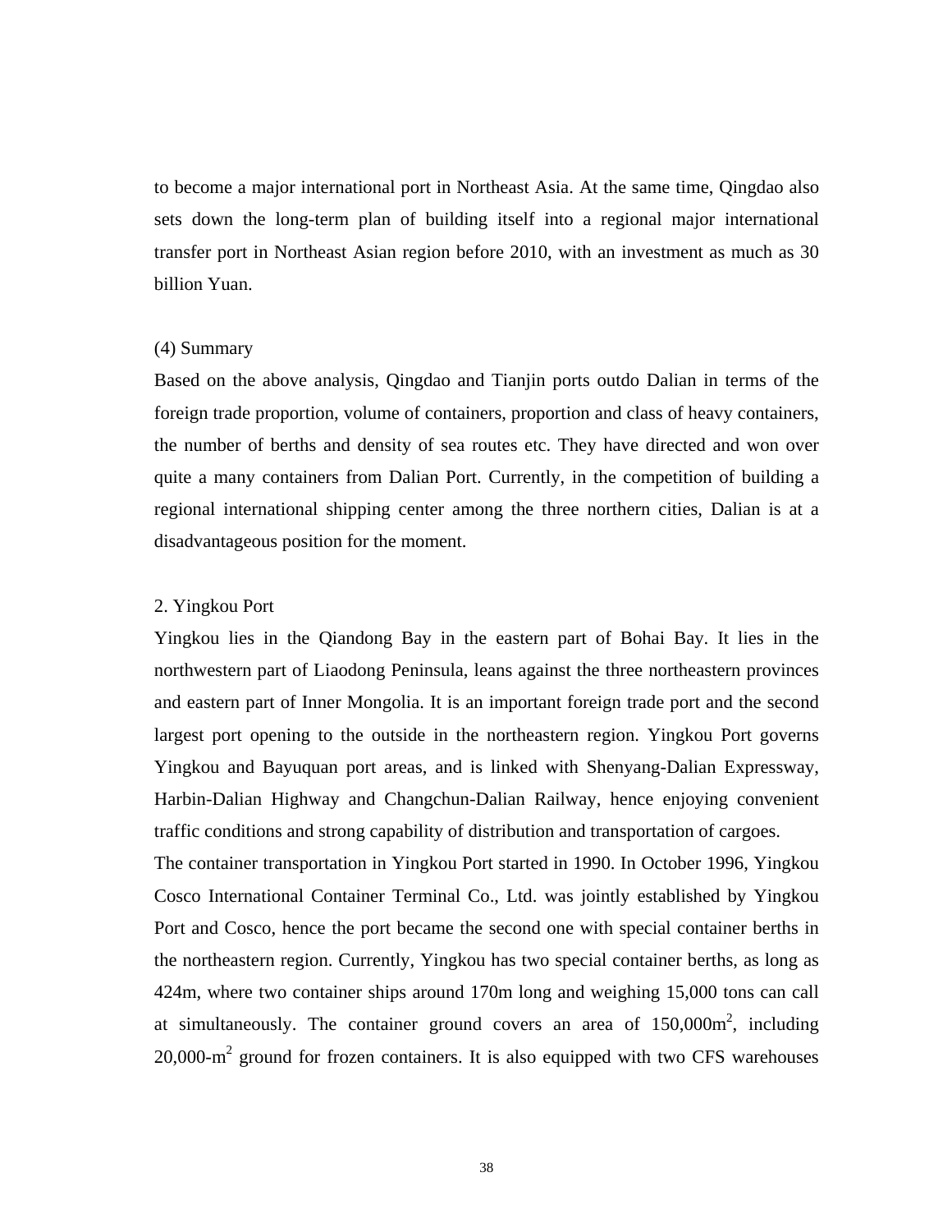to become a major international port in Northeast Asia. At the same time, Qingdao also sets down the long-term plan of building itself into a regional major international transfer port in Northeast Asian region before 2010, with an investment as much as 30 billion Yuan.

(4) Summary

Based on the above analysis, Qingdao and Tianjin ports outdo Dalian in terms of the foreign trade proportion, volume of containers, proportion and class of heavy containers, the number of berths and density of sea routes etc. They have directed and won over quite a many containers from Dalian Port. Currently, in the competition of building a regional international shipping center among the three northern cities, Dalian is at a disadvantageous position for the moment.

2. Yingkou Port

Yingkou lies in the Qiandong Bay in the eastern part of Bohai Bay. It lies in the northwestern part of Liaodong Peninsula, leans against the three northeastern provinces and eastern part of Inner Mongolia. It is an important foreign trade port and the second largest port opening to the outside in the northeastern region. Yingkou Port governs Yingkou and Bayuquan port areas, and is linked with Shenyang-Dalian Expressway, Harbin-Dalian Highway and Changchun-Dalian Railway, hence enjoying convenient traffic conditions and strong capability of distribution and transportation of cargoes.

The container transportation in Yingkou Port started in 1990. In October 1996, Yingkou Cosco International Container Terminal Co., Ltd. was jointly established by Yingkou Port and Cosco, hence the port became the second one with special container berths in the northeastern region. Currently, Yingkou has two special container berths, as long as 424m, where two container ships around 170m long and weighing 15,000 tons can call at simultaneously. The container ground covers an area of 150,000m$^2$, including 20,000-m$^2$ ground for frozen containers. It is also equipped with two CFS warehouses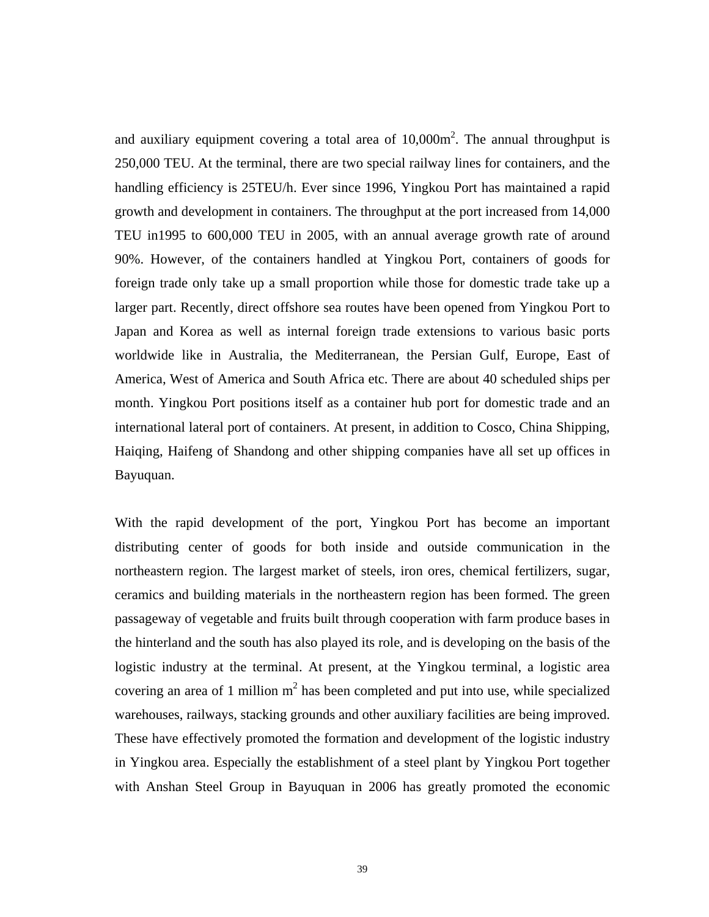and auxiliary equipment covering a total area of 10,000$m^2$. The annual throughput is 250,000 TEU. At the terminal, there are two special railway lines for containers, and the handling efficiency is 25TEU/h. Ever since 1996, Yingkou Port has maintained a rapid growth and development in containers. The throughput at the port increased from 14,000 TEU in1995 to 600,000 TEU in 2005, with an annual average growth rate of around 90%. However, of the containers handled at Yingkou Port, containers of goods for foreign trade only take up a small proportion while those for domestic trade take up a larger part. Recently, direct offshore sea routes have been opened from Yingkou Port to Japan and Korea as well as internal foreign trade extensions to various basic ports worldwide like in Australia, the Mediterranean, the Persian Gulf, Europe, East of America, West of America and South Africa etc. There are about 40 scheduled ships per month. Yingkou Port positions itself as a container hub port for domestic trade and an international lateral port of containers. At present, in addition to Cosco, China Shipping, Haiqing, Haifeng of Shandong and other shipping companies have all set up offices in Bayuquan.

With the rapid development of the port, Yingkou Port has become an important distributing center of goods for both inside and outside communication in the northeastern region. The largest market of steels, iron ores, chemical fertilizers, sugar, ceramics and building materials in the northeastern region has been formed. The green passageway of vegetable and fruits built through cooperation with farm produce bases in the hinterland and the south has also played its role, and is developing on the basis of the logistic industry at the terminal. At present, at the Yingkou terminal, a logistic area covering an area of 1 million $m^2$ has been completed and put into use, while specialized warehouses, railways, stacking grounds and other auxiliary facilities are being improved. These have effectively promoted the formation and development of the logistic industry in Yingkou area. Especially the establishment of a steel plant by Yingkou Port together with Anshan Steel Group in Bayuquan in 2006 has greatly promoted the economic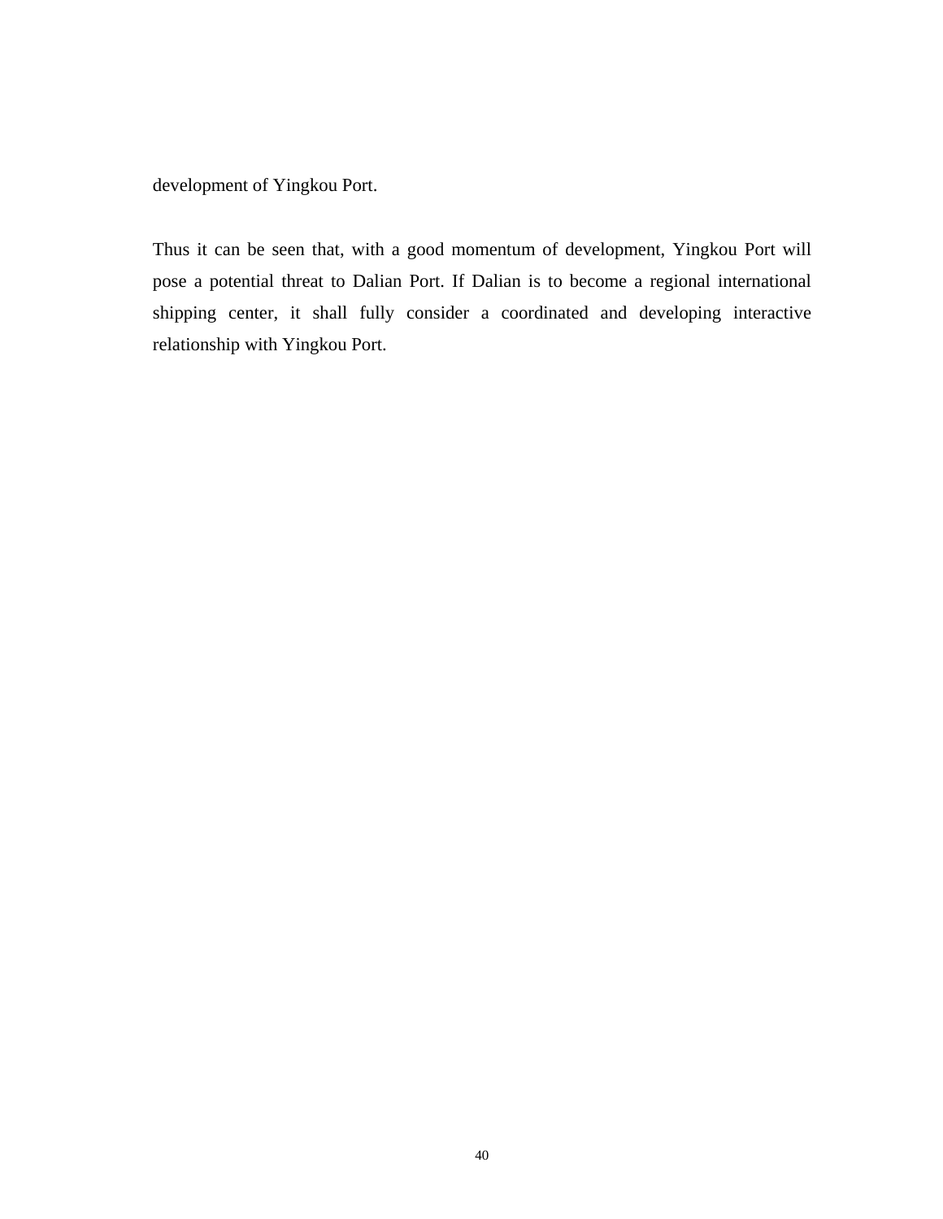development of Yingkou Port.

Thus it can be seen that, with a good momentum of development, Yingkou Port will pose a potential threat to Dalian Port. If Dalian is to become a regional international shipping center, it shall fully consider a coordinated and developing interactive relationship with Yingkou Port.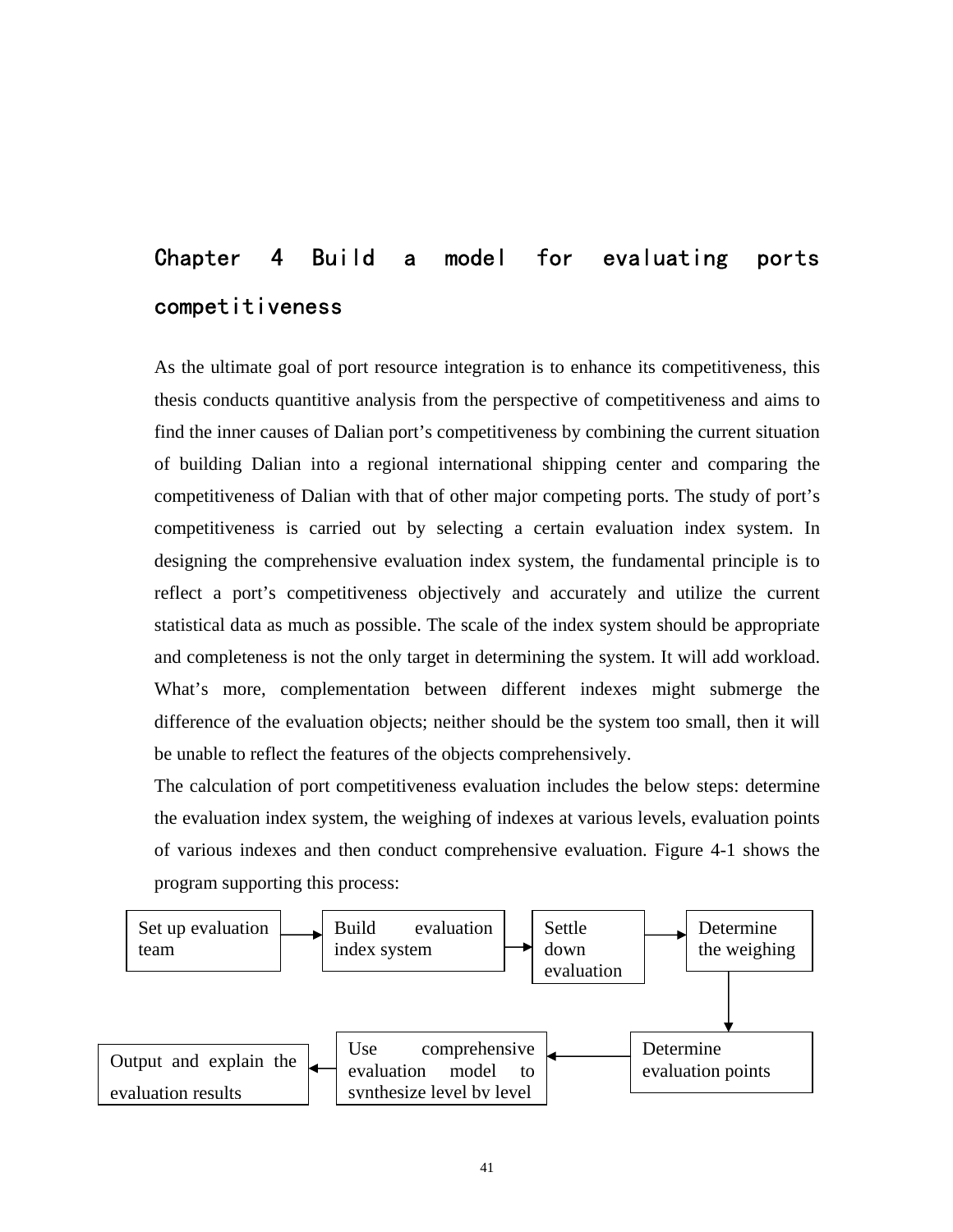# Chapter 4 Build a model for evaluating ports competitiveness

As the ultimate goal of port resource integration is to enhance its competitiveness, this thesis conducts quantitive analysis from the perspective of competitiveness and aims to find the inner causes of Dalian port's competitiveness by combining the current situation of building Dalian into a regional international shipping center and comparing the competitiveness of Dalian with that of other major competing ports. The study of port's competitiveness is carried out by selecting a certain evaluation index system. In designing the comprehensive evaluation index system, the fundamental principle is to reflect a port's competitiveness objectively and accurately and utilize the current statistical data as much as possible. The scale of the index system should be appropriate and completeness is not the only target in determining the system. It will add workload. What's more, complementation between different indexes might submerge the difference of the evaluation objects; neither should be the system too small, then it will be unable to reflect the features of the objects comprehensively.

The calculation of port competitiveness evaluation includes the below steps: determine the evaluation index system, the weighing of indexes at various levels, evaluation points of various indexes and then conduct comprehensive evaluation. Figure 4-1 shows the program supporting this process:

Set up evaluation team → Build evaluation index system → Settle down evaluation → Determine the weighing → Determine evaluation points → Use comprehensive evaluation model to synthesize level by level → Output and explain the evaluation results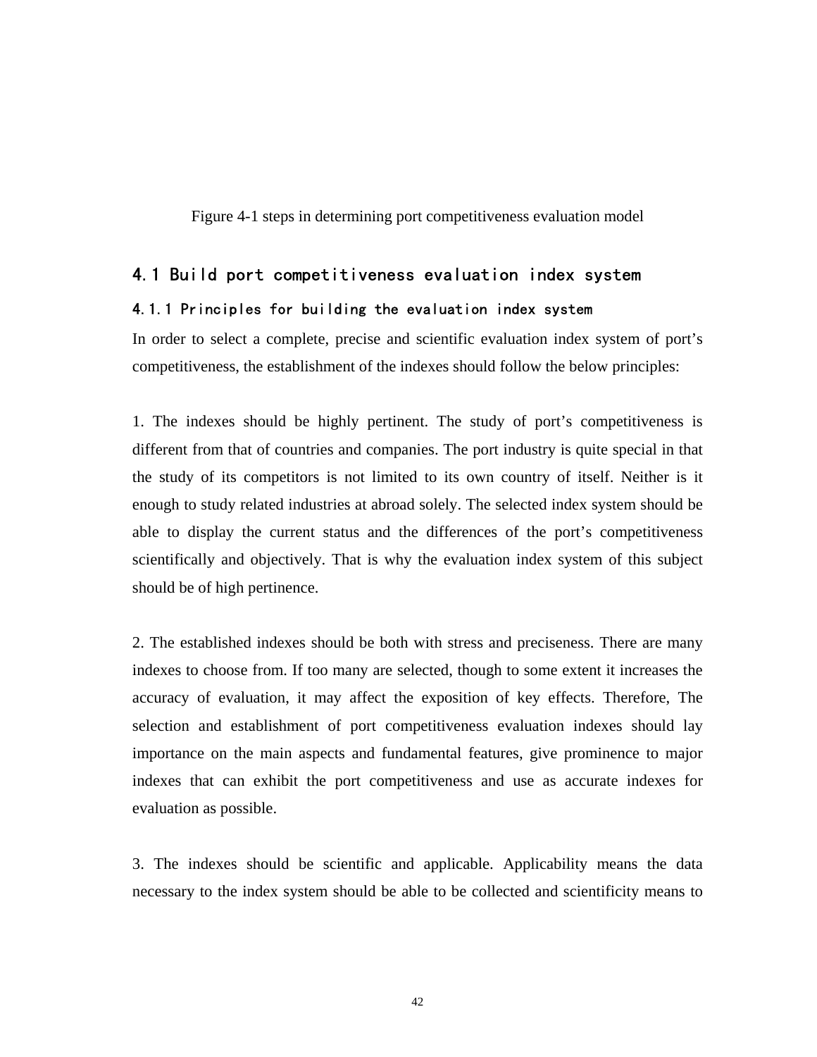Figure 4-1 steps in determining port competitiveness evaluation model

## 4.1 Build port competitiveness evaluation index system

### 4.1.1 Principles for building the evaluation index system

In order to select a complete, precise and scientific evaluation index system of port's competitiveness, the establishment of the indexes should follow the below principles:

1. The indexes should be highly pertinent. The study of port's competitiveness is different from that of countries and companies. The port industry is quite special in that the study of its competitors is not limited to its own country of itself. Neither is it enough to study related industries at abroad solely. The selected index system should be able to display the current status and the differences of the port's competitiveness scientifically and objectively. That is why the evaluation index system of this subject should be of high pertinence.

2. The established indexes should be both with stress and preciseness. There are many indexes to choose from. If too many are selected, though to some extent it increases the accuracy of evaluation, it may affect the exposition of key effects. Therefore, The selection and establishment of port competitiveness evaluation indexes should lay importance on the main aspects and fundamental features, give prominence to major indexes that can exhibit the port competitiveness and use as accurate indexes for evaluation as possible.

3. The indexes should be scientific and applicable. Applicability means the data necessary to the index system should be able to be collected and scientificity means to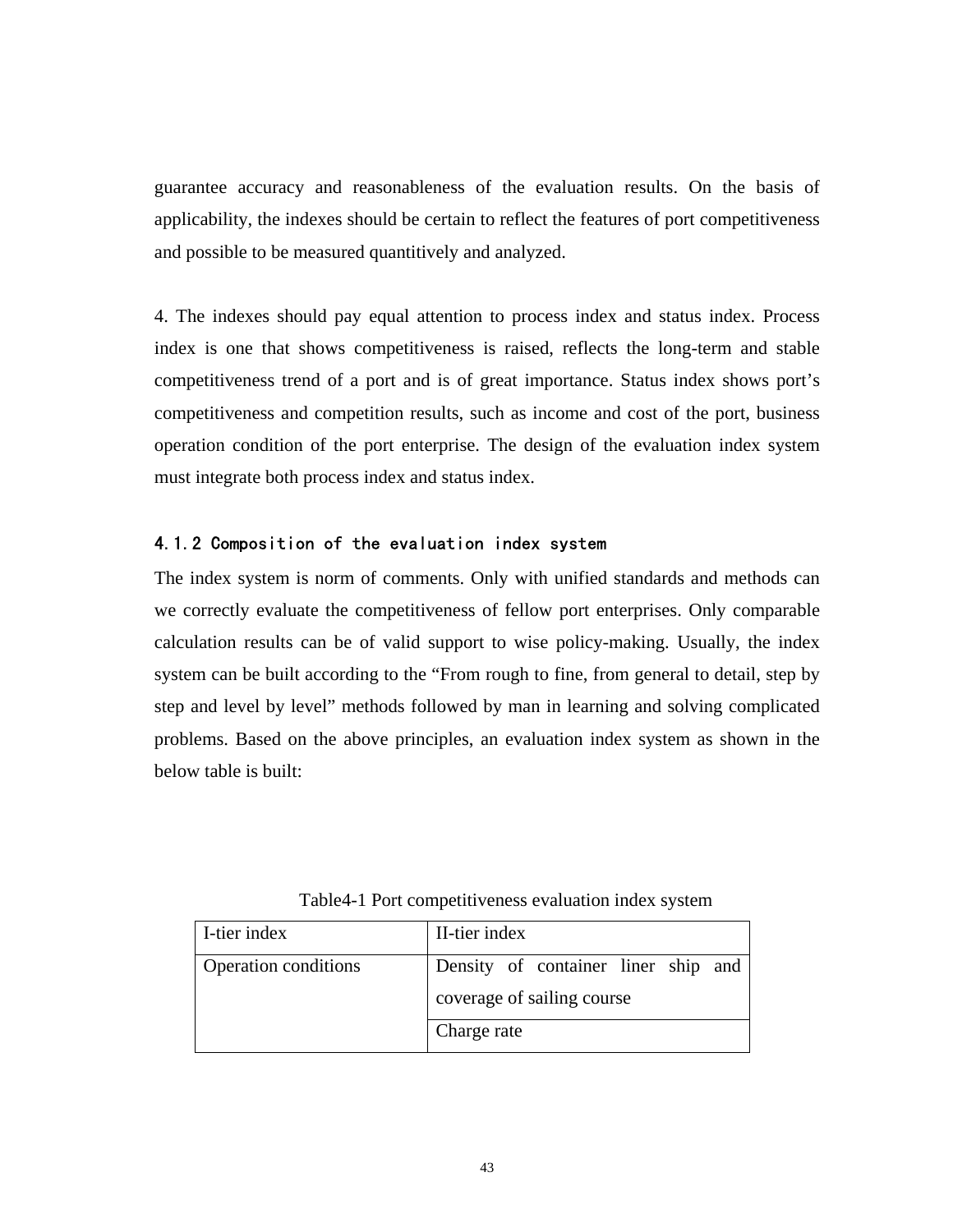guarantee accuracy and reasonableness of the evaluation results. On the basis of applicability, the indexes should be certain to reflect the features of port competitiveness and possible to be measured quantitively and analyzed.

4. The indexes should pay equal attention to process index and status index. Process index is one that shows competitiveness is raised, reflects the long-term and stable competitiveness trend of a port and is of great importance. Status index shows port's competitiveness and competition results, such as income and cost of the port, business operation condition of the port enterprise. The design of the evaluation index system must integrate both process index and status index.

### 4.1.2 Composition of the evaluation index system

The index system is norm of comments. Only with unified standards and methods can we correctly evaluate the competitiveness of fellow port enterprises. Only comparable calculation results can be of valid support to wise policy-making. Usually, the index system can be built according to the "From rough to fine, from general to detail, step by step and level by level" methods followed by man in learning and solving complicated problems. Based on the above principles, an evaluation index system as shown in the below table is built:

Table4-1 Port competitiveness evaluation index system

| I-tier index | II-tier index |
|---|---|
| Operation conditions | Density of container liner ship and coverage of sailing course |
| | Charge rate |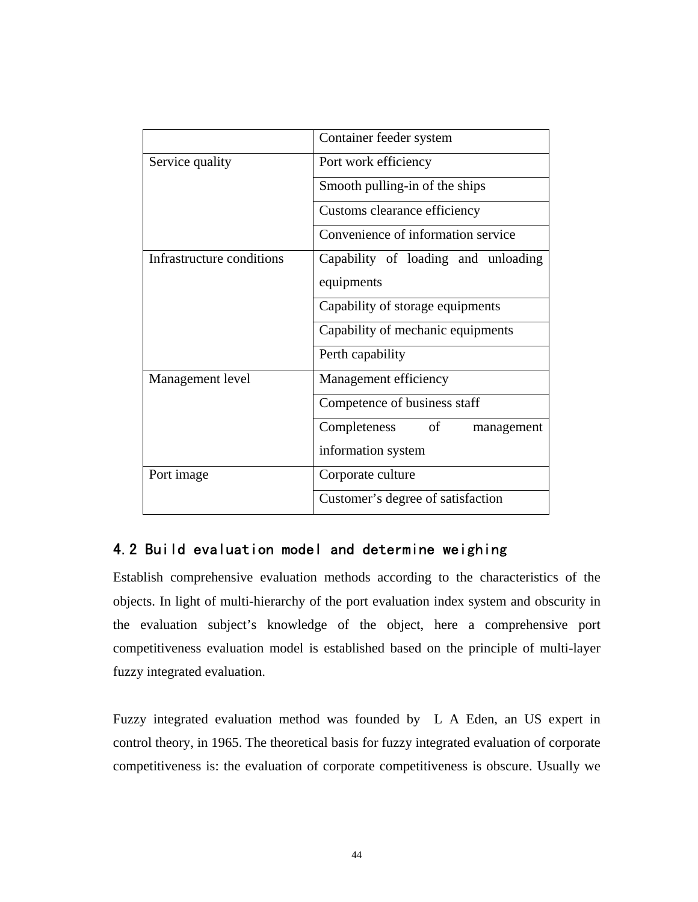| | |
|---|---|
| | Container feeder system |
| Service quality | Port work efficiency |
| | Smooth pulling-in of the ships |
| | Customs clearance efficiency |
| | Convenience of information service |
| Infrastructure conditions | Capability of loading and unloading equipments |
| | Capability of storage equipments |
| | Capability of mechanic equipments |
| | Perth capability |
| Management level | Management efficiency |
| | Competence of business staff |
| | Completeness of management information system |
| Port image | Corporate culture |
| | Customer's degree of satisfaction |

## 4.2 Build evaluation model and determine weighing

Establish comprehensive evaluation methods according to the characteristics of the objects. In light of multi-hierarchy of the port evaluation index system and obscurity in the evaluation subject's knowledge of the object, here a comprehensive port competitiveness evaluation model is established based on the principle of multi-layer fuzzy integrated evaluation.

Fuzzy integrated evaluation method was founded by L A Eden, an US expert in control theory, in 1965. The theoretical basis for fuzzy integrated evaluation of corporate competitiveness is: the evaluation of corporate competitiveness is obscure. Usually we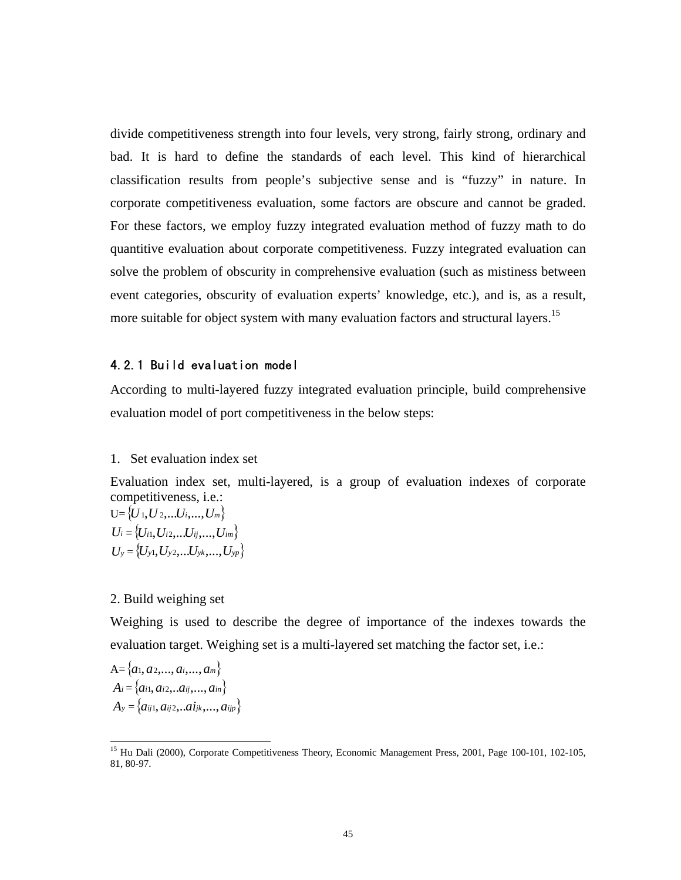divide competitiveness strength into four levels, very strong, fairly strong, ordinary and bad. It is hard to define the standards of each level. This kind of hierarchical classification results from people's subjective sense and is "fuzzy" in nature. In corporate competitiveness evaluation, some factors are obscure and cannot be graded. For these factors, we employ fuzzy integrated evaluation method of fuzzy math to do quantitive evaluation about corporate competitiveness. Fuzzy integrated evaluation can solve the problem of obscurity in comprehensive evaluation (such as mistiness between event categories, obscurity of evaluation experts' knowledge, etc.), and is, as a result, more suitable for object system with many evaluation factors and structural layers.[15]

### 4.2.1 Build evaluation model

According to multi-layered fuzzy integrated evaluation principle, build comprehensive evaluation model of port competitiveness in the below steps:

1. Set evaluation index set

Evaluation index set, multi-layered, is a group of evaluation indexes of corporate competitiveness, i.e.:

$$U = \{U_1, U_2, \ldots U_i, \ldots, U_m\}$$

$$U_i = \{U_{i1}, U_{i2}, \ldots U_{ij}, \ldots, U_{im}\}$$

$$U_y = \{U_{y1}, U_{y2}, \ldots U_{yk}, \ldots, U_{yp}\}$$

2. Build weighing set

Weighing is used to describe the degree of importance of the indexes towards the evaluation target. Weighing set is a multi-layered set matching the factor set, i.e.:

$$A = \{a_1, a_2, \ldots, a_i, \ldots, a_m\}$$

$$A_i = \{a_{i1}, a_{i2}, \ldots a_{ij}, \ldots, a_{in}\}$$

$$A_y = \{a_{ij1}, a_{ij2}, \ldots ai_{jk}, \ldots, a_{ijp}\}$$

[15] Hu Dali (2000), Corporate Competitiveness Theory, Economic Management Press, 2001, Page 100-101, 102-105, 81, 80-97.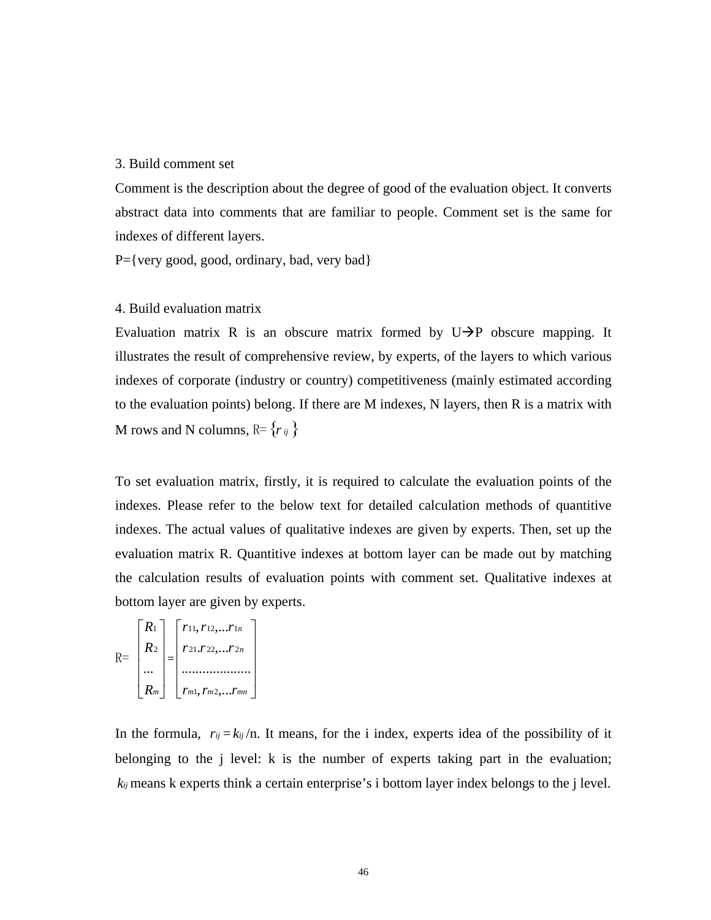3. Build comment set

Comment is the description about the degree of good of the evaluation object. It converts abstract data into comments that are familiar to people. Comment set is the same for indexes of different layers.

P={very good, good, ordinary, bad, very bad}

4. Build evaluation matrix

Evaluation matrix R is an obscure matrix formed by U→P obscure mapping. It illustrates the result of comprehensive review, by experts, of the layers to which various indexes of corporate (industry or country) competitiveness (mainly estimated according to the evaluation points) belong. If there are M indexes, N layers, then R is a matrix with M rows and N columns, R= $\{r_{ij}\}$

To set evaluation matrix, firstly, it is required to calculate the evaluation points of the indexes. Please refer to the below text for detailed calculation methods of quantitive indexes. The actual values of qualitative indexes are given by experts. Then, set up the evaluation matrix R. Quantitive indexes at bottom layer can be made out by matching the calculation results of evaluation points with comment set. Qualitative indexes at bottom layer are given by experts.

$$R=\begin{bmatrix} R_1 \\ R_2 \\ \dots \\ R_m \end{bmatrix} = \begin{bmatrix} r_{11}, r_{12}, \dots r_{1n} \\ r_{21}. r_{22}, \dots r_{2n} \\ \dots\dots\dots\dots\dots\dots \\ r_{m1}, r_{m2}, \dots r_{mn} \end{bmatrix}$$

In the formula, $r_{ij} = k_{ij}/\text{n}$. It means, for the i index, experts idea of the possibility of it belonging to the j level: k is the number of experts taking part in the evaluation; $k_{ij}$ means k experts think a certain enterprise's i bottom layer index belongs to the j level.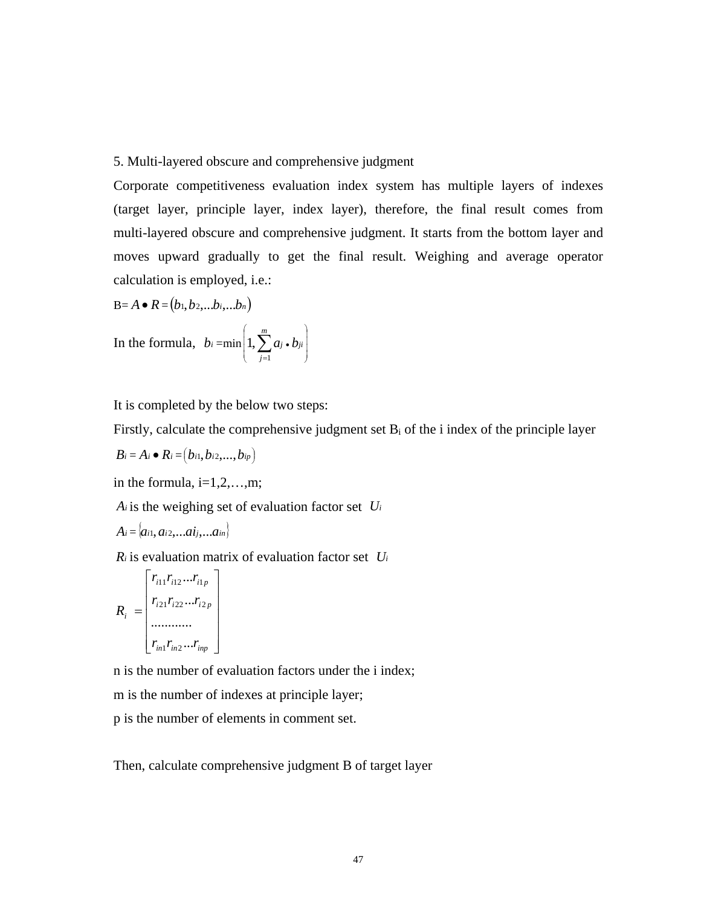5. Multi-layered obscure and comprehensive judgment

Corporate competitiveness evaluation index system has multiple layers of indexes (target layer, principle layer, index layer), therefore, the final result comes from multi-layered obscure and comprehensive judgment. It starts from the bottom layer and moves upward gradually to get the final result. Weighing and average operator calculation is employed, i.e.:

B= $A \bullet R = (b_1, b_2, ...b_i, ...b_n)$

In the formula, $b_i = \min\left(1, \sum_{j=1}^{m} a_j \bullet b_{ji}\right)$

It is completed by the below two steps:

Firstly, calculate the comprehensive judgment set $B_i$ of the i index of the principle layer

$B_i = A_i \bullet R_i = (b_{i1}, b_{i2}, ..., b_{ip})$

in the formula, i=1,2,…,m;

$A_i$ is the weighing set of evaluation factor set $U_i$

$A_i = \{a_{i1}, a_{i2}, ...ai_j, ...a_{in}\}$

$R_i$ is evaluation matrix of evaluation factor set $U_i$

$$R_i = \begin{bmatrix} r_{i11} r_{i12} ... r_{i1p} \\ r_{i21} r_{i22} ... r_{i2p} \\ ............ \\ r_{in1} r_{in2} ... r_{inp} \end{bmatrix}$$

n is the number of evaluation factors under the i index;

m is the number of indexes at principle layer;

p is the number of elements in comment set.

Then, calculate comprehensive judgment B of target layer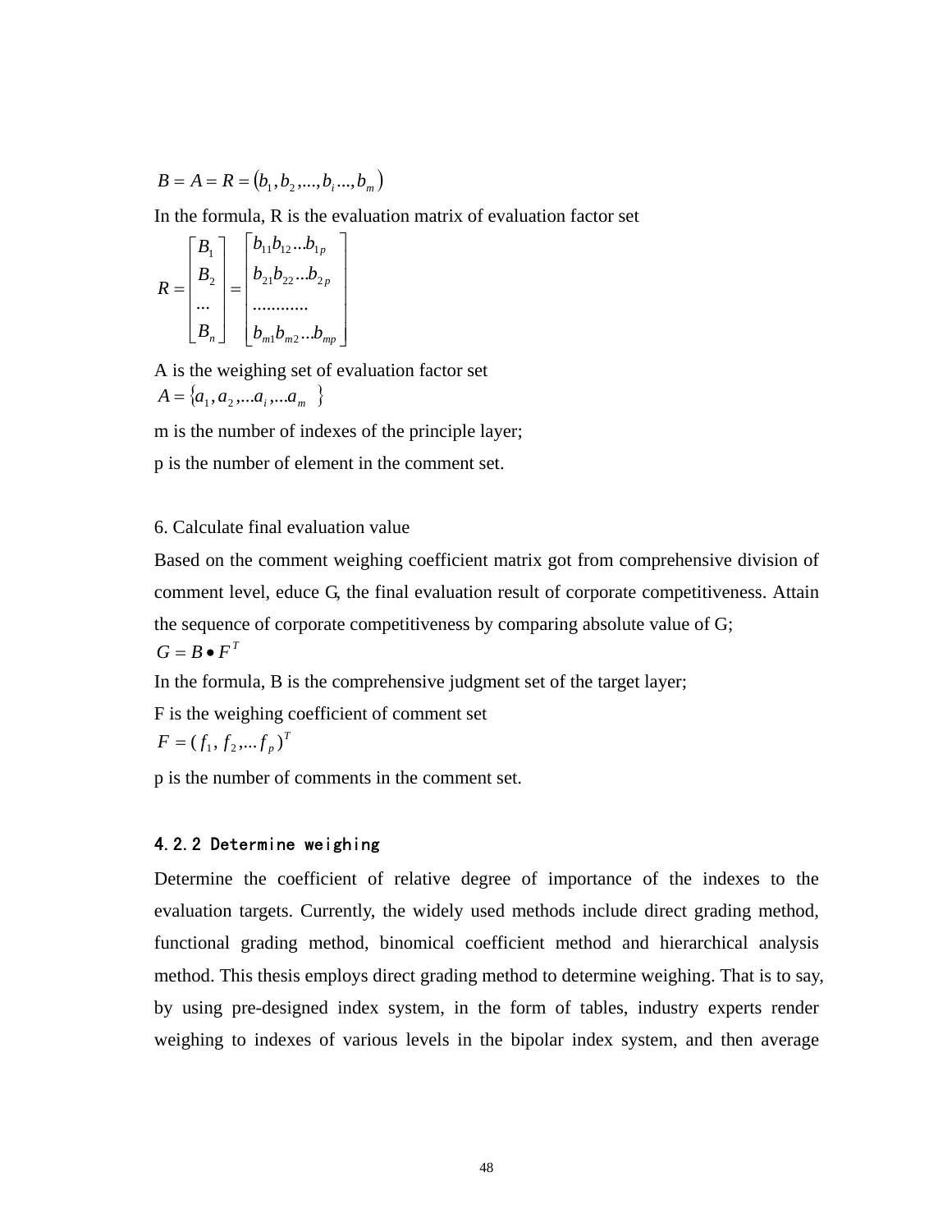$$B = A = R = (b_1, b_2, ..., b_i ..., b_m)$$

In the formula, R is the evaluation matrix of evaluation factor set

$$R = \begin{bmatrix} B_1 \\ B_2 \\ ... \\ B_n \end{bmatrix} = \begin{bmatrix} b_{11} b_{12} ... b_{1p} \\ b_{21} b_{22} ... b_{2p} \\ ............ \\ b_{m1} b_{m2} ... b_{mp} \end{bmatrix}$$

A is the weighing set of evaluation factor set

$$A = \{a_1, a_2, ... a_i, ... a_m \}$$

m is the number of indexes of the principle layer;

p is the number of element in the comment set.

6. Calculate final evaluation value

Based on the comment weighing coefficient matrix got from comprehensive division of comment level, educe G, the final evaluation result of corporate competitiveness. Attain the sequence of corporate competitiveness by comparing absolute value of G;

$$G = B \bullet F^T$$

In the formula, B is the comprehensive judgment set of the target layer;

F is the weighing coefficient of comment set

$$F = (f_1, f_2, ... f_p)^T$$

p is the number of comments in the comment set.

### 4.2.2 Determine weighing

Determine the coefficient of relative degree of importance of the indexes to the evaluation targets. Currently, the widely used methods include direct grading method, functional grading method, binomical coefficient method and hierarchical analysis method. This thesis employs direct grading method to determine weighing. That is to say, by using pre-designed index system, in the form of tables, industry experts render weighing to indexes of various levels in the bipolar index system, and then average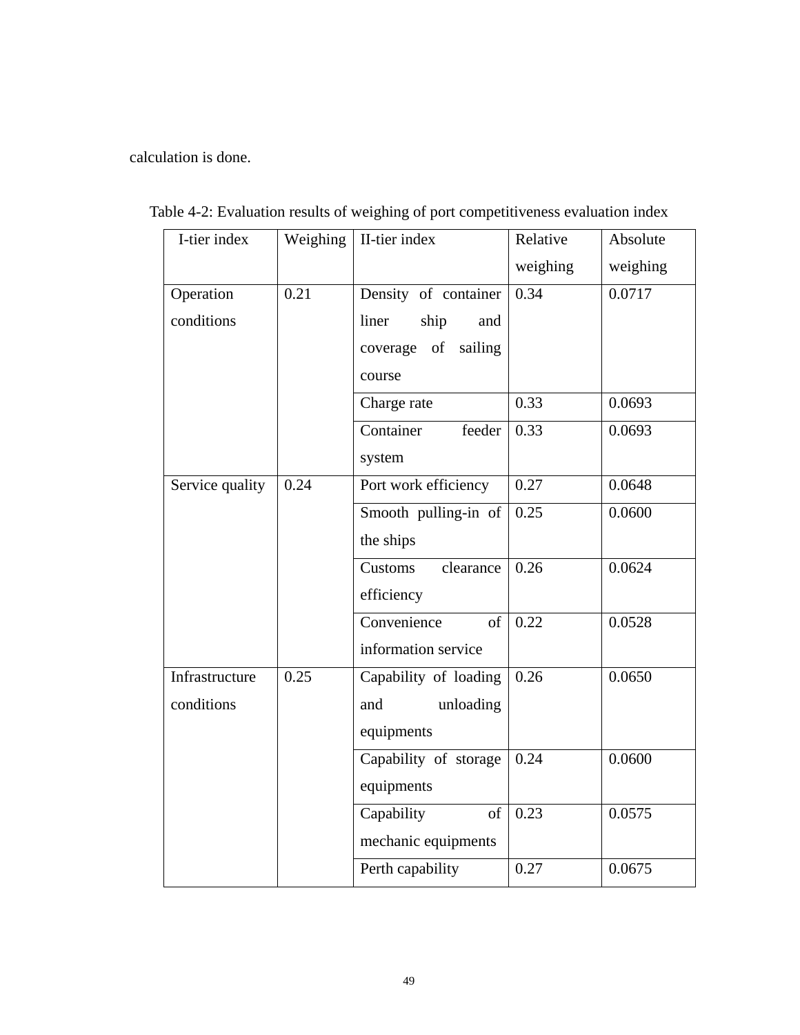calculation is done.

Table 4-2: Evaluation results of weighing of port competitiveness evaluation index

| I-tier index | Weighing | II-tier index | Relative weighing | Absolute weighing |
|---|---|---|---|---|
| Operation conditions | 0.21 | Density of container liner ship and coverage of sailing course | 0.34 | 0.0717 |
| | | Charge rate | 0.33 | 0.0693 |
| | | Container feeder system | 0.33 | 0.0693 |
| Service quality | 0.24 | Port work efficiency | 0.27 | 0.0648 |
| | | Smooth pulling-in of the ships | 0.25 | 0.0600 |
| | | Customs clearance efficiency | 0.26 | 0.0624 |
| | | Convenience of information service | 0.22 | 0.0528 |
| Infrastructure conditions | 0.25 | Capability of loading and unloading equipments | 0.26 | 0.0650 |
| | | Capability of storage equipments | 0.24 | 0.0600 |
| | | Capability of mechanic equipments | 0.23 | 0.0575 |
| | | Perth capability | 0.27 | 0.0675 |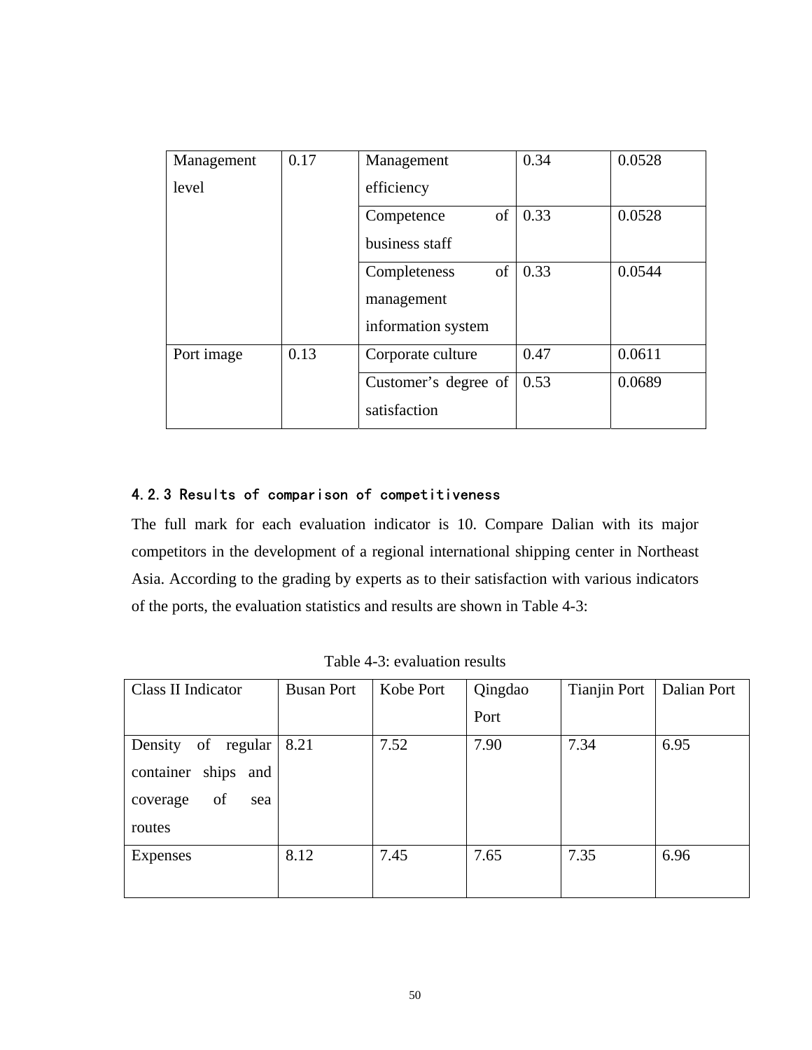| Management level | 0.17 | Management efficiency | 0.34 | 0.0528 |
|---|---|---|---|---|
| | | Competence of business staff | 0.33 | 0.0528 |
| | | Completeness of management information system | 0.33 | 0.0544 |
| Port image | 0.13 | Corporate culture | 0.47 | 0.0611 |
| | | Customer's degree of satisfaction | 0.53 | 0.0689 |

### 4.2.3 Results of comparison of competitiveness

The full mark for each evaluation indicator is 10. Compare Dalian with its major competitors in the development of a regional international shipping center in Northeast Asia. According to the grading by experts as to their satisfaction with various indicators of the ports, the evaluation statistics and results are shown in Table 4-3:

Table 4-3: evaluation results

| Class II Indicator | Busan Port | Kobe Port | Qingdao Port | Tianjin Port | Dalian Port |
|---|---|---|---|---|---|
| Density of regular container ships and coverage of sea routes | 8.21 | 7.52 | 7.90 | 7.34 | 6.95 |
| Expenses | 8.12 | 7.45 | 7.65 | 7.35 | 6.96 |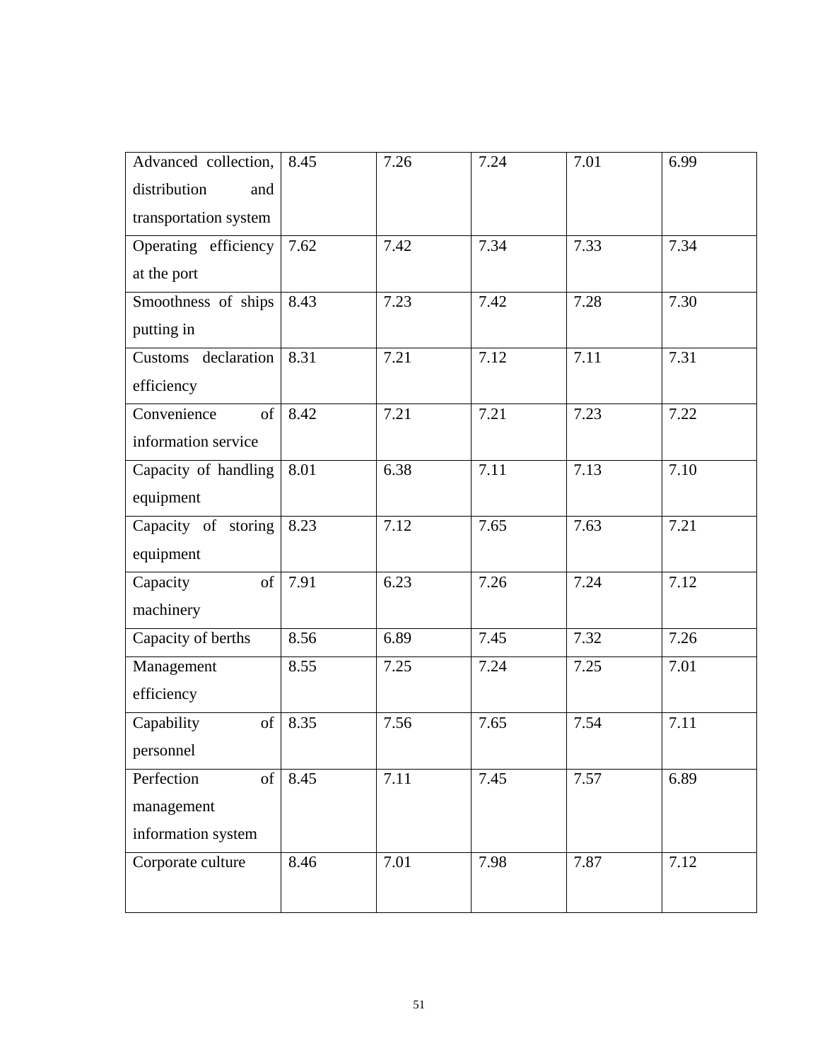| Advanced collection, distribution and transportation system | 8.45 | 7.26 | 7.24 | 7.01 | 6.99 |
|---|---|---|---|---|---|
| Operating efficiency at the port | 7.62 | 7.42 | 7.34 | 7.33 | 7.34 |
| Smoothness of ships putting in | 8.43 | 7.23 | 7.42 | 7.28 | 7.30 |
| Customs declaration efficiency | 8.31 | 7.21 | 7.12 | 7.11 | 7.31 |
| Convenience of information service | 8.42 | 7.21 | 7.21 | 7.23 | 7.22 |
| Capacity of handling equipment | 8.01 | 6.38 | 7.11 | 7.13 | 7.10 |
| Capacity of storing equipment | 8.23 | 7.12 | 7.65 | 7.63 | 7.21 |
| Capacity of machinery | 7.91 | 6.23 | 7.26 | 7.24 | 7.12 |
| Capacity of berths | 8.56 | 6.89 | 7.45 | 7.32 | 7.26 |
| Management efficiency | 8.55 | 7.25 | 7.24 | 7.25 | 7.01 |
| Capability of personnel | 8.35 | 7.56 | 7.65 | 7.54 | 7.11 |
| Perfection of management information system | 8.45 | 7.11 | 7.45 | 7.57 | 6.89 |
| Corporate culture | 8.46 | 7.01 | 7.98 | 7.87 | 7.12 |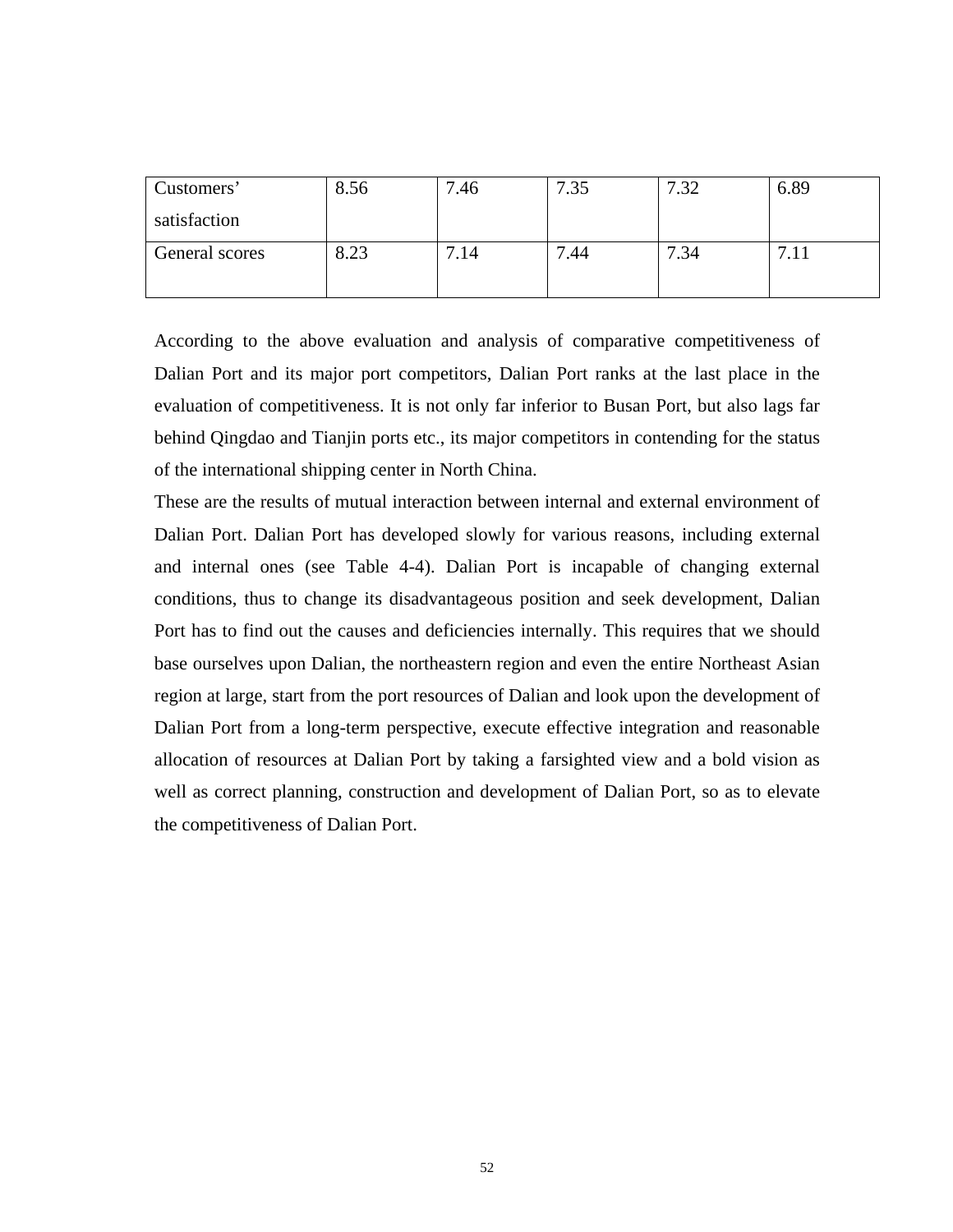| Customers' satisfaction | 8.56 | 7.46 | 7.35 | 7.32 | 6.89 |
|---|---|---|---|---|---|
| General scores | 8.23 | 7.14 | 7.44 | 7.34 | 7.11 |

According to the above evaluation and analysis of comparative competitiveness of Dalian Port and its major port competitors, Dalian Port ranks at the last place in the evaluation of competitiveness. It is not only far inferior to Busan Port, but also lags far behind Qingdao and Tianjin ports etc., its major competitors in contending for the status of the international shipping center in North China.

These are the results of mutual interaction between internal and external environment of Dalian Port. Dalian Port has developed slowly for various reasons, including external and internal ones (see Table 4-4). Dalian Port is incapable of changing external conditions, thus to change its disadvantageous position and seek development, Dalian Port has to find out the causes and deficiencies internally. This requires that we should base ourselves upon Dalian, the northeastern region and even the entire Northeast Asian region at large, start from the port resources of Dalian and look upon the development of Dalian Port from a long-term perspective, execute effective integration and reasonable allocation of resources at Dalian Port by taking a farsighted view and a bold vision as well as correct planning, construction and development of Dalian Port, so as to elevate the competitiveness of Dalian Port.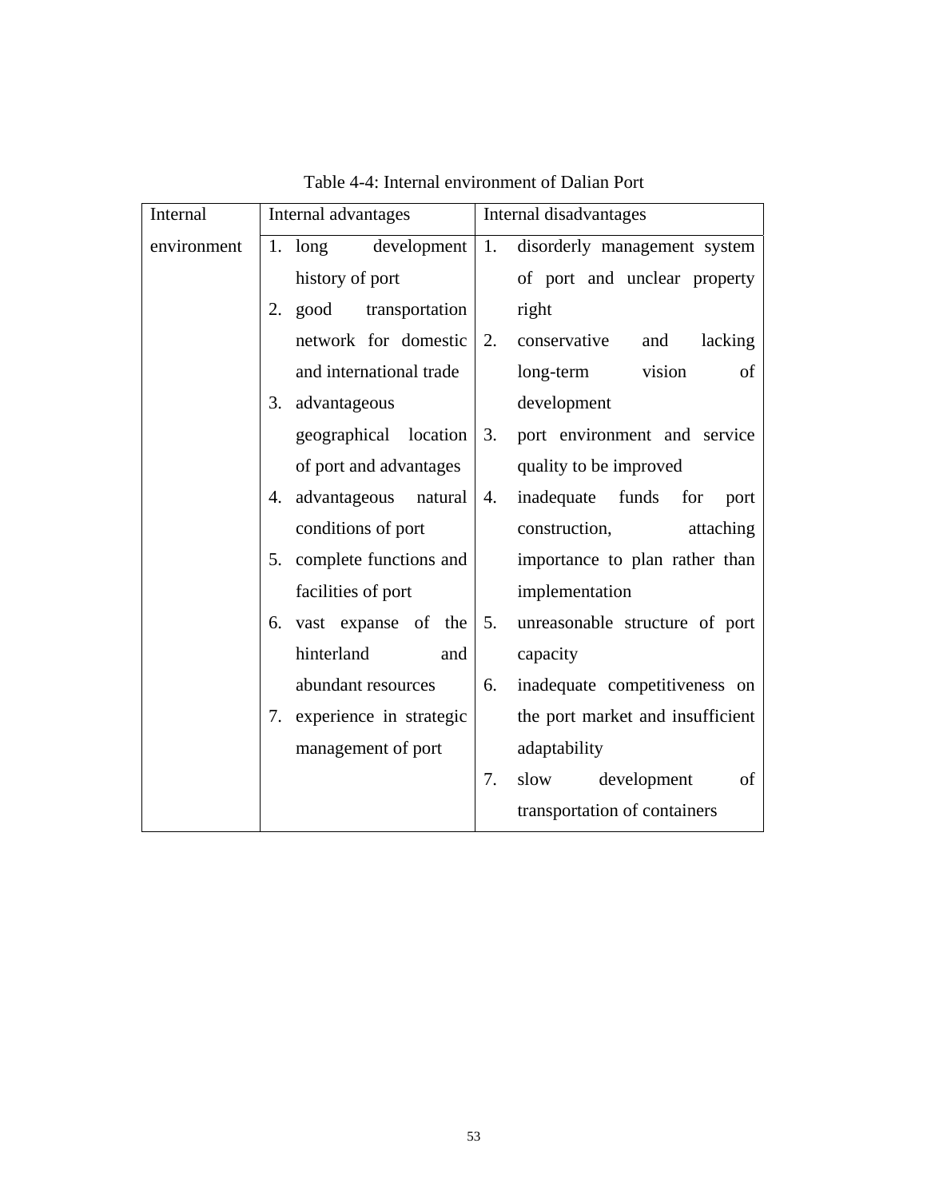Table 4-4: Internal environment of Dalian Port

| Internal environment | Internal advantages | Internal disadvantages |
|---|---|---|
| | 1. long development history of port<br>2. good transportation network for domestic and international trade<br>3. advantageous geographical location of port and advantages<br>4. advantageous natural conditions of port<br>5. complete functions and facilities of port<br>6. vast expanse of the hinterland and abundant resources<br>7. experience in strategic management of port | 1. disorderly management system of port and unclear property right<br>2. conservative and lacking long-term vision of development<br>3. port environment and service quality to be improved<br>4. inadequate funds for port construction, attaching importance to plan rather than implementation<br>5. unreasonable structure of port capacity<br>6. inadequate competitiveness on the port market and insufficient adaptability<br>7. slow development of transportation of containers |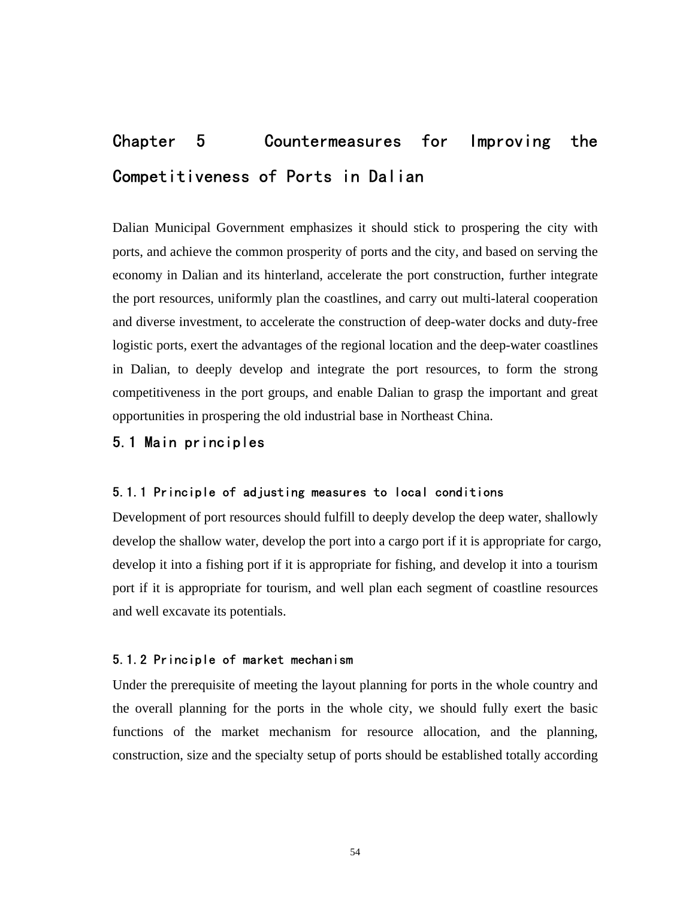# Chapter 5 Countermeasures for Improving the Competitiveness of Ports in Dalian

Dalian Municipal Government emphasizes it should stick to prospering the city with ports, and achieve the common prosperity of ports and the city, and based on serving the economy in Dalian and its hinterland, accelerate the port construction, further integrate the port resources, uniformly plan the coastlines, and carry out multi-lateral cooperation and diverse investment, to accelerate the construction of deep-water docks and duty-free logistic ports, exert the advantages of the regional location and the deep-water coastlines in Dalian, to deeply develop and integrate the port resources, to form the strong competitiveness in the port groups, and enable Dalian to grasp the important and great opportunities in prospering the old industrial base in Northeast China.

## 5.1 Main principles

### 5.1.1 Principle of adjusting measures to local conditions

Development of port resources should fulfill to deeply develop the deep water, shallowly develop the shallow water, develop the port into a cargo port if it is appropriate for cargo, develop it into a fishing port if it is appropriate for fishing, and develop it into a tourism port if it is appropriate for tourism, and well plan each segment of coastline resources and well excavate its potentials.

### 5.1.2 Principle of market mechanism

Under the prerequisite of meeting the layout planning for ports in the whole country and the overall planning for the ports in the whole city, we should fully exert the basic functions of the market mechanism for resource allocation, and the planning, construction, size and the specialty setup of ports should be established totally according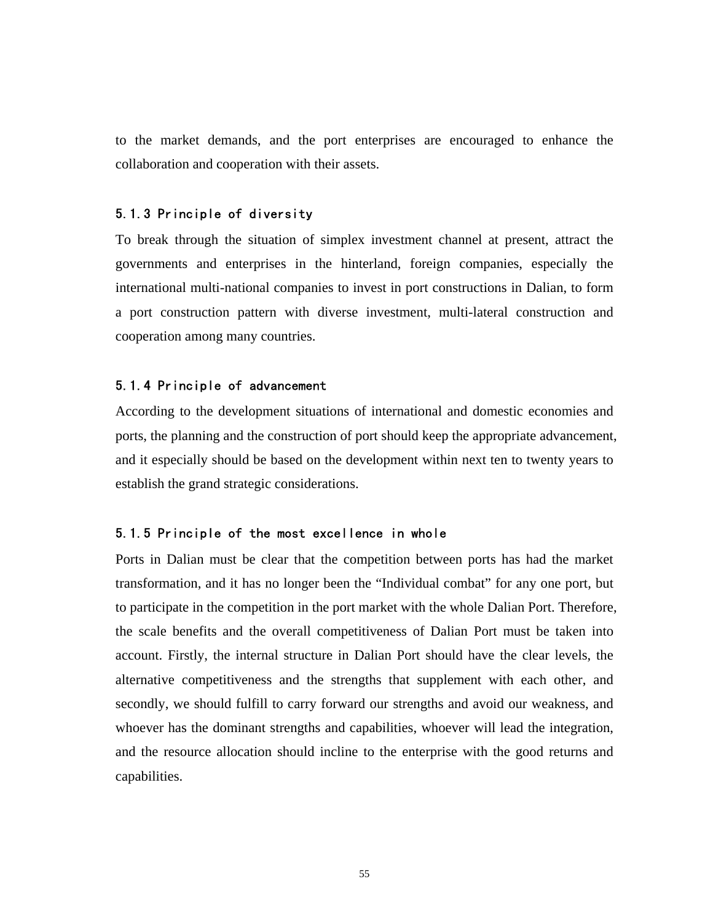to the market demands, and the port enterprises are encouraged to enhance the collaboration and cooperation with their assets.

### 5.1.3 Principle of diversity

To break through the situation of simplex investment channel at present, attract the governments and enterprises in the hinterland, foreign companies, especially the international multi-national companies to invest in port constructions in Dalian, to form a port construction pattern with diverse investment, multi-lateral construction and cooperation among many countries.

### 5.1.4 Principle of advancement

According to the development situations of international and domestic economies and ports, the planning and the construction of port should keep the appropriate advancement, and it especially should be based on the development within next ten to twenty years to establish the grand strategic considerations.

### 5.1.5 Principle of the most excellence in whole

Ports in Dalian must be clear that the competition between ports has had the market transformation, and it has no longer been the "Individual combat" for any one port, but to participate in the competition in the port market with the whole Dalian Port. Therefore, the scale benefits and the overall competitiveness of Dalian Port must be taken into account. Firstly, the internal structure in Dalian Port should have the clear levels, the alternative competitiveness and the strengths that supplement with each other, and secondly, we should fulfill to carry forward our strengths and avoid our weakness, and whoever has the dominant strengths and capabilities, whoever will lead the integration, and the resource allocation should incline to the enterprise with the good returns and capabilities.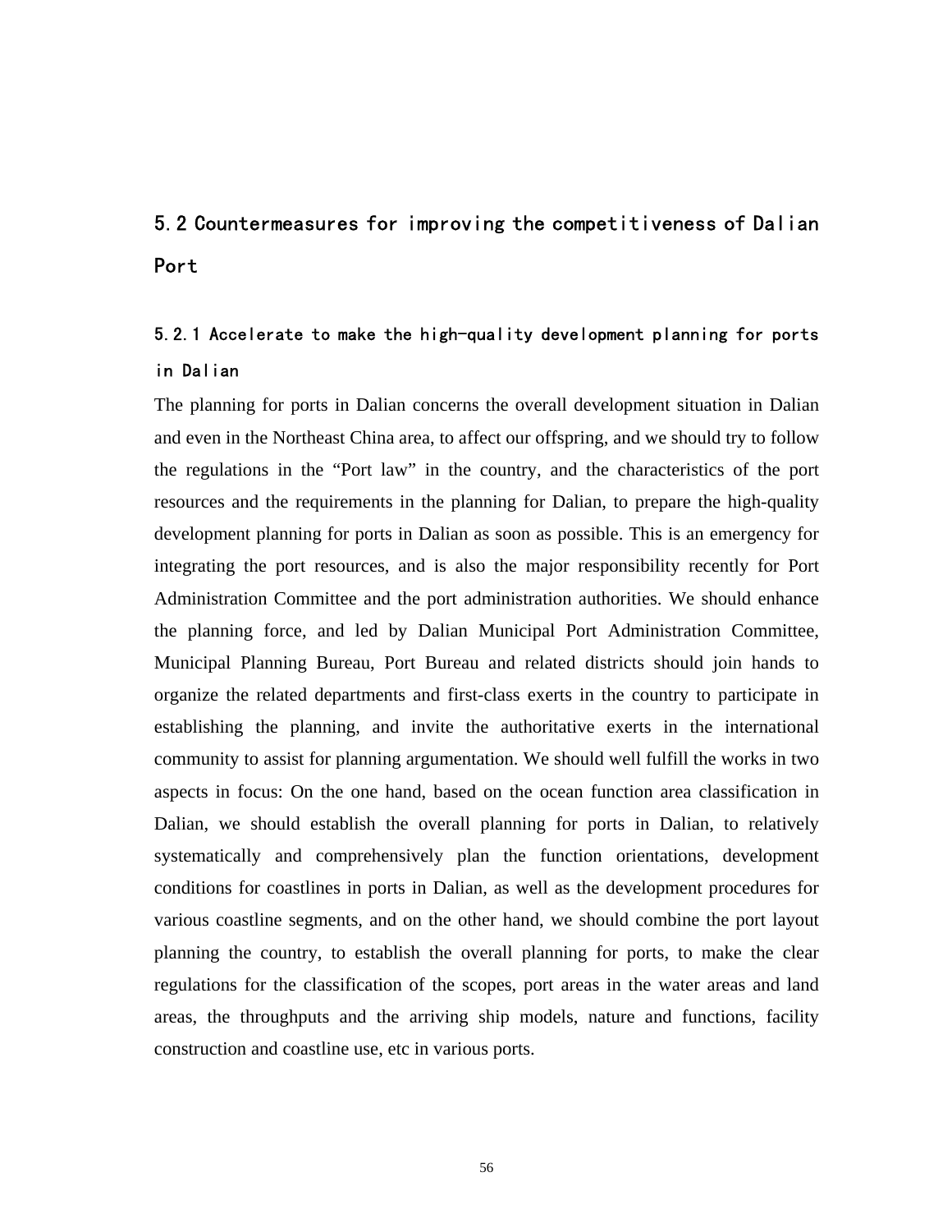## 5.2 Countermeasures for improving the competitiveness of Dalian Port

### 5.2.1 Accelerate to make the high-quality development planning for ports in Dalian

The planning for ports in Dalian concerns the overall development situation in Dalian and even in the Northeast China area, to affect our offspring, and we should try to follow the regulations in the "Port law" in the country, and the characteristics of the port resources and the requirements in the planning for Dalian, to prepare the high-quality development planning for ports in Dalian as soon as possible. This is an emergency for integrating the port resources, and is also the major responsibility recently for Port Administration Committee and the port administration authorities. We should enhance the planning force, and led by Dalian Municipal Port Administration Committee, Municipal Planning Bureau, Port Bureau and related districts should join hands to organize the related departments and first-class exerts in the country to participate in establishing the planning, and invite the authoritative exerts in the international community to assist for planning argumentation. We should well fulfill the works in two aspects in focus: On the one hand, based on the ocean function area classification in Dalian, we should establish the overall planning for ports in Dalian, to relatively systematically and comprehensively plan the function orientations, development conditions for coastlines in ports in Dalian, as well as the development procedures for various coastline segments, and on the other hand, we should combine the port layout planning the country, to establish the overall planning for ports, to make the clear regulations for the classification of the scopes, port areas in the water areas and land areas, the throughputs and the arriving ship models, nature and functions, facility construction and coastline use, etc in various ports.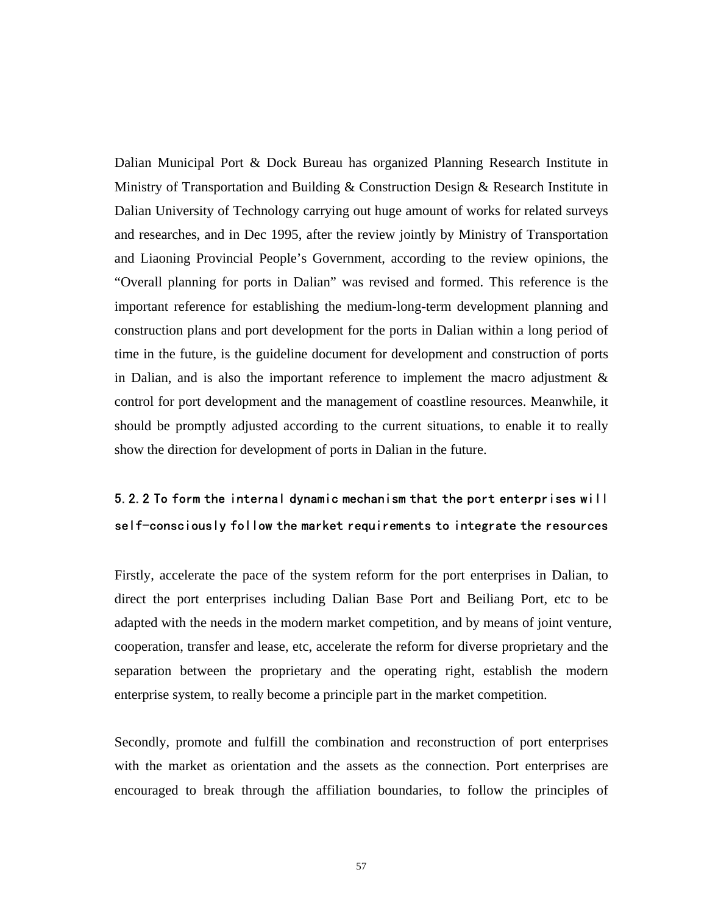Dalian Municipal Port & Dock Bureau has organized Planning Research Institute in Ministry of Transportation and Building & Construction Design & Research Institute in Dalian University of Technology carrying out huge amount of works for related surveys and researches, and in Dec 1995, after the review jointly by Ministry of Transportation and Liaoning Provincial People's Government, according to the review opinions, the "Overall planning for ports in Dalian" was revised and formed. This reference is the important reference for establishing the medium-long-term development planning and construction plans and port development for the ports in Dalian within a long period of time in the future, is the guideline document for development and construction of ports in Dalian, and is also the important reference to implement the macro adjustment & control for port development and the management of coastline resources. Meanwhile, it should be promptly adjusted according to the current situations, to enable it to really show the direction for development of ports in Dalian in the future.

### 5.2.2 To form the internal dynamic mechanism that the port enterprises will self-consciously follow the market requirements to integrate the resources

Firstly, accelerate the pace of the system reform for the port enterprises in Dalian, to direct the port enterprises including Dalian Base Port and Beiliang Port, etc to be adapted with the needs in the modern market competition, and by means of joint venture, cooperation, transfer and lease, etc, accelerate the reform for diverse proprietary and the separation between the proprietary and the operating right, establish the modern enterprise system, to really become a principle part in the market competition.

Secondly, promote and fulfill the combination and reconstruction of port enterprises with the market as orientation and the assets as the connection. Port enterprises are encouraged to break through the affiliation boundaries, to follow the principles of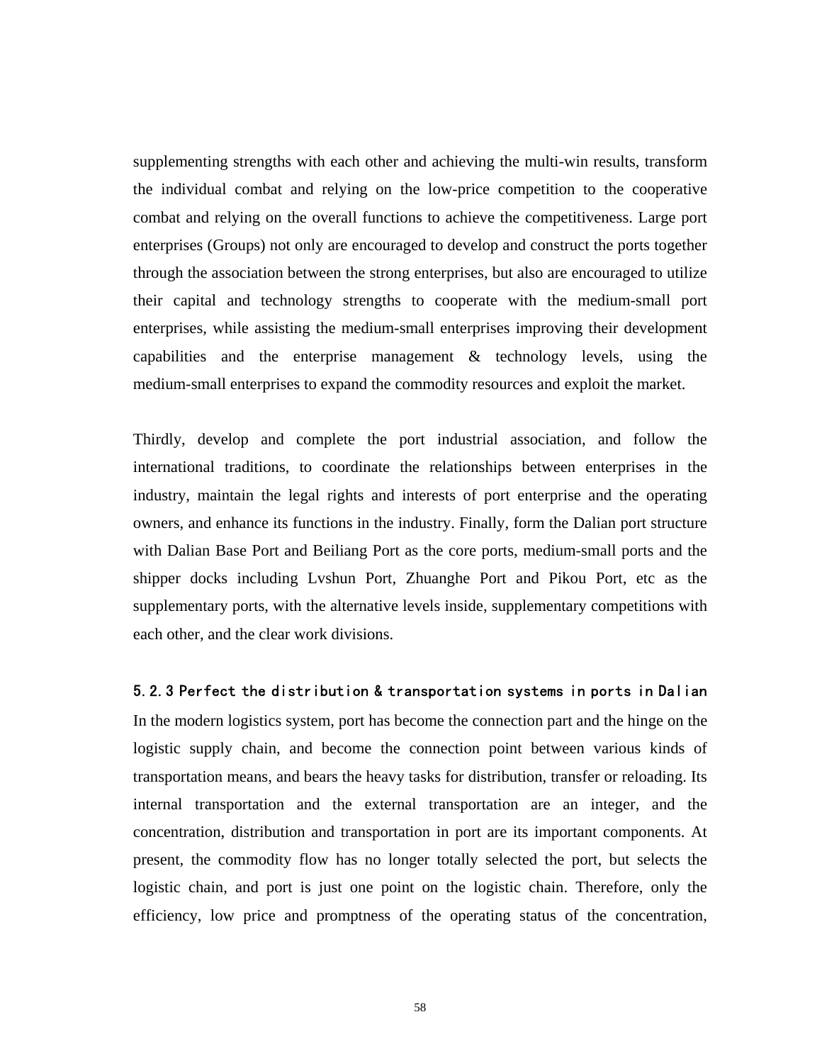supplementing strengths with each other and achieving the multi-win results, transform the individual combat and relying on the low-price competition to the cooperative combat and relying on the overall functions to achieve the competitiveness. Large port enterprises (Groups) not only are encouraged to develop and construct the ports together through the association between the strong enterprises, but also are encouraged to utilize their capital and technology strengths to cooperate with the medium-small port enterprises, while assisting the medium-small enterprises improving their development capabilities and the enterprise management & technology levels, using the medium-small enterprises to expand the commodity resources and exploit the market.

Thirdly, develop and complete the port industrial association, and follow the international traditions, to coordinate the relationships between enterprises in the industry, maintain the legal rights and interests of port enterprise and the operating owners, and enhance its functions in the industry. Finally, form the Dalian port structure with Dalian Base Port and Beiliang Port as the core ports, medium-small ports and the shipper docks including Lvshun Port, Zhuanghe Port and Pikou Port, etc as the supplementary ports, with the alternative levels inside, supplementary competitions with each other, and the clear work divisions.

### 5.2.3 Perfect the distribution & transportation systems in ports in Dalian

In the modern logistics system, port has become the connection part and the hinge on the logistic supply chain, and become the connection point between various kinds of transportation means, and bears the heavy tasks for distribution, transfer or reloading. Its internal transportation and the external transportation are an integer, and the concentration, distribution and transportation in port are its important components. At present, the commodity flow has no longer totally selected the port, but selects the logistic chain, and port is just one point on the logistic chain. Therefore, only the efficiency, low price and promptness of the operating status of the concentration,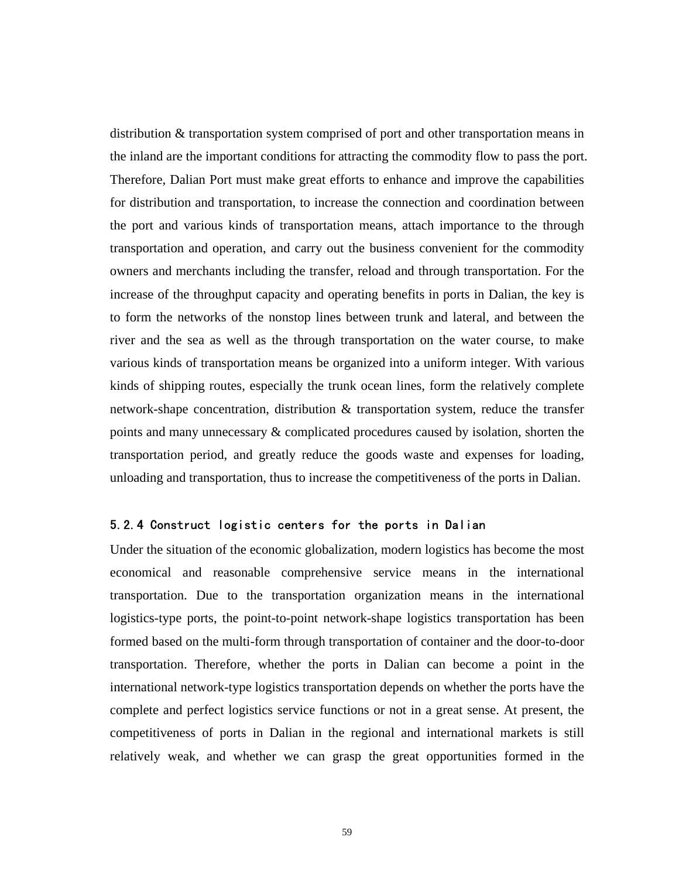distribution & transportation system comprised of port and other transportation means in the inland are the important conditions for attracting the commodity flow to pass the port. Therefore, Dalian Port must make great efforts to enhance and improve the capabilities for distribution and transportation, to increase the connection and coordination between the port and various kinds of transportation means, attach importance to the through transportation and operation, and carry out the business convenient for the commodity owners and merchants including the transfer, reload and through transportation. For the increase of the throughput capacity and operating benefits in ports in Dalian, the key is to form the networks of the nonstop lines between trunk and lateral, and between the river and the sea as well as the through transportation on the water course, to make various kinds of transportation means be organized into a uniform integer. With various kinds of shipping routes, especially the trunk ocean lines, form the relatively complete network-shape concentration, distribution & transportation system, reduce the transfer points and many unnecessary & complicated procedures caused by isolation, shorten the transportation period, and greatly reduce the goods waste and expenses for loading, unloading and transportation, thus to increase the competitiveness of the ports in Dalian.

### 5.2.4 Construct logistic centers for the ports in Dalian

Under the situation of the economic globalization, modern logistics has become the most economical and reasonable comprehensive service means in the international transportation. Due to the transportation organization means in the international logistics-type ports, the point-to-point network-shape logistics transportation has been formed based on the multi-form through transportation of container and the door-to-door transportation. Therefore, whether the ports in Dalian can become a point in the international network-type logistics transportation depends on whether the ports have the complete and perfect logistics service functions or not in a great sense. At present, the competitiveness of ports in Dalian in the regional and international markets is still relatively weak, and whether we can grasp the great opportunities formed in the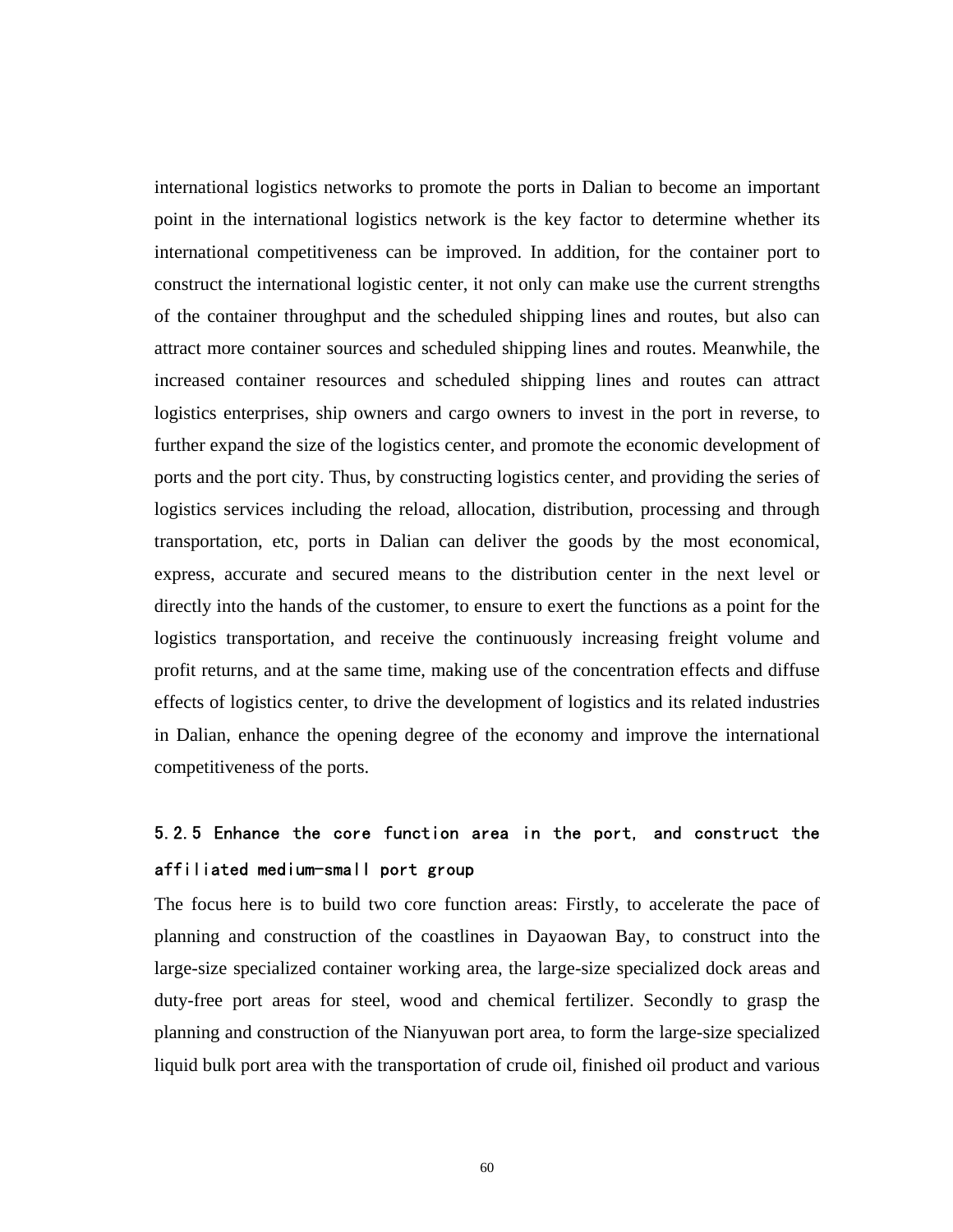international logistics networks to promote the ports in Dalian to become an important point in the international logistics network is the key factor to determine whether its international competitiveness can be improved. In addition, for the container port to construct the international logistic center, it not only can make use the current strengths of the container throughput and the scheduled shipping lines and routes, but also can attract more container sources and scheduled shipping lines and routes. Meanwhile, the increased container resources and scheduled shipping lines and routes can attract logistics enterprises, ship owners and cargo owners to invest in the port in reverse, to further expand the size of the logistics center, and promote the economic development of ports and the port city. Thus, by constructing logistics center, and providing the series of logistics services including the reload, allocation, distribution, processing and through transportation, etc, ports in Dalian can deliver the goods by the most economical, express, accurate and secured means to the distribution center in the next level or directly into the hands of the customer, to ensure to exert the functions as a point for the logistics transportation, and receive the continuously increasing freight volume and profit returns, and at the same time, making use of the concentration effects and diffuse effects of logistics center, to drive the development of logistics and its related industries in Dalian, enhance the opening degree of the economy and improve the international competitiveness of the ports.

### 5.2.5 Enhance the core function area in the port, and construct the affiliated medium-small port group

The focus here is to build two core function areas: Firstly, to accelerate the pace of planning and construction of the coastlines in Dayaowan Bay, to construct into the large-size specialized container working area, the large-size specialized dock areas and duty-free port areas for steel, wood and chemical fertilizer. Secondly to grasp the planning and construction of the Nianyuwan port area, to form the large-size specialized liquid bulk port area with the transportation of crude oil, finished oil product and various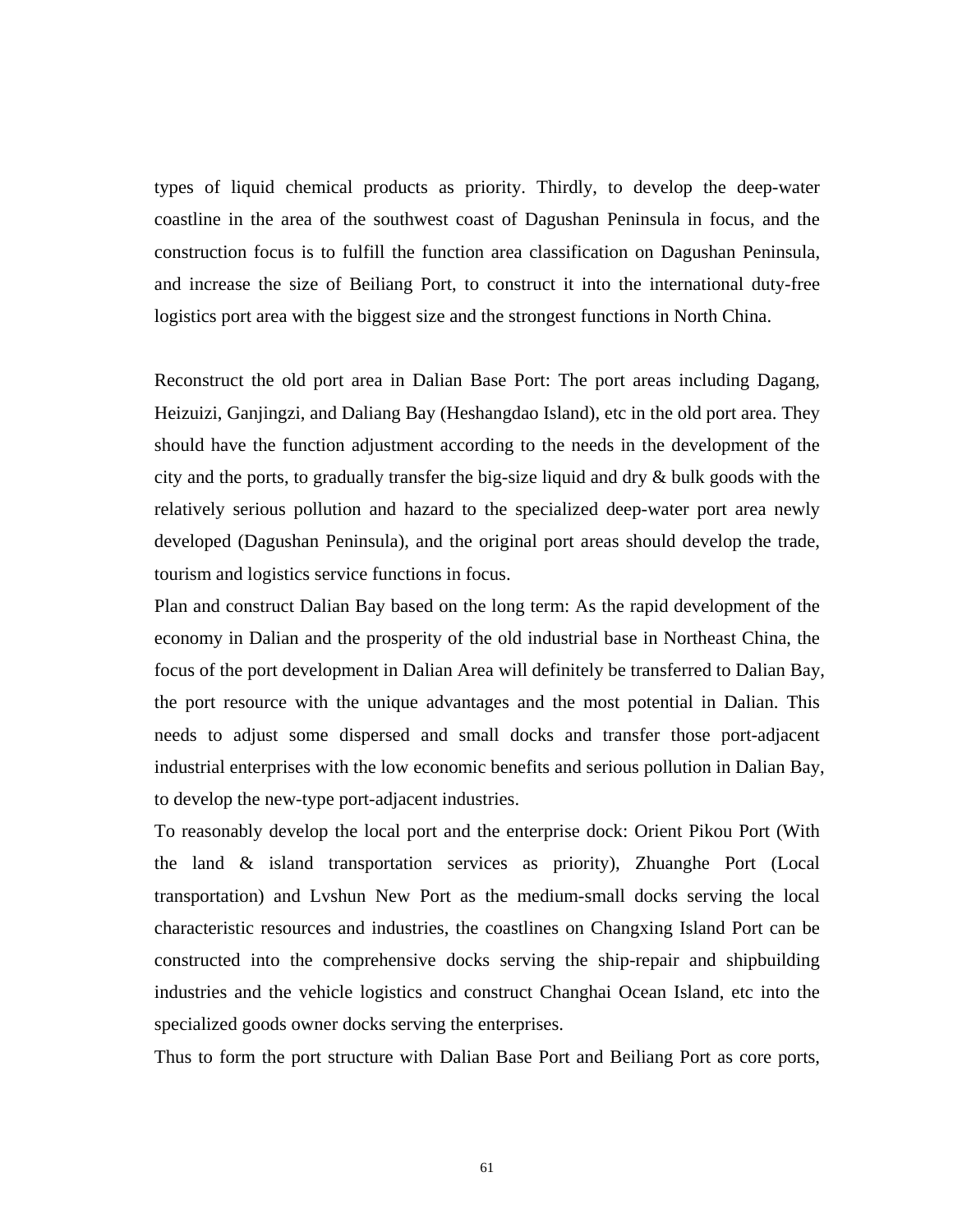types of liquid chemical products as priority. Thirdly, to develop the deep-water coastline in the area of the southwest coast of Dagushan Peninsula in focus, and the construction focus is to fulfill the function area classification on Dagushan Peninsula, and increase the size of Beiliang Port, to construct it into the international duty-free logistics port area with the biggest size and the strongest functions in North China.

Reconstruct the old port area in Dalian Base Port: The port areas including Dagang, Heizuizi, Ganjingzi, and Daliang Bay (Heshangdao Island), etc in the old port area. They should have the function adjustment according to the needs in the development of the city and the ports, to gradually transfer the big-size liquid and dry & bulk goods with the relatively serious pollution and hazard to the specialized deep-water port area newly developed (Dagushan Peninsula), and the original port areas should develop the trade, tourism and logistics service functions in focus.

Plan and construct Dalian Bay based on the long term: As the rapid development of the economy in Dalian and the prosperity of the old industrial base in Northeast China, the focus of the port development in Dalian Area will definitely be transferred to Dalian Bay, the port resource with the unique advantages and the most potential in Dalian. This needs to adjust some dispersed and small docks and transfer those port-adjacent industrial enterprises with the low economic benefits and serious pollution in Dalian Bay, to develop the new-type port-adjacent industries.

To reasonably develop the local port and the enterprise dock: Orient Pikou Port (With the land & island transportation services as priority), Zhuanghe Port (Local transportation) and Lvshun New Port as the medium-small docks serving the local characteristic resources and industries, the coastlines on Changxing Island Port can be constructed into the comprehensive docks serving the ship-repair and shipbuilding industries and the vehicle logistics and construct Changhai Ocean Island, etc into the specialized goods owner docks serving the enterprises.

Thus to form the port structure with Dalian Base Port and Beiliang Port as core ports,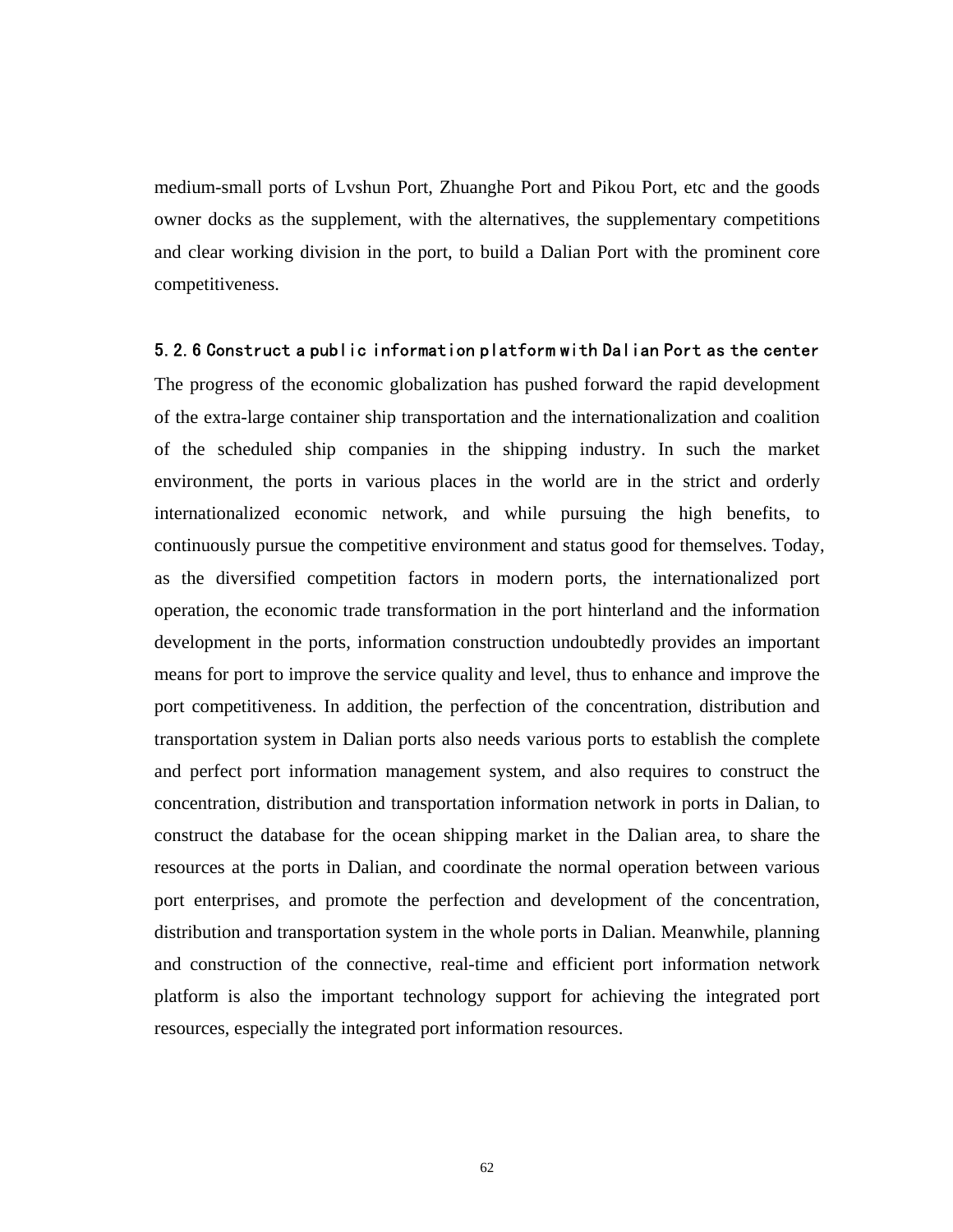medium-small ports of Lvshun Port, Zhuanghe Port and Pikou Port, etc and the goods owner docks as the supplement, with the alternatives, the supplementary competitions and clear working division in the port, to build a Dalian Port with the prominent core competitiveness.

### 5.2.6 Construct a public information platform with Dalian Port as the center

The progress of the economic globalization has pushed forward the rapid development of the extra-large container ship transportation and the internationalization and coalition of the scheduled ship companies in the shipping industry. In such the market environment, the ports in various places in the world are in the strict and orderly internationalized economic network, and while pursuing the high benefits, to continuously pursue the competitive environment and status good for themselves. Today, as the diversified competition factors in modern ports, the internationalized port operation, the economic trade transformation in the port hinterland and the information development in the ports, information construction undoubtedly provides an important means for port to improve the service quality and level, thus to enhance and improve the port competitiveness. In addition, the perfection of the concentration, distribution and transportation system in Dalian ports also needs various ports to establish the complete and perfect port information management system, and also requires to construct the concentration, distribution and transportation information network in ports in Dalian, to construct the database for the ocean shipping market in the Dalian area, to share the resources at the ports in Dalian, and coordinate the normal operation between various port enterprises, and promote the perfection and development of the concentration, distribution and transportation system in the whole ports in Dalian. Meanwhile, planning and construction of the connective, real-time and efficient port information network platform is also the important technology support for achieving the integrated port resources, especially the integrated port information resources.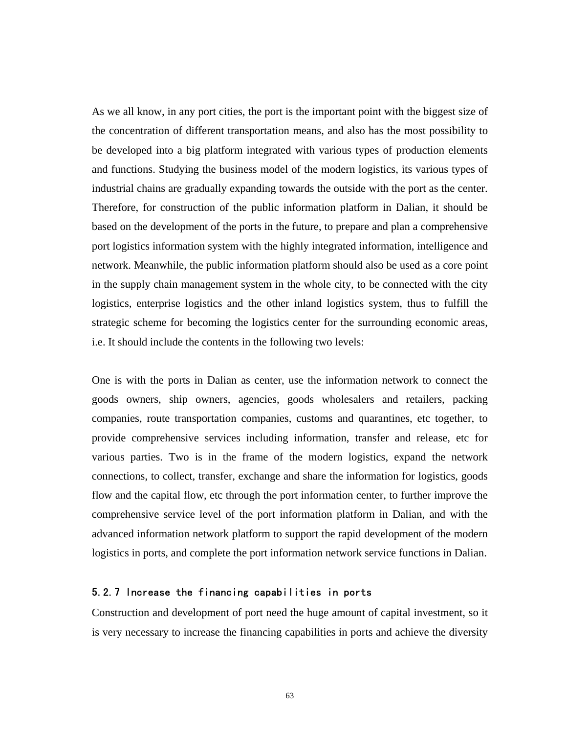As we all know, in any port cities, the port is the important point with the biggest size of the concentration of different transportation means, and also has the most possibility to be developed into a big platform integrated with various types of production elements and functions. Studying the business model of the modern logistics, its various types of industrial chains are gradually expanding towards the outside with the port as the center. Therefore, for construction of the public information platform in Dalian, it should be based on the development of the ports in the future, to prepare and plan a comprehensive port logistics information system with the highly integrated information, intelligence and network. Meanwhile, the public information platform should also be used as a core point in the supply chain management system in the whole city, to be connected with the city logistics, enterprise logistics and the other inland logistics system, thus to fulfill the strategic scheme for becoming the logistics center for the surrounding economic areas, i.e. It should include the contents in the following two levels:

One is with the ports in Dalian as center, use the information network to connect the goods owners, ship owners, agencies, goods wholesalers and retailers, packing companies, route transportation companies, customs and quarantines, etc together, to provide comprehensive services including information, transfer and release, etc for various parties. Two is in the frame of the modern logistics, expand the network connections, to collect, transfer, exchange and share the information for logistics, goods flow and the capital flow, etc through the port information center, to further improve the comprehensive service level of the port information platform in Dalian, and with the advanced information network platform to support the rapid development of the modern logistics in ports, and complete the port information network service functions in Dalian.

### 5.2.7 Increase the financing capabilities in ports

Construction and development of port need the huge amount of capital investment, so it is very necessary to increase the financing capabilities in ports and achieve the diversity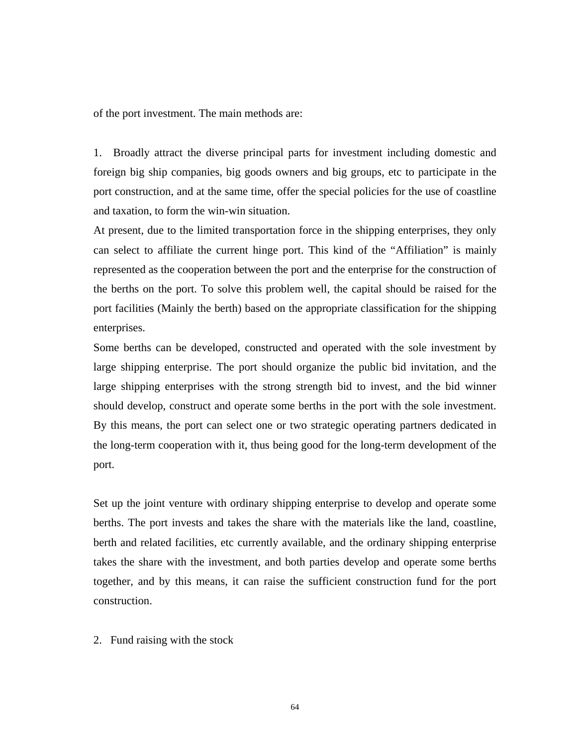of the port investment. The main methods are:

1. Broadly attract the diverse principal parts for investment including domestic and foreign big ship companies, big goods owners and big groups, etc to participate in the port construction, and at the same time, offer the special policies for the use of coastline and taxation, to form the win-win situation.

At present, due to the limited transportation force in the shipping enterprises, they only can select to affiliate the current hinge port. This kind of the "Affiliation" is mainly represented as the cooperation between the port and the enterprise for the construction of the berths on the port. To solve this problem well, the capital should be raised for the port facilities (Mainly the berth) based on the appropriate classification for the shipping enterprises.

Some berths can be developed, constructed and operated with the sole investment by large shipping enterprise. The port should organize the public bid invitation, and the large shipping enterprises with the strong strength bid to invest, and the bid winner should develop, construct and operate some berths in the port with the sole investment. By this means, the port can select one or two strategic operating partners dedicated in the long-term cooperation with it, thus being good for the long-term development of the port.

Set up the joint venture with ordinary shipping enterprise to develop and operate some berths. The port invests and takes the share with the materials like the land, coastline, berth and related facilities, etc currently available, and the ordinary shipping enterprise takes the share with the investment, and both parties develop and operate some berths together, and by this means, it can raise the sufficient construction fund for the port construction.

2. Fund raising with the stock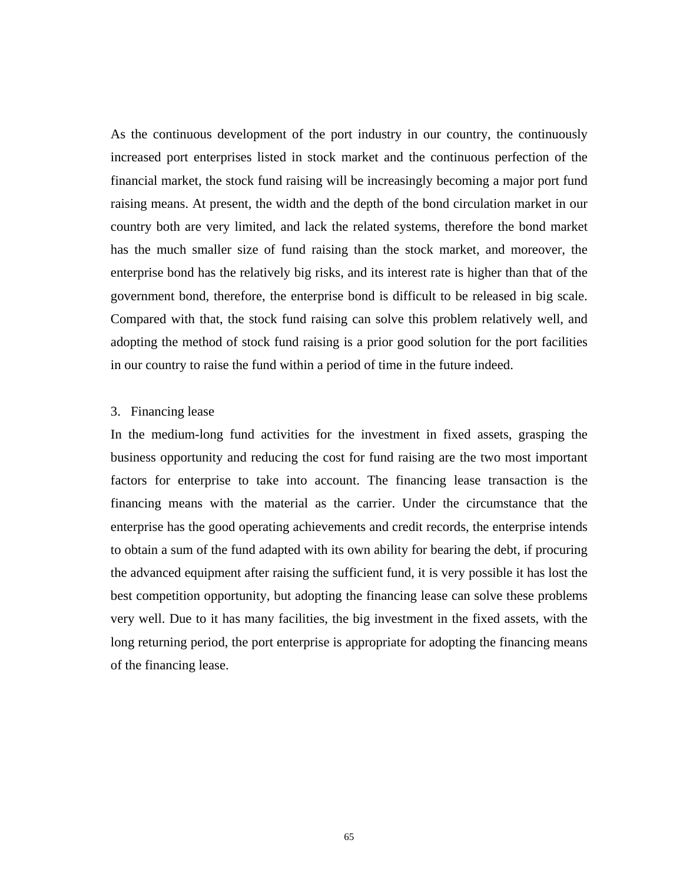As the continuous development of the port industry in our country, the continuously increased port enterprises listed in stock market and the continuous perfection of the financial market, the stock fund raising will be increasingly becoming a major port fund raising means. At present, the width and the depth of the bond circulation market in our country both are very limited, and lack the related systems, therefore the bond market has the much smaller size of fund raising than the stock market, and moreover, the enterprise bond has the relatively big risks, and its interest rate is higher than that of the government bond, therefore, the enterprise bond is difficult to be released in big scale. Compared with that, the stock fund raising can solve this problem relatively well, and adopting the method of stock fund raising is a prior good solution for the port facilities in our country to raise the fund within a period of time in the future indeed.

3. Financing lease

In the medium-long fund activities for the investment in fixed assets, grasping the business opportunity and reducing the cost for fund raising are the two most important factors for enterprise to take into account. The financing lease transaction is the financing means with the material as the carrier. Under the circumstance that the enterprise has the good operating achievements and credit records, the enterprise intends to obtain a sum of the fund adapted with its own ability for bearing the debt, if procuring the advanced equipment after raising the sufficient fund, it is very possible it has lost the best competition opportunity, but adopting the financing lease can solve these problems very well. Due to it has many facilities, the big investment in the fixed assets, with the long returning period, the port enterprise is appropriate for adopting the financing means of the financing lease.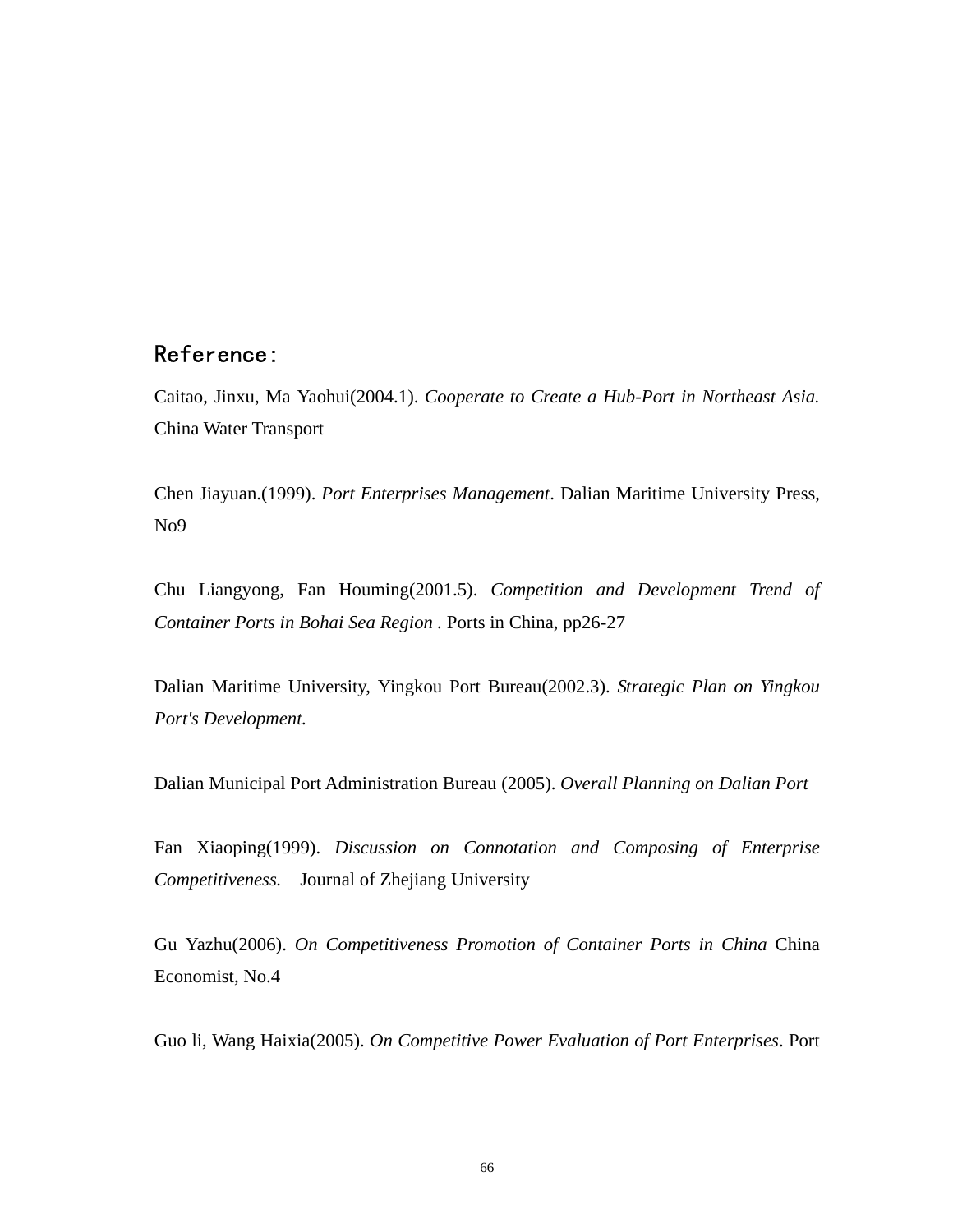## Reference:

Caitao, Jinxu, Ma Yaohui(2004.1). *Cooperate to Create a Hub-Port in Northeast Asia.* China Water Transport

Chen Jiayuan.(1999). *Port Enterprises Management*. Dalian Maritime University Press, No9

Chu Liangyong, Fan Houming(2001.5). *Competition and Development Trend of Container Ports in Bohai Sea Region* . Ports in China, pp26-27

Dalian Maritime University, Yingkou Port Bureau(2002.3). *Strategic Plan on Yingkou Port's Development.*

Dalian Municipal Port Administration Bureau (2005). *Overall Planning on Dalian Port*

Fan Xiaoping(1999). *Discussion on Connotation and Composing of Enterprise Competitiveness.* Journal of Zhejiang University

Gu Yazhu(2006). *On Competitiveness Promotion of Container Ports in China* China Economist, No.4

Guo li, Wang Haixia(2005). *On Competitive Power Evaluation of Port Enterprises*. Port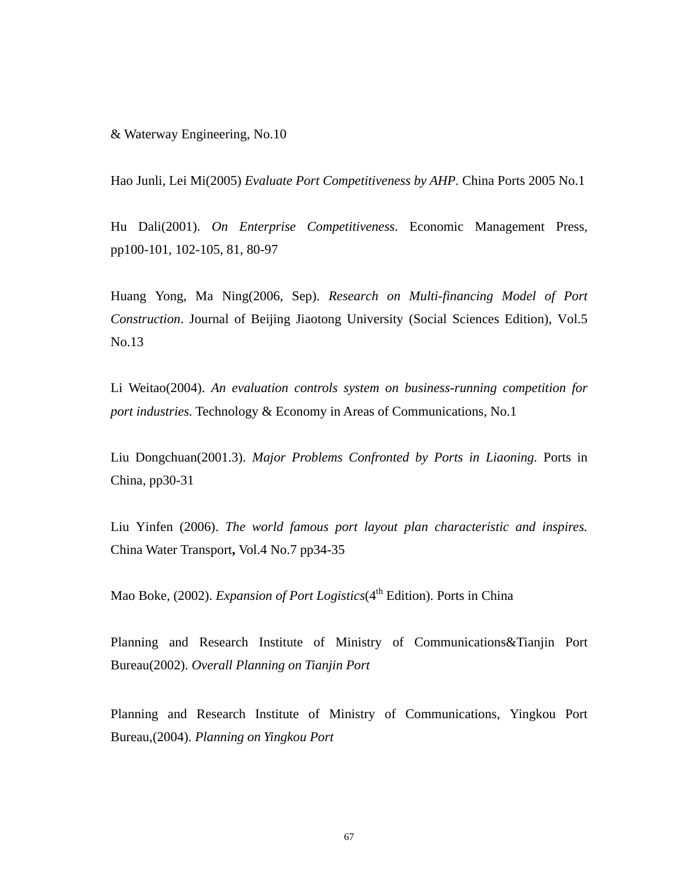& Waterway Engineering, No.10

Hao Junli, Lei Mi(2005) *Evaluate Port Competitiveness by AHP*. China Ports 2005 No.1

Hu Dali(2001). *On Enterprise Competitiveness*. Economic Management Press, pp100-101, 102-105, 81, 80-97

Huang Yong, Ma Ning(2006, Sep). *Research on Multi-financing Model of Port Construction*. Journal of Beijing Jiaotong University (Social Sciences Edition), Vol.5 No.13

Li Weitao(2004). *An evaluation controls system on business-running competition for port industries.* Technology & Economy in Areas of Communications, No.1

Liu Dongchuan(2001.3). *Major Problems Confronted by Ports in Liaoning.* Ports in China, pp30-31

Liu Yinfen (2006). *The world famous port layout plan characteristic and inspires.* China Water Transport**,** Vol.4 No.7 pp34-35

Mao Boke, (2002). *Expansion of Port Logistics*(4th Edition). Ports in China

Planning and Research Institute of Ministry of Communications&Tianjin Port Bureau(2002). *Overall Planning on Tianjin Port*

Planning and Research Institute of Ministry of Communications, Yingkou Port Bureau,(2004). *Planning on Yingkou Port*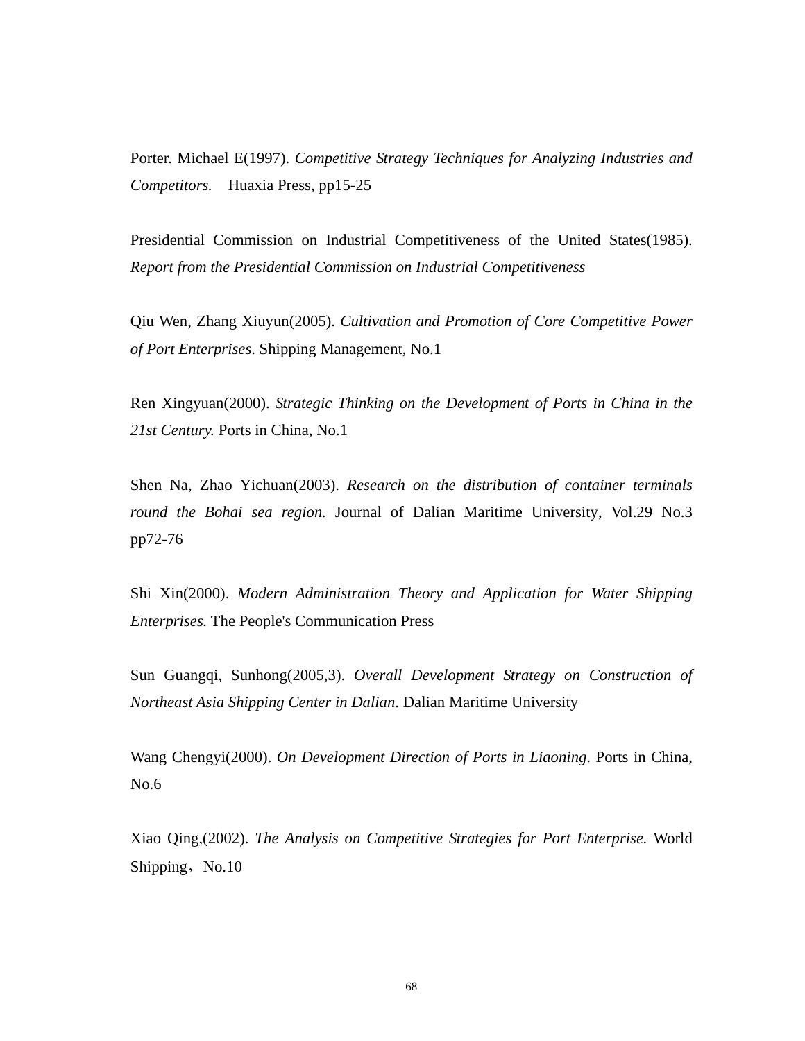Porter. Michael E(1997). *Competitive Strategy Techniques for Analyzing Industries and Competitors.* Huaxia Press, pp15-25

Presidential Commission on Industrial Competitiveness of the United States(1985). *Report from the Presidential Commission on Industrial Competitiveness*

Qiu Wen, Zhang Xiuyun(2005). *Cultivation and Promotion of Core Competitive Power of Port Enterprises*. Shipping Management, No.1

Ren Xingyuan(2000). *Strategic Thinking on the Development of Ports in China in the 21st Century.* Ports in China, No.1

Shen Na, Zhao Yichuan(2003). *Research on the distribution of container terminals round the Bohai sea region.* Journal of Dalian Maritime University, Vol.29 No.3 pp72-76

Shi Xin(2000). *Modern Administration Theory and Application for Water Shipping Enterprises.* The People's Communication Press

Sun Guangqi, Sunhong(2005,3). *Overall Development Strategy on Construction of Northeast Asia Shipping Center in Dalian*. Dalian Maritime University

Wang Chengyi(2000). *On Development Direction of Ports in Liaoning*. Ports in China, No.6

Xiao Qing,(2002). *The Analysis on Competitive Strategies for Port Enterprise.* World Shipping，No.10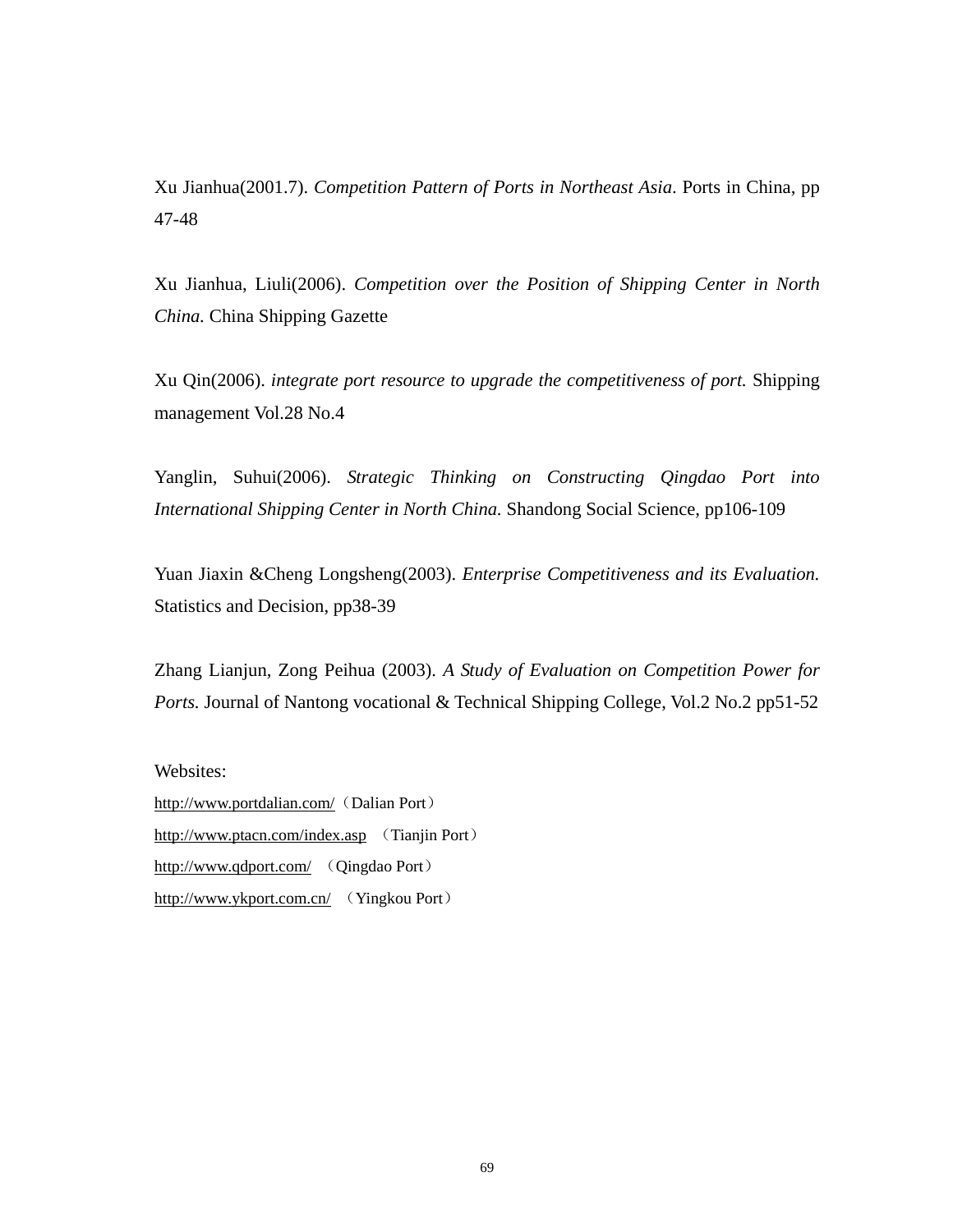Xu Jianhua(2001.7). *Competition Pattern of Ports in Northeast Asia*. Ports in China, pp 47-48

Xu Jianhua, Liuli(2006). *Competition over the Position of Shipping Center in North China.* China Shipping Gazette

Xu Qin(2006). *integrate port resource to upgrade the competitiveness of port.* Shipping management Vol.28 No.4

Yanglin, Suhui(2006). *Strategic Thinking on Constructing Qingdao Port into International Shipping Center in North China.* Shandong Social Science, pp106-109

Yuan Jiaxin &Cheng Longsheng(2003). *Enterprise Competitiveness and its Evaluation.* Statistics and Decision, pp38-39

Zhang Lianjun, Zong Peihua (2003). *A Study of Evaluation on Competition Power for Ports.* Journal of Nantong vocational & Technical Shipping College, Vol.2 No.2 pp51-52

Websites:

http://www.portdalian.com/（Dalian Port）

http://www.ptacn.com/index.asp （Tianjin Port）

http://www.qdport.com/ （Qingdao Port）

http://www.ykport.com.cn/ （Yingkou Port）